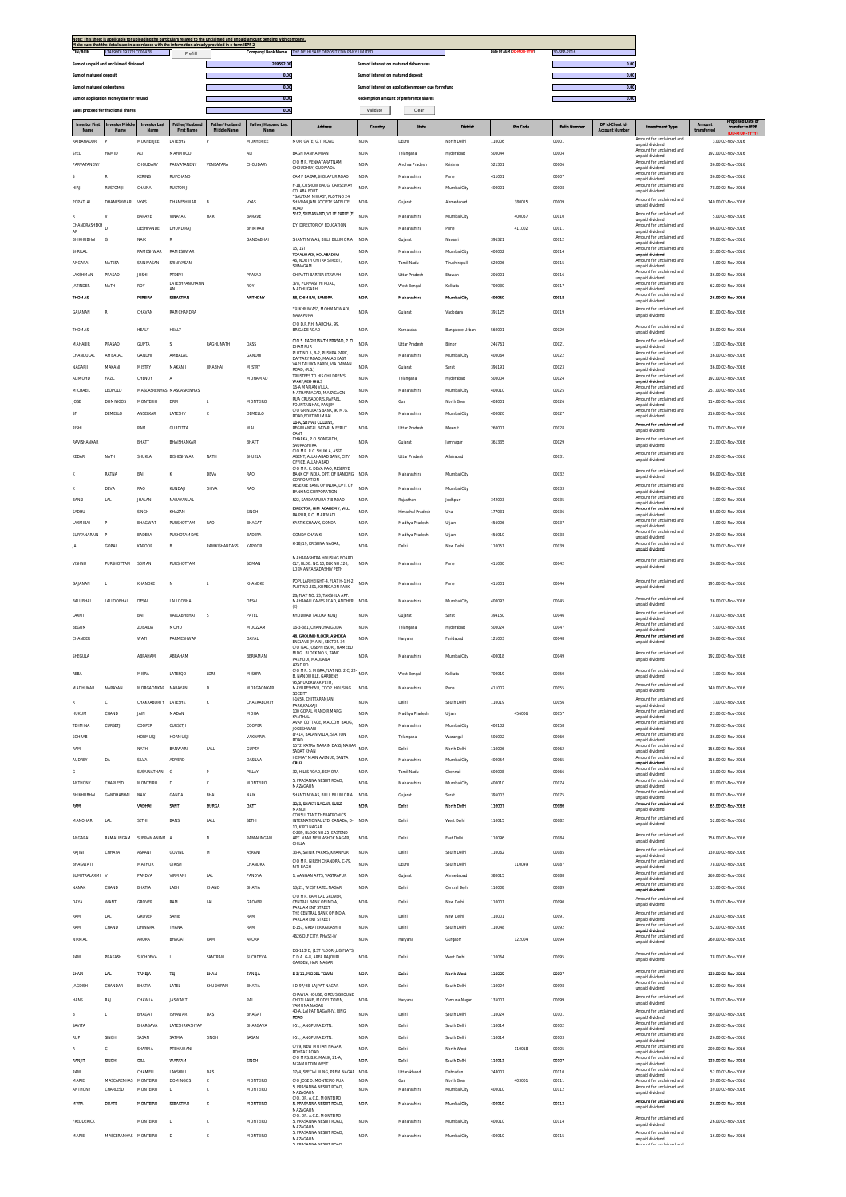Note: This sheet is applicable for uploading the particulars related to the unclaimed and unpaid amount pending with company.
Make sure that the details are in accordance with the information already provided in e-form IEPF-2

| CIN/BCIN | L74899DL1957PLC000478 | Prefill | Company/Bank Name | THE DELHI SAFE DEPOSIT COMPANY LIMITED | Date Of AGM(DD-MON-YYYY) | 30-SEP-2016 |
|---|---|---|---|---|---|---|

| | | | |
|---|---|---|---|
| Sum of unpaid and unclaimed dividend | 209592.00 | Sum of interest on matured debentures | 0.00 |
| Sum of matured deposit | 0.00 | Sum of interest on matured deposit | 0.00 |
| Sum of matured debentures | 0.00 | Sum of interest on application money due for refund | 0.00 |
| Sum of application money due for refund | 0.00 | Redemption amount of preference shares | 0.00 |
| Sales proceed for fractional shares | 0.00 | | |

| Investor First Name | Investor Middle Name | Investor Last Name | Father/Husband First Name | Father/Husband Middle Name | Father/Husband Last Name | Address | Country | State | District | Pin Code | Folio Number | DP Id-Client Id-Account Number | Investment Type | Amount transferred | Proposed Date of transfer to IEPF (DD-MON-YYYY) |
|---|---|---|---|---|---|---|---|---|---|---|---|---|---|---|---|
| RAIBAHADUR | P | MUKHERJEE | LATESHS | P | MUKHERJEE | MORI GATE, G.T.ROAD | INDIA | DELHI | North Delhi | 110006 | 00001 | | Amount for unclaimed and unpaid dividend | 3.00 | 02-Nov-2016 |
| SYED | HAMID | ALI | MAHMOOD | | ALI | BAGH NANHA MIAN | INDIA | Telangana | Hyderabad | 500044 | 00004 | | Amount for unclaimed and unpaid dividend | 192.00 | 02-Nov-2016 |
| PARVATANENI | | CHOUDARY | PARVATANENI | VENKATARA | CHOUDARY | C/O MR. VENKATARATNAM CHOUDHRY, GUDIVADA | INDIA | Andhra Pradesh | Krishna | 521301 | 00006 | | Amount for unclaimed and unpaid dividend | 36.00 | 02-Nov-2016 |
| S | R | KERING | RUPCHAND | | | CAMP BAZAR,SHOLAPUR ROAD | INDIA | Maharashtra | Pune | 411001 | 00007 | | Amount for unclaimed and unpaid dividend | 36.00 | 02-Nov-2016 |
| HIRJI | RUSTOMJI | CHAINA | RUSTOMJI | | | F-18, CUSROW BAUG, CAUSEWAY COLABA FORT | INDIA | Maharashtra | Mumbai City | 400001 | 00008 | | Amount for unclaimed and unpaid dividend | 78.00 | 02-Nov-2016 |
| POPATLAL | DHANESHWAR | VYAS | DHANESHWAR | B | VYAS | "GAUTAM NIWAS", PLOT NO.24, SHYAMAJANI SOCIETY SATELITE ROAD | INDIA | Gujarat | Ahmedabad | 380015 | 00009 | | Amount for unclaimed and unpaid dividend | 140.00 | 02-Nov-2016 |
| R | V | BARAVE | VINAYAK | HARI | BARAVE | 5/82, SHIVABAND, VILLE PARLE (E) | INDIA | Maharashtra | Mumbai City | 400057 | 00010 | | Amount for unclaimed and unpaid dividend | 5.00 | 02-Nov-2016 |
| CHANDRASHEKHAR | D | DESHPANDE | DHUNDIRAJ | | BHIMRAO | DY. DIRECTOR OF EDUCATION | INDIA | Maharashtra | Pune | 411002 | 00011 | | Amount for unclaimed and unpaid dividend | 96.00 | 02-Nov-2016 |
| BHIKHUBHAI | G | NAIK | R | | GANDABHAI | SHANTI NIWAS, BILLI, BILLIMORIA | INDIA | Gujarat | Navsari | 396321 | 00012 | | Amount for unclaimed and unpaid dividend | 78.00 | 02-Nov-2016 |
| SHRILAL | | RAMESHWAR | RAMESHWAR | | | 15, 1ST, TOFALWADI, KOLABADEVI | INDIA | Maharashtra | Mumbai City | 400002 | 00014 | | Amount for unclaimed and unpaid dividend | 31.00 | 02-Nov-2016 |
| ANGARAI | NATESA | SRINIVASAN | SRINIVASAN | | | 46, NORTH CHITRA STREET, SRINAGAM | INDIA | Tamil Nadu | Tiruchirapalli | 620006 | 00015 | | Amount for unclaimed and unpaid dividend | 5.00 | 02-Nov-2016 |
| LAKSHMAN | PRASAD | JOSHI | PTDEVI | | PRASAD | CHIPATTI BARTER ETAWAH | INDIA | Uttar Pradesh | Etawah | 206001 | 00016 | | Amount for unclaimed and unpaid dividend | 36.00 | 02-Nov-2016 |
| JATINDER | NATH | ROY | LATESHPANCHANAN | | ROY | 378, PURVASITHI ROAD, MADHUGARH | INDIA | West Bengal | Kolkata | 700030 | 00017 | | Amount for unclaimed and unpaid dividend | 62.00 | 02-Nov-2016 |
| THOMAS | | PEREIRA | SEBASTIAN | | ANTHONY | 58, CHIMBAI, BANDRA | INDIA | Maharashtra | Mumbai City | 400050 | 00018 | | Amount for unclaimed and unpaid dividend | 26.00 | 02-Nov-2016 |
| GAJANAN | R | CHAVAN | RAMCHANDRA | | | "SUKHNIWAS", MOHMADWADI, NAVAPURA | INDIA | Gujarat | Vadodara | 391125 | 00019 | | Amount for unclaimed and unpaid dividend | 81.00 | 02-Nov-2016 |
| THOMAS | | HEALY | HEALY | | | C/O DR.F.H. NARONA, 99, BRIGADE ROAD | INDIA | Karnataka | Bangalore Urban | 560001 | 00020 | | Amount for unclaimed and unpaid dividend | 36.00 | 02-Nov-2016 |
| MAHABIR | PRASAD | GUPTA | S | RAGHUNATH | DASS | C/O S. RAGHUNATH PRASAD, P. O. DHAMPUR | INDIA | Uttar Pradesh | Bijnor | 246761 | 00021 | | Amount for unclaimed and unpaid dividend | 3.00 | 02-Nov-2016 |
| CHANDULAL | AMBALAL | GANDHI | AMBALAL | | GANDHI | PLOT NO.5, B-2, PUSHPA PARK, DAFTARY ROAD, MALAD EAST | INDIA | Maharashtra | Mumbai City | 400064 | 00022 | | Amount for unclaimed and unpaid dividend | 36.00 | 02-Nov-2016 |
| NAGARJI | MAKANJI | MISTRY | MAKANJI | JINABHAI | MISTRY | VAPI TALUKA PARDI, VIA DAMAN ROAD, (R.S.) | INDIA | Gujarat | Surat | 396191 | 00023 | | Amount for unclaimed and unpaid dividend | 36.00 | 02-Nov-2016 |
| AUMOHD | FAZIL | CHINOY | A | | MOHAMAD | TRUSTEES TO HIS CHILDREN'S WAKF,RED HILLS | INDIA | Telangana | Hyderabad | 500004 | 00024 | | Amount for unclaimed and unpaid dividend | 192.00 | 02-Nov-2016 |
| MICHAEL | LEOPOLD | MASCASRENHAS | MASCARENHAS | | | 16-A MARIAN VILLA, MATHARPACADI, MAZAGAON | INDIA | Maharashtra | Mumbai City | 400010 | 00025 | | Amount for unclaimed and unpaid dividend | 257.00 | 02-Nov-2016 |
| JOSE | DOMINGOS | MONTEIRO | DRM | L | MONTEIRO | RUA CRUSADOR S.RAPAEL, FOUNTAINHAS, PANJIM | INDIA | Goa | North Goa | 403001 | 00026 | | Amount for unclaimed and unpaid dividend | 114.00 | 02-Nov-2016 |
| SF | DEMELLO | ANSELKAR | LATESHV | C | DEMELLO | C/O GRINDLAYS BANK, 90 M. G. ROAD,FORT MUMBAI | INDIA | Maharashtra | Mumbai City | 400020 | 00027 | | Amount for unclaimed and unpaid dividend | 216.00 | 02-Nov-2016 |
| RISHI | | RAM | GURDITTA | | MAL | 18-A, SHIVAJI COLONY, REGIMANTAL BAZAR, MEERUT CANT | INDIA | Uttar Pradesh | Meerut | 260001 | 00028 | | Amount for unclaimed and unpaid dividend | 114.00 | 02-Nov-2016 |
| RAVISHANKAR | | BHATT | BHAISHANKAR | | BHATT | DHARKA, P.O. SONGUDH, SAURASHTRA | INDIA | Gujarat | Jamnagar | 361335 | 00029 | | Amount for unclaimed and unpaid dividend | 23.00 | 02-Nov-2016 |
| KEDAR | NATH | SHUKLA | BISHESHWAR | NATH | SHUKLA | C/O MR. R.C. SHUKLA, ASST. AGENT, ALLAHABAD BANK, CITY OFFICE, ALLAHABAD | INDIA | Uttar Pradesh | Allahabad | | 00031 | | Amount for unclaimed and unpaid dividend | 29.00 | 02-Nov-2016 |
| K | RATNA | BAI | K | DEVA | RAO | C/O MR. K. DEVA RAO, RESERVE BANK OF INDIA, DPT. OF BANKING CORPORATION | INDIA | Maharashtra | Mumbai City | | 00032 | | Amount for unclaimed and unpaid dividend | 96.00 | 02-Nov-2016 |
| K | DEVA | RAO | KUNDAJI | SHIVA | RAO | RESERVE BANK OF INDIA, DPT. OF BANKING CORPORATION | INDIA | Maharashtra | Mumbai City | | 00033 | | Amount for unclaimed and unpaid dividend | 96.00 | 02-Nov-2016 |
| BANSI | LAL | JHALANI | NARAYANLAL | | | 522, SARDARPURA 7-B ROAD | INDIA | Rajasthan | Jodhpur | 342003 | 00035 | | Amount for unclaimed and unpaid dividend | 3.00 | 02-Nov-2016 |
| SADHU | | SINGH | KHAZAM | | SINGH | DIRECTOR, HIM ACADEMY, VILL. RAIPUR, P.O. MARWADI | INDIA | Himachal Pradesh | Una | 177031 | 00036 | | Amount for unclaimed and unpaid dividend | 55.00 | 02-Nov-2016 |
| LAXMIBAI | P | BHAGWAT | PURSHOTTAM | RAO | BHAGAT | KARTIK CHAWK, GONDA | INDIA | Madhya Pradesh | Ujjain | 456006 | 00037 | | Amount for unclaimed and unpaid dividend | 5.00 | 02-Nov-2016 |
| SURYANARAIN | P | BADERA | PUSHOTAMDAS | | BADERA | GONDA CHAWKI | INDIA | Madhya Pradesh | Ujjain | 456010 | 00038 | | Amount for unclaimed and unpaid dividend | 29.00 | 02-Nov-2016 |
| JAI | GOPAL | KAPOOR | B | RAMKISHANDASS | KAPOOR | K-18/19, KRISHNA NAGAR, | INDIA | Delhi | New Delhi | 110051 | 00039 | | Amount for unclaimed and unpaid dividend | 36.00 | 02-Nov-2016 |
| VISHNU | PURSHOTTAM | SOMAN | PURSHOTTAM | | SOMAN | MAHARASHTRA HOUSING BOARD CLY, BLDG. NO.10, BLK NO.120, LOKMANYA SADASHIV PETH | INDIA | Maharashtra | Pune | 411030 | 00042 | | Amount for unclaimed and unpaid dividend | 36.00 | 02-Nov-2016 |
| GAJANAN | L | KHANDKE | N | L | KHANDKE | POPULAR HEIGHT-4, FLAT H-1,H-2, PLOT NO.303, KOREGAON PARK | INDIA | Maharashtra | Pune | 411001 | 00044 | | Amount for unclaimed and unpaid dividend | 195.00 | 02-Nov-2016 |
| BALUBHAI | LALLOOBHAI | DESAI | LALLOOBHAI | | DESAI | 28/FLAT NO. 23, TAKSHILA APT., MAHAKALI CAVES ROAD, ANDHERI (E) | INDIA | Maharashtra | Mumbai City | 400093 | 00045 | | Amount for unclaimed and unpaid dividend | 36.00 | 02-Nov-2016 |
| LAXMI | | BAI | VALLABHBHAI | S | PATEL | KHOLWAD TALUKA KURJ | INDIA | Gujarat | Surat | 394150 | 00046 | | Amount for unclaimed and unpaid dividend | 78.00 | 02-Nov-2016 |
| BEGUM | | ZUBAIDA | MOHD | | MUCCZAM | 16-3-381, CHANCHALGUDA | INDIA | Telangana | Hyderabad | 500024 | 00047 | | Amount for unclaimed and unpaid dividend | 5.00 | 02-Nov-2016 |
| CHANDER | | WATI | PARMESHWAR | | DAYAL | 48, GROUND FLOOR, ASHOKA ENCLAVE (MAIN), SECTOR-34 | INDIA | Haryana | Faridabad | 121003 | 00048 | | Amount for unclaimed and unpaid dividend | 36.00 | 02-Nov-2016 |
| SHEGULA | | ABRAHAM | ABRAHAM | | BENJAMANI | C/O ISAC JOSEPH ESQR., HAMEED BLDG. BLOCK NO.5, TANK PAKHODI, MAULANA AZADRD. | INDIA | Maharashtra | Mumbai City | 400018 | 00049 | | Amount for unclaimed and unpaid dividend | 192.00 | 02-Nov-2016 |
| REBA | | MISRA | LATESQD | LORS | MISHRA | C/O MR. S. MISRA,FLAT NO. 2-C, 22-B, RANDWILLE, GARDENS | INDIA | West Bengal | Kolkata | 700019 | 00050 | | Amount for unclaimed and unpaid dividend | 3.00 | 02-Nov-2016 |
| MADHUKAR | NARAYAN | MORGAONKAR | NARAYAN | D | MORGAONKAR | 95,SHUKERWAR PETH, MAHURESHWR, COOP. HOUSING. SOCEITY | INDIA | Maharashtra | Pune | 411002 | 00055 | | Amount for unclaimed and unpaid dividend | 140.00 | 02-Nov-2016 |
| R | C | CHAKRABORTY | LATESHK | K | CHAKRABORTY | I-1654, CHITTARANJAN PARK,KALKAJI | INDIA | Delhi | South Delhi | 110019 | 00056 | | Amount for unclaimed and unpaid dividend | 3.00 | 02-Nov-2016 |
| HUKUM | CHAND | JAIN | MADAN | | MOHA | 100 GOPAL MANDIR MARG, KANTHAL | INDIA | Madhya Pradesh | Ujjain | 456006 | 00057 | | Amount for unclaimed and unpaid dividend | 23.00 | 02-Nov-2016 |
| TEHMINA | CURSETJI | COOPER | CURSETJI | | COOPER | AVAN COTTAGE, MALCOM BAUG, JOGESHWARI | INDIA | Maharashtra | Mumbai City | 400102 | 00058 | | Amount for unclaimed and unpaid dividend | 78.00 | 02-Nov-2016 |
| SOHRAB | | HORMUSJI | HORMUSJI | | VAKHARIA | 8/414, BALAN VILLA, STATION ROAD | INDIA | Telangana | Warangal | 506002 | 00060 | | Amount for unclaimed and unpaid dividend | 36.00 | 02-Nov-2016 |
| RAM | | NATH | BANWARI | LALL | GUPTA | 1572, KATRA NARAIN DASS, NAHAR SADAT KHAN | INDIA | Delhi | North Delhi | 110006 | 00062 | | Amount for unclaimed and unpaid dividend | 156.00 | 02-Nov-2016 |
| AUDREY | DA | SILVA | ADVERD | | DASILVA | HERMAT MAIN AVENUE, SANTA CRUZ | INDIA | Maharashtra | Mumbai City | 400054 | 00065 | | Amount for unclaimed and unpaid dividend | 156.00 | 02-Nov-2016 |
| G | | SUSAINATHAN | G | P | PILLAY | 32, HILLS ROAD, EGMORA | INDIA | Tamil Nadu | Chennai | 600008 | 00066 | | Amount for unclaimed and unpaid dividend | 18.00 | 02-Nov-2016 |
| ANTHONY | CHARLESD | MONTEIRO | D | C | MONTEIRO | 5, PRASANNA NESBIT ROAD, MAZAGAON | INDIA | Maharashtra | Mumbai City | 400010 | 00074 | | Amount for unclaimed and unpaid dividend | 83.00 | 02-Nov-2016 |
| BHIKHUBHAI | GANDHABHAI | NAIK | GANDA | BHAI | NAIK | SHANTI NIWAS, BILLI, BILLIMORIA | INDIA | Gujarat | Surat | 395003 | 00075 | | Amount for unclaimed and unpaid dividend | 88.00 | 02-Nov-2016 |
| RAM | | VADHAI | SANT | DURGA | DATT | 30/3, SHAKTI NAGAR, SUBZI MANDI | INDIA | Delhi | North Delhi | 110007 | 00080 | | Amount for unclaimed and unpaid dividend | 65.00 | 02-Nov-2016 |
| MANOHAR | LAL | SETHI | BANSI | LALL | SETHI | CONSULTANT THERATRONICS INTERNATIONAL LTD. CANADA, D-10, KIRTI NAGAR | INDIA | Delhi | West Delhi | 110015 | 00082 | | Amount for unclaimed and unpaid dividend | 52.00 | 02-Nov-2016 |
| ANGARAI | RAMALINGAM | SUBRAMANIAM | A | N | RAMALINGAM | C-289, BLOCK NO.25, EASTEND APT, NEAR NEW ASHOK NAGAR, CHILLA | INDIA | Delhi | East Delhi | 110096 | 00084 | | Amount for unclaimed and unpaid dividend | 156.00 | 02-Nov-2016 |
| RAJINI | CHHAYA | ASRANI | GOVIND | M | ASRANI | 33-A, SAINIK FARMS, KHANPUR | INDIA | Delhi | South Delhi | 110062 | 00085 | | Amount for unclaimed and unpaid dividend | 130.00 | 02-Nov-2016 |
| BHAGWATI | | MATHUR | GIRISH | | CHANDRA | C/O MR. GIRISH CHANDRA, C-79, NITI BAGH | INDIA | DELHI | South Delhi | 110049 | 00087 | | Amount for unclaimed and unpaid dividend | 78.00 | 02-Nov-2016 |
| SUMITRALAXMI | V | PANDYA | VIRMANI | LAL | PANDYA | 1, AANGAN APTS, VASTRAPUR | INDIA | Gujarat | Ahmedabad | 380015 | 00088 | | Amount for unclaimed and unpaid dividend | 260.00 | 02-Nov-2016 |
| NANAK | CHAND | BHATIA | LABH | CHAND | BHATIA | 13/21, WEST PATEL NAGAR | INDIA | Delhi | Central Delhi | 110008 | 00089 | | Amount for unclaimed and unpaid dividend | 13.00 | 02-Nov-2016 |
| DAYA | WANTI | GROVER | RAM | LAL | GROVER | C/O MR. RAM LAL GROVER, CENTRAL BANK OF INDIA, PARLIAMENT STREET | INDIA | Delhi | New Delhi | 110001 | 00090 | | Amount for unclaimed and unpaid dividend | 26.00 | 02-Nov-2016 |
| RAM | LAL | GROVER | SAHIB | | RAM | THE CENTRAL BANK OF INDIA, PARLIAMENT STREET | INDIA | Delhi | New Delhi | 110001 | 00091 | | Amount for unclaimed and unpaid dividend | 26.00 | 02-Nov-2016 |
| RAM | CHAND | DHINGRA | THANA | | RAM | E-157, GREATER KAILASH-II | INDIA | Delhi | South Delhi | 110048 | 00092 | | Amount for unclaimed and unpaid dividend | 52.00 | 02-Nov-2016 |
| NIRMAL | | ARORA | BHAGAT | RAM | ARORA | 4626 DLF CITY, PHASE-IV | INDIA | Haryana | Gurgaon | 122004 | 00094 | | Amount for unclaimed and unpaid dividend | 260.00 | 02-Nov-2016 |
| RAM | PRAKASH | SUCHDEVA | L | SANTRAM | SUCHDEVA | DG-113/D, (1ST FLOOR),LIG FLATS, D.D.A. G-8, AREA RAJOURI GARDEN, HARI NAGAR | INDIA | Delhi | West Delhi | 110064 | 00095 | | Amount for unclaimed and unpaid dividend | 78.00 | 02-Nov-2016 |
| SHAM | LAL | TANEJA | TEJ | BHAN | TANEJA | E-3/11, MODEL TOWN | INDIA | Delhi | North West | 110009 | 00097 | | Amount for unclaimed and unpaid dividend | 130.00 | 02-Nov-2016 |
| JAGDISH | CHANDAR | BHATIA | LATEL | KHUSHIRAM | BHATIA | I-D-97/98, LAJPAT NAGAR | INDIA | Delhi | South Delhi | 110024 | 00098 | | Amount for unclaimed and unpaid dividend | 52.00 | 02-Nov-2016 |
| HANS | RAJ | CHAWLA | JASWANT | | RAI | CHAWLA HOUSE, CIRCUS GROUND CHOTI LANE, MODEL TOWN, YAMUNA NAGAR | INDIA | Haryana | Yamuna Nagar | 135001 | 00099 | | Amount for unclaimed and unpaid dividend | 26.00 | 02-Nov-2016 |
| B | L | BHAGAT | ISHAWAR | DAS | BHAGAT | 40-A, LAJPAT NAGAR-IV, RING ROAD | INDIA | Delhi | South Delhi | 110024 | 00101 | | Amount for unclaimed and unpaid dividend | 569.00 | 02-Nov-2016 |
| SAVITA | | BHARGAVA | LATESHMKASHYAP | | BHARGAVA | I-51, JANGPURA EXTN. | INDIA | Delhi | South Delhi | 110014 | 00102 | | Amount for unclaimed and unpaid dividend | 26.00 | 02-Nov-2016 |
| RUP | SINGH | SASAN | SATYA | SINGH | SASAN | I-51, JANGPURA EXTN. | INDIA | Delhi | South Delhi | 110014 | 00103 | | Amount for unclaimed and unpaid dividend | 26.00 | 02-Nov-2016 |
| R | C | SHARMA | PTBHAWANI | | | C/99, NEW MULTAN NAGAR, ROHTAK ROAD | INDIA | Delhi | North West | 110058 | 00105 | | Amount for unclaimed and unpaid dividend | 200.00 | 02-Nov-2016 |
| RANJIT | SINGH | GILL | WARYAM | | SINGH | C/O MRS. B.K. MALIK, 21-A, NIZAMUDDIN WEST | INDIA | Delhi | South Delhi | 110013 | 00107 | | Amount for unclaimed and unpaid dividend | 130.00 | 02-Nov-2016 |
| RAM | | CHAMELI | LAKSHMI | DAS | | 17/4, SPECIAL WING, PREM NAGAR | INDIA | Uttarakhand | Dehradun | 248007 | 00110 | | Amount for unclaimed and unpaid dividend | 52.00 | 02-Nov-2016 |
| MARIE | MASCARENHAS | MONTEIRO | DOMINGOS | C | MONTEIRO | C/O JOSE D. MONTEIRO RUA | INDIA | Goa | North Goa | 403001 | 00111 | | Amount for unclaimed and unpaid dividend | 39.00 | 02-Nov-2016 |
| ANTHONY | CHARLESD | MONTEIRO | D | C | MONTEIRO | 5, PRASANNA NESBIT ROAD, MAZAGAON | INDIA | Maharashtra | Mumbai City | 400010 | 00112 | | Amount for unclaimed and unpaid dividend | 39.00 | 02-Nov-2016 |
| MYRA | DUATE | MONTEIRO | SEBASTIAO | C | MONTEIRO | C/O. DR. A.C.D. MONTEIRO 5, PRASANNA NESBIT ROAD, MAZAGAON | INDIA | Maharashtra | Mumbai City | 400010 | 00113 | | Amount for unclaimed and unpaid dividend | 26.00 | 02-Nov-2016 |
| FREDDERICK | | MONTEIRO | D | C | MONTEIRO | C/O. DR. A.C.D. MONTEIRO 5, PRASANNA NESBIT ROAD, MAZAGAON | INDIA | Maharashtra | Mumbai City | 400010 | 00114 | | Amount for unclaimed and unpaid dividend | 26.00 | 02-Nov-2016 |
| MARIE | MASCERANHAS | MONTEIRO | D | C | MONTEIRO | 5, PRASANNA NESBIT ROAD, MAZAGAON | INDIA | Maharashtra | Mumbai City | 400010 | 00115 | | Amount for unclaimed and unpaid dividend | 16.00 | 02-Nov-2016 |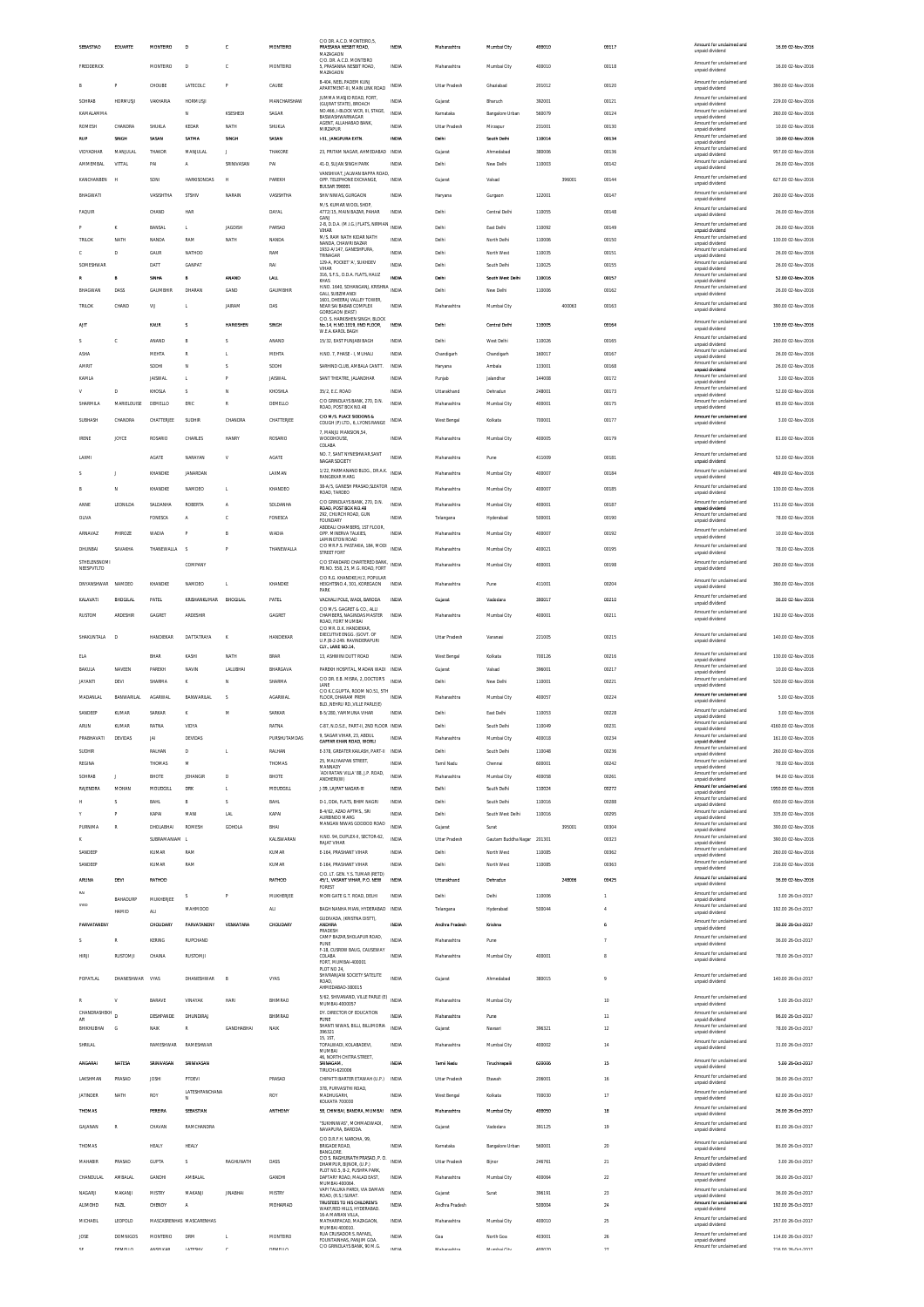| SEBASTIAO | EDUARTE | MONTEIRO | D | C | MONTEIRO | C/O DR. A.C.D. MONTEIRO,5, PRASSANA NESBIT ROAD, MAZAGAON | INDIA | Maharashtra | Mumbai City | 400010 | | 00117 | Amount for unclaimed and unpaid dividend | 16.00 02-Nov-2016 |
|---|---|---|---|---|---|---|---|---|---|---|---|---|---|---|
| FREDDERICK | | MONTEIRO | D | C | MONTEIRO | C/O. DR. A.C.D. MONTEIRO 5, PRASANNA NESBIT ROAD, MAZAGAON | INDIA | Maharashtra | Mumbai City | 400010 | | 00118 | Amount for unclaimed and unpaid dividend | 16.00 02-Nov-2016 |
| B | P | CHOUBE | LATECOLC | P | CAUBE | B-404, NEEL PADEM KUNJ APARTMENT-II, MAIN LINK ROAD | INDIA | Uttar Pradesh | Ghaziabad | 201012 | | 00120 | Amount for unclaimed and unpaid dividend | 390.00 02-Nov-2016 |
| SOHRAB | HORMUSJI | VAKHARIA | HORMUSJI | | MANCHARSHAW | JUMMA MASJID ROAD, FORT, (GUJRAT STATE), BROACH | INDIA | Gujarat | Bharuch | 392001 | | 00121 | Amount for unclaimed and unpaid dividend | 229.00 02-Nov-2016 |
| KAMALAMMA | | | N | KSESHEDI | SAGAR | NO.466, I-BLOCK WCR, III, STAGE, BASWASHWARNAGAR | INDIA | Karnataka | Bangalore Urban | 560079 | | 00124 | Amount for unclaimed and unpaid dividend | 260.00 02-Nov-2016 |
| ROMESH | CHANDRA | SHUKLA | KEDAR | NATH | SHUKLA | AGENT, ALLAHABAD BANK, MIRZAPUR | INDIA | Uttar Pradesh | Mirzapur | 231001 | | 00130 | Amount for unclaimed and unpaid dividend | 10.00 02-Nov-2016 |
| RUP | SINGH | SASAN | SATMA | SINGH | SASAN | I-51, JANGPURA EXTN. | INDIA | Delhi | South Delhi | 110014 | | 00134 | Amount for unclaimed and unpaid dividend | 10.00 02-Nov-2016 |
| VIDYADHAR | MANJULAL | THAKOR | MANJULAL | J | THAKORE | 23, PRITAM NAGAR, AHMEDABAD | INDIA | Gujarat | Ahmedabad | 380006 | | 00136 | Amount for unclaimed and unpaid dividend | 957.00 02-Nov-2016 |
| AMMEMBAL | VITTAL | PAI | A | SRINIVASAN | PAI | 41-D, SUJAN SINGH PARK | INDIA | Delhi | New Delhi | 110003 | | 00142 | Amount for unclaimed and unpaid dividend | 26.00 02-Nov-2016 |
| KANCHANBEN | H | SONI | HARKISONDAS | H | PAREKH | VANSHIVAT, JALWAN BAPPA ROAD, OPP. TELEPHONE EXCHANGE, BULSAR 396001 | INDIA | Gujarat | Valsad | | 396001 | 00144 | Amount for unclaimed and unpaid dividend | 627.00 02-Nov-2016 |
| BHAGWATI | | VASISHTHA | STSHIV | NARAIN | VASISHTHA | SHIV NIWAS, GURGAON | INDIA | Haryana | Gurgaon | 122001 | | 00147 | Amount for unclaimed and unpaid dividend | 260.00 02-Nov-2016 |
| FAQUIR | | CHAND | HAR | | DAYAL | M/S. KUMAR WOOL SHOP, 4772/15, MAIN BAZAR, PAHAR GANJ | INDIA | Delhi | Central Delhi | 110055 | | 00148 | Amount for unclaimed and unpaid dividend | 26.00 02-Nov-2016 |
| P | K | BANSAL | L | JAGDISH | PARSAD | 2-B, D.D.A. (M.I.G.) FLATS, NIRMAN VIHAR | INDIA | Delhi | East Delhi | 110092 | | 00149 | Amount for unclaimed and unpaid dividend | 26.00 02-Nov-2016 |
| TRILOK | NATH | NANDA | RAM | NATH | NANDA | M/S. RAM NATH KIDAR NATH NANDA, CHAWRI BAZAR | INDIA | Delhi | North Delhi | 110006 | | 00150 | Amount for unclaimed and unpaid dividend | 130.00 02-Nov-2016 |
| C | D | GAUR | NATHOO | | RAM | 1932-A/147, GANESHPURA, TRINAGAR | INDIA | Delhi | North West | 110035 | | 00151 | Amount for unclaimed and unpaid dividend | 26.00 02-Nov-2016 |
| SOMESHWAR | | DATT | GANPAT | | RAI | 129-A, POCKET 'A', SUKHDEV VIHAR | INDIA | Delhi | South Delhi | 110025 | | 00155 | Amount for unclaimed and unpaid dividend | 26.00 02-Nov-2016 |
| R | B | SINHA | B | ANAND | LALL | 316, S.F.S., D.D.A. FLATS, HAUZ KHAS | INDIA | Delhi | South West Delhi | 110016 | | 00157 | Amount for unclaimed and unpaid dividend | 52.00 02-Nov-2016 |
| BHAGWAN | DASS | GAUMBHIR | DHARAN | GAND | GAUMBHIR | H.NO. 1640, SOHANGANJ, KRISHNA GALI, SUBZIMANDI | INDIA | Delhi | New Delhi | 110006 | | 00162 | Amount for unclaimed and unpaid dividend | 26.00 02-Nov-2016 |
| TRILOK | CHAND | VIJ | L | JAIRAM | DAS | 1601, DHEERAJ VALLEY TOWER, NEAR SAI BABA COMPLEX GOREGAON (EAST) | INDIA | Maharashtra | Mumbai City | | 400063 | 00163 | Amount for unclaimed and unpaid dividend | 390.00 02-Nov-2016 |
| AJIT | | KAUR | S | HARKISHEN | SINGH | C/O. S. HARKISHEN SINGH, BLOCK No.14, H.NO.1019, IIND FLOOR, W.E.A.KAROL BAGH | INDIA | Delhi | Central Delhi | 110005 | | 00164 | Amount for unclaimed and unpaid dividend | 130.00 02-Nov-2016 |
| S | C | ANAND | B | S | ANAND | 15/32, EAST PUNJABI BAGH | INDIA | Delhi | West Delhi | 110026 | | 00165 | Amount for unclaimed and unpaid dividend | 260.00 02-Nov-2016 |
| ASHA | | MEHTA | R | L | MEHTA | H.NO. 7, PHASE - I, MUHALI | INDIA | Chandigarh | Chandigarh | 160017 | | 00167 | Amount for unclaimed and unpaid dividend | 26.00 02-Nov-2016 |
| AMRIT | | SODHI | N | S | SODHI | SARHIND CLUB, AMBALA CANTT. | INDIA | Haryana | Ambala | 133001 | | 00168 | Amount for unclaimed and unpaid dividend | 26.00 02-Nov-2016 |
| KAMLA | | JAISWAL | L | P | JAISWAL | SANT THEATRE, JALANDHAR | INDIA | Punjab | Jalandhar | 144008 | | 00172 | Amount for unclaimed and unpaid dividend | 3.00 02-Nov-2016 |
| V | D | KHOSLA | S | N | KHOSHLA | 35/2, E.C. ROAD | INDIA | Uttarakhand | Dehradun | 248001 | | 00173 | Amount for unclaimed and unpaid dividend | 52.00 02-Nov-2016 |
| SHARMILA | MARIELOUISE | DEMELLO | ERIC | R | DEMELLO | C/O GRINDLAYS BANK, 270, D.N. ROAD, POST BOX NO.48 | INDIA | Maharashtra | Mumbai City | 400001 | | 00175 | Amount for unclaimed and unpaid dividend | 65.00 02-Nov-2016 |
| SUBHASH | CHANDRA | CHATTERJEE | SUDHIR | CHANDRA | CHATTERJEE | C/O M/S. PLACE SIDDONS & COUGH (P) LTD., 6, LYONS RANGE | INDIA | West Bengal | Kolkata | 700001 | | 00177 | Amount for unclaimed and unpaid dividend | 3.00 02-Nov-2016 |
| IRENE | JOYCE | ROSARIO | CHARLES | HARRY | ROSARIO | 7, MANJU MANSION,54, WOODHOUSE, COLABA | INDIA | Maharashtra | Mumbai City | 400005 | | 00179 | Amount for unclaimed and unpaid dividend | 81.00 02-Nov-2016 |
| LAXMI | | AGATE | NARAYAN | V | AGATE | NO. 7, SANT NYNESHWAR,SANT NAGAR,SOCIETY | INDIA | Maharashtra | Pune | 411009 | | 00181 | Amount for unclaimed and unpaid dividend | 52.00 02-Nov-2016 |
| S | J | KHANDKE | JANARDAN | | LAXMAN | 1/22, PARMANAND BLDG., DR.A.K. RANGEKAR MARG | INDIA | Maharashtra | Mumbai City | 400007 | | 00184 | Amount for unclaimed and unpaid dividend | 489.00 02-Nov-2016 |
| B | N | KHANDKE | NAMDEO | L | KHANDEO | 38-A/5, GANESH PRASAD,SLEATOR ROAD, TARDEO | INDIA | Maharashtra | Mumbai City | 400007 | | 00185 | Amount for unclaimed and unpaid dividend | 130.00 02-Nov-2016 |
| ANNE | LEONILDA | SALDANHA | ROBERTA | A | SOLDANHA | C/O GRINDLAYS BANK, 270, D.N. ROAD, POST BOX NO.48 | INDIA | Maharashtra | Mumbai City | 400001 | | 00187 | Amount for unclaimed and unpaid dividend | 151.00 02-Nov-2016 |
| OLIVA | | FONESCA | A | C | FONESCA | 292, CHURCH ROAD, GUN FOUNDARY | INDIA | Telangana | Hyderabad | 500001 | | 00190 | Amount for unclaimed and unpaid dividend | 78.00 02-Nov-2016 |
| ARNAVAZ | PHIROZE | WADIA | P | B | WADIA | ABDEALI CHAMBERS, 1ST FLOOR, OPP. MINERVA TALKIES, LAMINGTON ROAD | INDIA | Maharashtra | Mumbai City | 400007 | | 00192 | Amount for unclaimed and unpaid dividend | 10.00 02-Nov-2016 |
| DHUNBAI | SAVAKHA | THANEWALLA | S | P | THANEWALLA | C/O M.R.P.S. PASTAKIA, 184, MODI STREET FORT | INDIA | Maharashtra | Mumbai City | 400021 | | 00195 | Amount for unclaimed and unpaid dividend | 78.00 02-Nov-2016 |
| STHELENSNOMI NEESPVTLTD | | | COMPANY | | | C/O STANDARD CHARTERED BANK, P.B.NO. 558, 25, M.G. ROAD, FORT | INDIA | Maharashtra | Mumbai City | 400001 | | 00198 | Amount for unclaimed and unpaid dividend | 260.00 02-Nov-2016 |
| DNYANSHWAR | NAMDEO | KHANDKE | NAMDEO | L | KHANDKE | C/O R.G. KHANDKE,H/2, POPULAR HEIGHTSNO.4, 301, KOREGAON PARK | INDIA | Maharashtra | Pune | 411001 | | 00204 | Amount for unclaimed and unpaid dividend | 390.00 02-Nov-2016 |
| KALAVATI | BHOGILAL | PATEL | KRISHANKUMAR | BHOGILAL | PATEL | VACHALI POLE, WADI, BARODA | INDIA | Gujarat | Vadodara | 390017 | | 00210 | Amount for unclaimed and unpaid dividend | 36.00 02-Nov-2016 |
| RUSTOM | ARDESHIR | GAGRET | ARDESHIR | | GAGRET | C/O M/S. GAGRET & CO., ALLI CHAMBERS, NAGINDAS MASTER ROAD, FORT MUMBAI | INDIA | Maharashtra | Mumbai City | 400001 | | 00211 | Amount for unclaimed and unpaid dividend | 192.00 02-Nov-2016 |
| SHAKUNTALA | D | HANDIEKAR | DATTATRAYA | K | HANDIEKAR | C/O MR. D.K. HANDIEKAR, EXECUTIVE ENGG. (GOVT. OF U.P.)B-2-249, RAVINDRAPURI CLY., LANE NO.14, | INDIA | Uttar Pradesh | Varanasi | 221005 | | 00215 | Amount for unclaimed and unpaid dividend | 140.00 02-Nov-2016 |
| ELA | | BHAR | KASHI | NATH | BRAR | 13, ASHWINI DUTT ROAD | INDIA | West Bengal | Kolkata | 700126 | | 00216 | Amount for unclaimed and unpaid dividend | 130.00 02-Nov-2016 |
| BAKULA | NAVEEN | PAREKH | NAVIN | LALUBHAI | BHARGAVA | PAREKH HOSPITAL, MADAN WADI | INDIA | Gujarat | Valsad | 396001 | | 00217 | Amount for unclaimed and unpaid dividend | 10.00 02-Nov-2016 |
| JAYANTI | DEVI | SHARMA | K | N | SHARMA | C/O DR. E.B. MISRA, 2, DOCTOR'S LANE | INDIA | Delhi | New Delhi | 110001 | | 00221 | Amount for unclaimed and unpaid dividend | 520.00 02-Nov-2016 |
| MADANLAL | BANWARILAL | AGARWAL | BANWARILAL | S | AGARWAL | C/O K.C.GUPTA, ROOM NO.51, 5TH FLOOR, DHARAM PREM BLD.,NEHRU RD.,VILLE PARLE(E) | INDIA | Maharashtra | Mumbai City | 400057 | | 00224 | Amount for unclaimed and unpaid dividend | 5.00 02-Nov-2016 |
| SANDEEP | KUMAR | SARKAR | K | M | SARKAR | B-5/280, YAMMUNA VIHAR | INDIA | Delhi | East Delhi | 110053 | | 00228 | Amount for unclaimed and unpaid dividend | 3.00 02-Nov-2016 |
| ARUN | KUMAR | RATNA | VIDYA | | RATNA | C-87, N.D.S.E., PART-II, 2ND FLOOR | INDIA | Delhi | South Delhi | 110049 | | 00231 | Amount for unclaimed and unpaid dividend | 4160.00 02-Nov-2016 |
| PRABHAVATI | DEVIDAS | JAI | DEVIDAS | | PURSHUTAMDAS | 8, SAGAR VIHAR, 23, ABDUL GAFFAR KHAN ROAD, WORLI | INDIA | Maharashtra | Mumbai City | 400018 | | 00234 | Amount for unclaimed and unpaid dividend | 161.00 02-Nov-2016 |
| SUDHIR | | RALHAN | D | L | RALHAN | E-378, GREATER KAILASH, PART-II | INDIA | Delhi | South Delhi | 110048 | | 00236 | Amount for unclaimed and unpaid dividend | 260.00 02-Nov-2016 |
| REGINA | | THOMAS | M | | THOMAS | 25, MALYAAPAN STREET, MANNADY | INDIA | Tamil Nadu | Chennai | 600001 | | 00242 | Amount for unclaimed and unpaid dividend | 78.00 02-Nov-2016 |
| SOHRAB | J | BHOTE | JEHANGIR | D | BHOTE | 'ADI RATAN VILLA' 88, J.P. ROAD, ANDHERI(W) | INDIA | Maharashtra | Mumbai City | 400058 | | 00261 | Amount for unclaimed and unpaid dividend | 94.00 02-Nov-2016 |
| RAJENDRA | MOHAN | MIDUDGILL | DRK | L | MIDUDGILL | J-59, LAJPAT NAGAR-III | INDIA | Delhi | South Delhi | 110024 | | 00272 | Amount for unclaimed and unpaid dividend | 1950.00 02-Nov-2016 |
| H | S | BAHL | B | S | BAHL | D-1, DDA, FLATS, BHIM NAGRI | INDIA | Delhi | South Delhi | 110016 | | 00288 | Amount for unclaimed and unpaid dividend | 650.00 02-Nov-2016 |
| Y | P | KAPAI | MANI | LAL | KAPAI | B-4/62, AZAD APTMS., SRI AURBINDO MARG | INDIA | Delhi | South West Delhi | 110016 | | 00295 | Amount for unclaimed and unpaid dividend | 335.00 02-Nov-2016 |
| PURNIMA | R | DHOLABHAI | ROMESH | GOHOLA | BHAI | MANGAN NIWAS GOODOD ROAD | INDIA | Gujarat | Surat | | 395001 | 00304 | Amount for unclaimed and unpaid dividend | 390.00 02-Nov-2016 |
| K | | SUBRAMANIAM | L | | KALISWARAN | H.NO. 94, DUPLEX-II, SECTOR-62, RAJAT VIHAR | INDIA | Uttar Pradesh | Gautam Buddha Nagar | 201301 | | 00323 | Amount for unclaimed and unpaid dividend | 390.00 02-Nov-2016 |
| SANDEEP | | KUMAR | RAM | | KUMAR | E-164, PRASHANT VIHAR | INDIA | Delhi | North West | 110085 | | 00362 | Amount for unclaimed and unpaid dividend | 260.00 02-Nov-2016 |
| SANDEEP | | KUMAR | RAM | | KUMAR | E-164, PRASHANT VIHAR | INDIA | Delhi | North West | 110085 | | 00363 | Amount for unclaimed and unpaid dividend | 216.00 02-Nov-2016 |
| ARUNA | DEVI | RATHOD | | | RATHOD | C/O. LT. GEN. Y.S. TUMAR (RETD) 45/1, VASANT VIHAR, P.O. NEW FOREST | INDIA | Uttarakhand | Dehradun | | 248006 | 00425 | Amount for unclaimed and unpaid dividend | 36.00 02-Nov-2016 |
| RAI | BAHADURP | MUKHERJEE | S | P | MUKHERJEE | MORI GATE G.T. ROAD, DELHI | INDIA | Delhi | Delhi | 110006 | | 1 | Amount for unclaimed and unpaid dividend | 3.00 26-Oct-2017 |
| SYED | HAMID | ALI | MAHMOOD | | ALI | BAGH NANHA MIAN, HYDERABAD | INDIA | Telangana | Hyderabad | 500044 | | 4 | Amount for unclaimed and unpaid dividend | 192.00 26-Oct-2017 |
| PARVATANENY | | CHOUDARY | PARVATANENY | VENKATARA | CHOUDARY | GUDIVADA, (KRISTNA DISTT), ANDHRA PRADESH | INDIA | Andhra Pradesh | Krishna | | | 6 | Amount for unclaimed and unpaid dividend | 36.00 26-Oct-2017 |
| S | R | KERING | RUPCHAND | | | CAMP BAZAR,SHOLAPUR ROAD, PUNE | INDIA | Maharashtra | Pune | | | 7 | Amount for unclaimed and unpaid dividend | 36.00 26-Oct-2017 |
| HIRJI | RUSTOMJI | CHAINA | RUSTOMJI | | | F-18, CUSROW BAUG, CAUSEWAY COLABA FORT, MUMBAI-400001 | INDIA | Maharashtra | Mumbai City | 400001 | | 8 | Amount for unclaimed and unpaid dividend | 78.00 26-Oct-2017 |
| POPATLAL | DHANESHWAR | VYAS | DHANESHWAR | B | VYAS | PLOT NO 24, SHIVRANJANI SOCIETY SATELITE ROAD, AHMEDABAD-380015 | INDIA | Gujarat | Ahmedabad | 380015 | | 9 | Amount for unclaimed and unpaid dividend | 140.00 26-Oct-2017 |
| R | V | BARAVE | VINAYAK | HARI | BHIMRAO | 5/62, SHIVANAND, VILLE PARLE (E) MUMBAI-4000057 | INDIA | Maharashtra | Mumbai City | | | 10 | Amount for unclaimed and unpaid dividend | 5.00 26-Oct-2017 |
| CHANDRASHEKH AR | D | DESHPANDE | DHUNDIRAJ | | BHIMRAO | DY. DIRECTOR OF EDUCATION PUNE | INDIA | Maharashtra | Pune | | | 11 | Amount for unclaimed and unpaid dividend | 96.00 26-Oct-2017 |
| BHIKHUBHAI | G | NAIK | R | GANDHABHAI | NAIK | SHANTI NIWAS, BILLI, BILLIMORIA 396321 | INDIA | Gujarat | Navsari | 396321 | | 12 | Amount for unclaimed and unpaid dividend | 78.00 26-Oct-2017 |
| SHRILAL | | RAMESHWAR | RAMESHWAR | | | 15, 1ST, TOFALWADI, KOLABADEVI, MUMBAI | INDIA | Maharashtra | Mumbai City | 400002 | | 14 | Amount for unclaimed and unpaid dividend | 31.00 26-Oct-2017 |
| ANGARAI | NATESA | SRINIVASAN | SRINIVASAN | | | 46, NORTH CHITRA STREET, SRINAGAM, TIRUCHI-620006 | INDIA | Tamil Nadu | Tiruchirapalli | 620006 | | 15 | Amount for unclaimed and unpaid dividend | 5.00 26-Oct-2017 |
| LAKSHMAN | PRASAD | JOSHI | PTDEVI | | PRASAD | CHIPATTI BARTER ETAWAH (U.P.) | INDIA | Uttar Pradesh | Etawah | 206001 | | 16 | Amount for unclaimed and unpaid dividend | 36.00 26-Oct-2017 |
| JATINDER | NATH | ROY | LATESHPANCHANA N | | ROY | 378, PURWASTHI ROAD, MADHUGARH, KOLKATA 700030 | INDIA | West Bengal | Kolkata | 700030 | | 17 | Amount for unclaimed and unpaid dividend | 62.00 26-Oct-2017 |
| THOMAS | | PEREIRA | SEBASTIAN | | ANTHONY | 58, CHIMBAI, BANDRA, MUMBAI | INDIA | Maharashtra | Mumbai City | 400050 | | 18 | Amount for unclaimed and unpaid dividend | 26.00 26-Oct-2017 |
| GAJANAN | R | CHAVAN | RAMCHANDRA | | | "SUKHNIWAS", MOHMADWADI, NAVAPURA, BARODA. | INDIA | Gujarat | Vadodara | 390125 | | 19 | Amount for unclaimed and unpaid dividend | 81.00 26-Oct-2017 |
| THOMAS | | HEALY | HEALY | | | C/O D.R.F.H. NARONA, 99, BRIGADE ROAD, BANGLORE. | INDIA | Karnataka | Bangalore Urban | 560001 | | 20 | Amount for unclaimed and unpaid dividend | 36.00 26-Oct-2017 |
| MAHABIR | PRASAD | GUPTA | S | RAGHUNATH | DASS | C/O S. RAGHUNATH PRASAD, P. O. DHAMPUR, BIJNOR, (U.P.) | INDIA | Uttar Pradesh | Bijnor | 246761 | | 21 | Amount for unclaimed and unpaid dividend | 3.00 26-Oct-2017 |
| CHANDULAL | AMBALAL | GANDHI | AMBALAL | | GANDHI | PLOT NO 5, 8-2, PUSHPA PARK, DAFTARY ROAD, MALAD EAST, MUMBAI-400064. | INDIA | Maharashtra | Mumbai City | 400064 | | 22 | Amount for unclaimed and unpaid dividend | 36.00 26-Oct-2017 |
| NAGARJI | MAKANJI | MISTRY | MAKANJI | JINABHAI | MISTRY | VAPI TALUKA PARDI, VIA DAMAN ROAD, (R.S.) SURAT. | INDIA | Gujarat | Surat | 396191 | | 23 | Amount for unclaimed and unpaid dividend | 36.00 26-Oct-2017 |
| AUMOHD | FAZIL | CHENOY | A | | MOHAMAD | TRUSTEES TO HIS CHILDREN'S WAKF,RED HILLS, HYDERABAD. | INDIA | Andhra Pradesh | | 500004 | | 24 | Amount for unclaimed and unpaid dividend | 192.00 26-Oct-2017 |
| MICHAEL | LEOPOLD | MASCARENHAS | MASCARENHAS | | | 16-A MARIAN VILLA, MATHARPACAD, MAZAGAON, MUMBAI 400010. | INDIA | Maharashtra | Mumbai City | 400010 | | 25 | Amount for unclaimed and unpaid dividend | 257.00 26-Oct-2017 |
| JOSE | DOMINGOS | MONTEIRO | DRM | L | MONTEIRO | RUA CRUSADOR S.RAFAEL, FOUNTAINHAS, PANJIM GOA. | INDIA | Goa | North Goa | 403001 | | 26 | Amount for unclaimed and unpaid dividend | 114.00 26-Oct-2017 |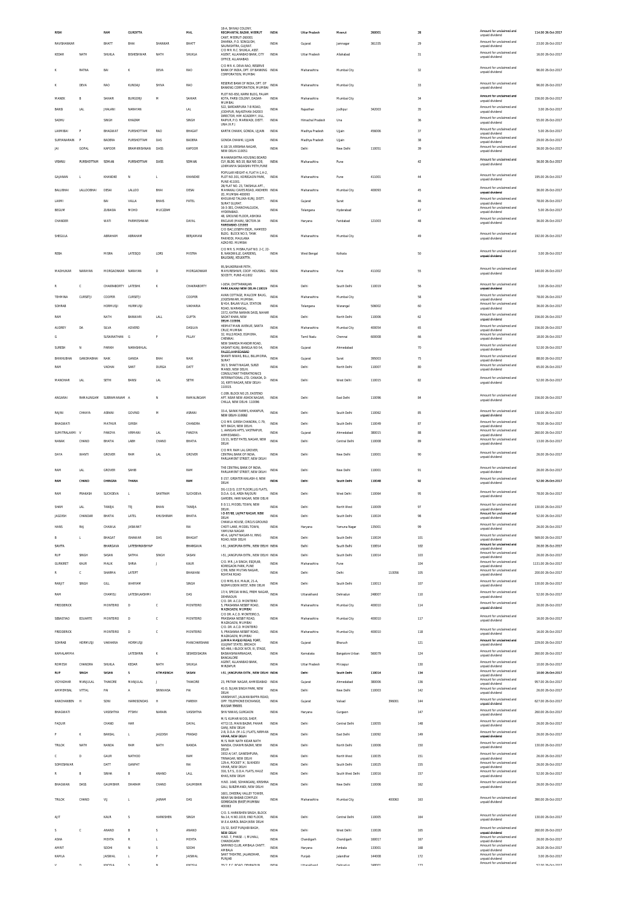| RISHI | | RAM | GURDITTA | | MAL | 18-A, SHIVAJI COLONY, REGIMENTAL BAZAR, MEERUT CANT, MEERUT-260001 | INDIA | Uttar Pradesh | Meerut | 260001 | | 28 | Amount for unclaimed and unpaid dividend | 114.00 | 26-Oct-2017 |
|---|---|---|---|---|---|---|---|---|---|---|---|---|---|---|---|
| RAVISHANKAR | | BHATT | BHAI | SHANKAR | BHATT | DHAREA, P.O. SONGUDH, SAURASHTRA, GUJRAT | INDIA | Gujarat | Jamnagar | 361335 | | 29 | Amount for unclaimed and unpaid dividend | 23.00 | 26-Oct-2017 |
| KEDAR | NATH | SHUKLA | BISHESHWAR | NATH | SHUKLA | C/O MR. R.C. SHUKLA, ASST. AGENT, ALLAHABAD BANK, CITY OFFICE, ALLAHABAD. | INDIA | Uttar Pradesh | Allahabad | | | 31 | Amount for unclaimed and unpaid dividend | 16.00 | 26-Oct-2017 |
| K | RATNA | BAI | K | DEVA | RAO | C/O MR. K. DEVA RAO, RESERVE BANK OF INDIA, DPT. OF BANKING CORPORATION, MUMBAI | INDIA | Maharashtra | Mumbai City | | | 32 | Amount for unclaimed and unpaid dividend | 96.00 | 26-Oct-2017 |
| K | DEVA | RAO | KUNDAJI | SHIVA | RAO | RESERVE BANK OF INDIA, DPT. OF BANKING CORPORATION, MUMBAI | INDIA | Maharashtra | Mumbai City | | | 33 | Amount for unclaimed and unpaid dividend | 96.00 | 26-Oct-2017 |
| MANEK | B | SAHIAR | BURGORJI | M | SAHIAR | PLOT NO-650, KARNI BLDG, PALAM KOTA, PARSI COLONY, DADAR-MUMBAI | INDIA | Maharashtra | Mumbai City | | | 34 | Amount for unclaimed and unpaid dividend | 156.00 | 26-Oct-2017 |
| BANSI | LAL | JHALANI | NARAYAN | | LAL | 522, SARDARPURA 7-B ROAD, JODHPUR, RAJASTHAN-342003 | INDIA | Rajasthan | Jodhpur | 342003 | | 35 | Amount for unclaimed and unpaid dividend | 3.00 | 26-Oct-2017 |
| SADHU | | SINGH | KHAZAM | | SINGH | DIRECTOR, HIM ACADEMY, VILL. RAIPUR, P.O. MARWADI, DISTT. UNA (H.P.) | INDIA | Himachal Pradesh | Una | | | 36 | Amount for unclaimed and unpaid dividend | 55.00 | 26-Oct-2017 |
| LAXMIBAI | P | BHAGWAT | PURSHOTTAM | RAO | BHAGAT | KARTIK CHAWK, GONDA, UJJAIN | INDIA | Madhya Pradesh | Ujjain | 456006 | | 37 | Amount for unclaimed and unpaid dividend | 5.00 | 26-Oct-2017 |
| SURYANARAIN | P | BADERA | PURSHOTTAM | DAS | BADERA | GONDA CHAWKI, UJJAIN | INDIA | Madhya Pradesh | Ujjain | | | 38 | Amount for unclaimed and unpaid dividend | 29.00 | 26-Oct-2017 |
| JAI | GOPAL | KAPOOR | BRAMKRISHNAN | DASS | KAPOOR | K-18/19, KRISHNA NAGAR, NEW DELHI-110051 | INDIA | Delhi | New Delhi | 110051 | | 39 | Amount for unclaimed and unpaid dividend | 36.00 | 26-Oct-2017 |
| VISHNU | PURSHOTTAM | SOMAN | PURSHOTTAM | DASS | SOMAN | MAHARASHTRA HOUSING BOARD CLY, BLDG. NO.10, BLK NO.120, LOKMANYA SADASHIV PETH, PUNE | INDIA | Maharashtra | Pune | | | 42 | Amount for unclaimed and unpaid dividend | 36.00 | 26-Oct-2017 |
| GAJANAN | L | KHANDKE | N | L | KHANDKE | POPULAR HEIGHT-4, FLAT H-1,H-2, PLOT NO.301, KOREGAON PARK, PUNE 411001 | INDIA | Maharashtra | Pune | 411001 | | 44 | Amount for unclaimed and unpaid dividend | 195.00 | 26-Oct-2017 |
| BALUBHAI | LALLOOBHAI | DESAI | LALLOO | BHAI | DESAI | 28/FLAT NO.23, TAKSHILA APT., MAHAKALI CAVES ROAD, ANDHERI (E), MUMBAI-400093 | INDIA | Maharashtra | Mumbai City | 400093 | | 45 | Amount for unclaimed and unpaid dividend | 36.00 | 26-Oct-2017 |
| LAXMI | | BAI | VALLA | BHAIS | PATEL | KHOLWAD TALUKA KUNJ, DISTT. SURAT GUJRAT. | INDIA | Gujarat | Surat | | | 46 | Amount for unclaimed and unpaid dividend | 78.00 | 26-Oct-2017 |
| BEGUM | | ZUBAIDA | MOHD | MUCZZAM | | 16-3-381, CHANCHALGUDA, HYDERABAD. | INDIA | Telangana | Hyderabad | | | 47 | Amount for unclaimed and unpaid dividend | 5.00 | 26-Oct-2017 |
| CHANDER | | WATI | PARMESHWAR | | DAYAL | 48, GROUND FLOOR, ASHOKA ENCLAVE (MAIN), SECTOR-34 FARIDABAD-121003 | INDIA | Haryana | Faridabad | 121003 | | 48 | Amount for unclaimed and unpaid dividend | 36.00 | 26-Oct-2017 |
| SHEGULA | | ABRAHAM | ABRAHAM | | BENJAMAN | C/O ISAC JOSEPH ESQR., HAMEED BLDG. BLOCK NO.5, TANK PAKHODI, MAULANA AZADRD. MUMBAI | INDIA | Maharashtra | Mumbai City | | | 49 | Amount for unclaimed and unpaid dividend | 192.00 | 26-Oct-2017 |
| REBA | | MISRA | LATESQD | LORS | MISTRA | C/O MR. S. MISRA,FLAT NO. 2-C, 22-B, NANDVILLE GARDENS, BALIGANJ, KOLKATTA. | INDIA | West Bengal | Kolkata | | | 50 | Amount for unclaimed and unpaid dividend | 3.00 | 26-Oct-2017 |
| MADHUKAR | NARAYAN | MORGAONKAR | NARAYAN | D | MORGAONKAR | 85,SHUKERWAR PETH, MAYURESHWR, COOP. HOUSING. SOCIETY, PUNE-411002. | INDIA | Maharashtra | Pune | 411002 | | 55 | Amount for unclaimed and unpaid dividend | 140.00 | 26-Oct-2017 |
| R | C | CHAKRABORTY | LATESHK | K | CHAKRABORTY | I-1654, CHITTARANJAN PARK,KALKAJI NEW DELHI-110019 | INDIA | Delhi | South Delhi | 110019 | | 56 | Amount for unclaimed and unpaid dividend | 3.00 | 26-Oct-2017 |
| TEHMINA | CURSETJI | COOPER | CURSETJI | | COOPER | AVAN COTTAGE, MALCOM BAUG, JOGESHWARI, MUMBAI. | INDIA | Maharashtra | Mumbai City | | | 58 | Amount for unclaimed and unpaid dividend | 78.00 | 26-Oct-2017 |
| SOHRAB | | HORMUSJI | HURMUSJI | | VAKHARIA | 8/414, BALANI VILLA, STATION ROAD, WARANGAL. | INDIA | Telangana | Warangal | 506002 | | 60 | Amount for unclaimed and unpaid dividend | 36.00 | 26-Oct-2017 |
| RAM | | NATH | BANWARI | LALL | GUPTA | 1572, KATRA NARAIN DASS, NAHAR SADAT KHAN, NEW DELHI-110006 | INDIA | Delhi | North Delhi | 110006 | | 62 | Amount for unclaimed and unpaid dividend | 156.00 | 26-Oct-2017 |
| AUDREY | DA | SILVA | ADVERD | | DASILVA | HERMAT MAIN AVENUE, SANTA CRUZ, MUMBAI | INDIA | Maharashtra | Mumbai City | 400054 | | 65 | Amount for unclaimed and unpaid dividend | 156.00 | 26-Oct-2017 |
| G | | SUSAINATHAN | G | P | PILLAY | 32, HILLS ROAD, EGMORA, CHENNAI. | INDIA | Tamil Nadu | Chennai | 600008 | | 66 | Amount for unclaimed and unpaid dividend | 18.00 | 26-Oct-2017 |
| SURESH | N | PARIKH | NARASIKHLAL | | | NEW SHARDA MANDIR ROAD, VASANT KUNJ, BANGLA NO-54, PALDI,AHMEDABAD | INDIA | Gujarat | Ahmedabad | | | 70 | Amount for unclaimed and unpaid dividend | 52.00 | 26-Oct-2017 |
| BHIKHUBHAI | GANDHABHAI | NAIK | GANDA | BHAI | NAIK | SHANTI NIWAS, BILLI, BILLIMORIA, SURAT | INDIA | Gujarat | Surat | 395003 | | 75 | Amount for unclaimed and unpaid dividend | 88.00 | 26-Oct-2017 |
| RAM | | VADHAI | SANT | DURGA | DATT | 30/3, SHAKTI NAGAR, SUBZI MANDI, NEW DELHI. | INDIA | Delhi | North Delhi | 110007 | | 80 | Amount for unclaimed and unpaid dividend | 65.00 | 26-Oct-2017 |
| MANOHAR | LAL | SETHI | BANSI | LAL | SETHI | CONSULTANT THERATRONICS INTERNATIONAL LTD. CANADA, D-10, KIRTI NAGAR, NEW DELHI-110015. | INDIA | Delhi | West Delhi | 110015 | | 82 | Amount for unclaimed and unpaid dividend | 52.00 | 26-Oct-2017 |
| ANGARAI | RAMALINGAM | SUBRAMANIAM | A | N | RAMALINGAM | C-289, BLOCK NO.25, EASTEND APT. NEAR NEW ASHOK NAGAR, CHILLA, NEW DELHI- 110096 | INDIA | Delhi | East Delhi | 110096 | | 84 | Amount for unclaimed and unpaid dividend | 156.00 | 26-Oct-2017 |
| RAJINI | CHHAYA | ASRANI | GOVIND | M | ASRANI | 33-A, SAINIK FARMS, KHANPUR, NEW DELHI-110062 | INDIA | Delhi | South Delhi | 110062 | | 85 | Amount for unclaimed and unpaid dividend | 130.00 | 26-Oct-2017 |
| BHAGWATI | | MATHUR | GIRISH | | CHANDRA | C/O MR. GIRISH CHANDRA, C-79, NITI BAGH, NEW DELHI. | INDIA | Delhi | South Delhi | 110049 | | 87 | Amount for unclaimed and unpaid dividend | 78.00 | 26-Oct-2017 |
| SUMITRALAXMI | V | PANDYA | VIRMANI | LAL | PANDYA | 1, AANGAN APTS, VASTRAPUR, AHMEDABAD.- | INDIA | Gujarat | Ahmedabad | 380015 | | 88 | Amount for unclaimed and unpaid dividend | 260.00 | 26-Oct-2017 |
| NANAK | CHAND | BHATIA | LABH | CHAND | BHATIA | 13/21, WEST PATEL NAGAR, NEW DELHI | INDIA | Delhi | Central Delhi | 110008 | | 89 | Amount for unclaimed and unpaid dividend | 13.00 | 26-Oct-2017 |
| DAYA | WANTI | GROVER | RAM | LAL | GROVER | C/O MR. RAM LAL GROVER, CENTRAL BANK OF INDIA, PARLIAMENT STREET, NEW DELHI | INDIA | Delhi | New Delhi | 110001 | | 90 | Amount for unclaimed and unpaid dividend | 26.00 | 26-Oct-2017 |
| RAM | LAL | GROVER | SAHIB | | RAM | THE CENTRAL BANK OF INDIA, PARLIAMENT STREET, NEW DELHI | INDIA | Delhi | New Delhi | 110001 | | 91 | Amount for unclaimed and unpaid dividend | 26.00 | 26-Oct-2017 |
| RAM | CHAND | DHINGRA | THANA | | RAM | E-157, GREATER KAILASH-II, NEW DELHI | INDIA | Delhi | South Delhi | 110048 | | 92 | Amount for unclaimed and unpaid dividend | 52.00 | 26-Oct-2017 |
| RAM | PRAKASH | SUCHDEVA | L | SANTRAM | SUCHDEVA | DG-113/D, (1ST FLOOR) LIG FLATS, D.D.A. G-8, AREA RAJOURI GARDEN, HARI NAGAR, NEW DELHI | INDIA | Delhi | West Delhi | 110064 | | 95 | Amount for unclaimed and unpaid dividend | 78.00 | 26-Oct-2017 |
| SHAM | LAL | TANEJA | TEJ | BHAN | TANEJA | E-3/11, MODEL TOWN, NEW DELHI. | INDIA | Delhi | North West | 110009 | | 97 | Amount for unclaimed and unpaid dividend | 130.00 | 26-Oct-2017 |
| JAGDISH | CHANDAR | BHATIA | LATEL | KHUSHIRAM | BHATIA | I-D-87/88, LAJPAT NAGAR, NEW DELHI | INDIA | Delhi | South Delhi | 110024 | | 98 | Amount for unclaimed and unpaid dividend | 52.00 | 26-Oct-2017 |
| HANS | RAJ | CHAWLA | JASWANT | | RAI | CHAWLA HOUSE, CIRCUS GROUND CHOTI LANE, MODEL TOWN, YAMUNA NAGAR | INDIA | Haryana | Yamuna Nagar | 135001 | | 99 | Amount for unclaimed and unpaid dividend | 26.00 | 26-Oct-2017 |
| B | L | BHAGAT | ISHAWAR | DAS | BHAGAT | 40-A, LAJPAT NAGAR-IV, RING ROAD, NEW DELHI | INDIA | Delhi | South Delhi | 110024 | | 101 | Amount for unclaimed and unpaid dividend | 569.00 | 26-Oct-2017 |
| SAVITA | | BHARGAVA | LATESHREASHYAP | | BHARGAVA | I-51, JANGPURA EXTN., NEW DELHI | INDIA | Delhi | South Delhi | 110014 | | 102 | Amount for unclaimed and unpaid dividend | 26.00 | 26-Oct-2017 |
| RUP | SINGH | SASAN | SATHIA | SINGH | SASAN | I-51, JANGPURA EXTN., NEW DELHI | INDIA | Delhi | South Delhi | 110014 | | 103 | Amount for unclaimed and unpaid dividend | 26.00 | 26-Oct-2017 |
| GURKIRET | KAUR | MALIK | SHRIA | J | KAUR | C/O. MR. J.A SINGH, ESQR,69, KOREGAON PARK, PUNE | INDIA | Maharashtra | Pune | | | 104 | Amount for unclaimed and unpaid dividend | 1131.00 | 26-Oct-2017 |
| R | C | SHARMA | LATEPT | | BHAWANI | C/99, NEW MULTAN NAGAR, ROHTAK ROAD | INDIA | Delhi | Delhi | | 110056 | 105 | Amount for unclaimed and unpaid dividend | 200.00 | 26-Oct-2017 |
| RANJIT | SINGH | GILL | WARYAM | | SINGH | C/O MRS. B.K. MALIK, 21-A, NIZAMUDDIN WEST, NEW DELHI | INDIA | Delhi | South Delhi | 110013 | | 107 | Amount for unclaimed and unpaid dividend | 130.00 | 26-Oct-2017 |
| RAM | | CHAMELI | LATESHLAKSHMI | | DAS | 17/4, SPECIAL WING, PREM NAGAR, DEHRADUN | INDIA | Uttarakhand | Dehradun | 248007 | | 110 | Amount for unclaimed and unpaid dividend | 52.00 | 26-Oct-2017 |
| FREDDERICK | | MONTEIRO | D | C | MONTEIRO | C/O. DR. A.C.D. MONTEIRO 5, PRASANNA NESBIT ROAD, MAZAGAON, MUMBAI | INDIA | Maharashtra | Mumbai City | 400010 | | 114 | Amount for unclaimed and unpaid dividend | 26.00 | 26-Oct-2017 |
| SEBASTIAO | EDUARTE | MONTEIRO | D | C | MONTEIRO | C/O DR. A.C.D. MONTEIRO,5, PRASSANA NESBIT ROAD, MAZAGAON, MUMBAI | INDIA | Maharashtra | Mumbai City | 400010 | | 117 | Amount for unclaimed and unpaid dividend | 16.00 | 26-Oct-2017 |
| FREDDERICK | | MONTEIRO | D | C | MONTEIRO | C/O. DR. A.C.D. MONTEIRO 5, PRASANNA NESBIT ROAD, MAZAGAON, MUMBAI | INDIA | Maharashtra | Mumbai City | 400010 | | 118 | Amount for unclaimed and unpaid dividend | 16.00 | 26-Oct-2017 |
| SOHRAB | HORMUSJI | VAKHARIA | HORMUSJI | | MANCHARSHAW | JUMMA MASJID ROAD, FORT, (GUJRAT STATE), BROACH | INDIA | Gujarat | Bharuch | | | 121 | Amount for unclaimed and unpaid dividend | 229.00 | 26-Oct-2017 |
| KAMALAMMA | | | LATESHRIN | K | SESHEDSAGRA | NO.466, I-BLOCK WCR, III, STAGE, BASWASHWARNAGAR, BANGALORE | INDIA | Karnataka | Bangalore Urban | 560079 | | 124 | Amount for unclaimed and unpaid dividend | 260.00 | 26-Oct-2017 |
| ROMESH | CHANDRA | SHUKLA | KEDAR | NATH | SHUKLA | AGENT, ALLAHABAD BANK, MIRZAPUR. | INDIA | Uttar Pradesh | Mirzapur | | | 130 | Amount for unclaimed and unpaid dividend | 10.00 | 26-Oct-2017 |
| RUP | SINGH | SASAN | S | ATMASINGH | SASAN | I-51, JANGPURA EXTN., NEW DELHI | INDIA | Delhi | South Delhi | 110014 | | 134 | Amount for unclaimed and unpaid dividend | 10.00 | 26-Oct-2017 |
| VIDYADHAR | MANJULAL | THAKORE | MANJULAL | J | THAKORE | 23, PRITAM NAGAR, AHMEDABAD | INDIA | Gujarat | Ahmedabad | 380006 | | 136 | Amount for unclaimed and unpaid dividend | 957.00 | 26-Oct-2017 |
| AMMEMBAL | VITTAL | PAI | A | SRINIVASA | PAI | 41-D, SUJAN SINGH PARK, NEW DELHI | INDIA | Delhi | New Delhi | 110003 | | 142 | Amount for unclaimed and unpaid dividend | 26.00 | 26-Oct-2017 |
| KANCHANBEN | H | SONI | HARGOSONDAS | H | PAREKH | VANSHIVAT, JALWAN BAPPA ROAD, OPP. TELEPHONE EXCHANGE, BULSAR 396001 | INDIA | Gujarat | Valsad | | 396001 | 144 | Amount for unclaimed and unpaid dividend | 627.00 | 26-Oct-2017 |
| BHAGWATI | | VASISHTHA | PTSHIV | NARAIN | VASISHTHA | SHIV NIWAS, GURGAON | INDIA | Haryana | Gurgaon | | | 147 | Amount for unclaimed and unpaid dividend | 260.00 | 26-Oct-2017 |
| FAQUIR | | CHAND | HAR | | DAYAL | M/S. KUMAR WOOL SHOP, 4772/15, MAIN BAZAR, PAHAR GANJ, NEW DELHI | INDIA | Delhi | Central Delhi | 110055 | | 148 | Amount for unclaimed and unpaid dividend | 26.00 | 26-Oct-2017 |
| P | K | BANSAL | L | JAGDISH | PRASAD | 2-B, D.D.A. (M.I.G.) FLATS, NIRMAN VIHAR, NEW DELHI | INDIA | Delhi | East Delhi | 110092 | | 149 | Amount for unclaimed and unpaid dividend | 26.00 | 26-Oct-2017 |
| TRILOK | NATH | NANDA | RAM | NATH | NANDA | M/S. RAM NATH KIDAR NATH NANDA, CHAWRI BAZAR, NEW DELHI | INDIA | Delhi | North Delhi | 110006 | | 150 | Amount for unclaimed and unpaid dividend | 130.00 | 26-Oct-2017 |
| C | D | GAUR | NATHOO | | RAM | 1932-A/147, GANESHPURA, TRINAGAR, NEW DELHI | INDIA | Delhi | North West | 110035 | | 151 | Amount for unclaimed and unpaid dividend | 26.00 | 26-Oct-2017 |
| SOMESHWAR | | DATT | GANPAT | | RAI | 129-A, POCKET "A", SUKHDEV VIHAR, NEW DELHI | INDIA | Delhi | South Delhi | 110025 | | 155 | Amount for unclaimed and unpaid dividend | 26.00 | 26-Oct-2017 |
| R | B | SINHA | B | ANAND | LALL | 316, S.F.S., D.D.A. FLATS, HAUZ KHAS, NEW DELHI | INDIA | Delhi | South West Delhi | 110016 | | 157 | Amount for unclaimed and unpaid dividend | 52.00 | 26-Oct-2017 |
| BHAGWAN | DASS | GAUMBHIR | DHARAM | CHAND | GAUMBHIR | H.NO. 1640, SOHANGANJ, KRISHNA GALI, SUBZIMANDI, NEW DELHI | INDIA | Delhi | New Delhi | 110006 | | 162 | Amount for unclaimed and unpaid dividend | 26.00 | 26-Oct-2017 |
| TRILOK | CHAND | VIJ | L | JAIRAM | DAS | 1601, DHEERAJ VALLEY TOWER, NEAR SAI BABAB COMPLEX GOREGAON (EAST) MUMBAI 400063 | INDIA | Maharashtra | Mumbai City | | 400063 | 163 | Amount for unclaimed and unpaid dividend | 390.00 | 26-Oct-2017 |
| AJIT | | KAUR | S | HARKISHEN | SINGH | C/O. S. HARKISHEN SINGH, BLOCK No.14, H.NO.1019, IIND FLOOR, W.E.A.KAROL BAGH,NEW DELHI | INDIA | Delhi | Central Delhi | 110005 | | 164 | Amount for unclaimed and unpaid dividend | 130.00 | 26-Oct-2017 |
| S | C | ANAND | B | S | ANAND | 15/32, EAST PUNJABI BAGH, NEW DELHI | INDIA | Delhi | West Delhi | 110026 | | 165 | Amount for unclaimed and unpaid dividend | 260.00 | 26-Oct-2017 |
| ASHA | | MEHTA | R | L | MEHTA | H.NO. 7, PHASE - I, MOHALI, CHANDIGARH | INDIA | Chandigarh | Chandigarh | 160017 | | 167 | Amount for unclaimed and unpaid dividend | 26.00 | 26-Oct-2017 |
| AMRIT | | SODHI | N | S | SODHI | SARHIND CLUB, AMBALA CANTT. AMBALA | INDIA | Haryana | Ambala | 133001 | | 168 | Amount for unclaimed and unpaid dividend | 26.00 | 26-Oct-2017 |
| KAMLA | | JAISWAL | L | P | JAISWAL | SANT THEATRE, JALANDHAR, PUNJAB | INDIA | Punjab | Jalandhar | 144008 | | 172 | Amount for unclaimed and unpaid dividend | 3.00 | 26-Oct-2017 |
| V | D | KHOSLA | S | N | KHOSLA | 35/2, E.C. ROAD, DEHRADUN | INDIA | Uttarakhand | Dehradun | 248001 | | 173 | Amount for unclaimed and unpaid dividend | 52.00 | 26-Oct-2017 |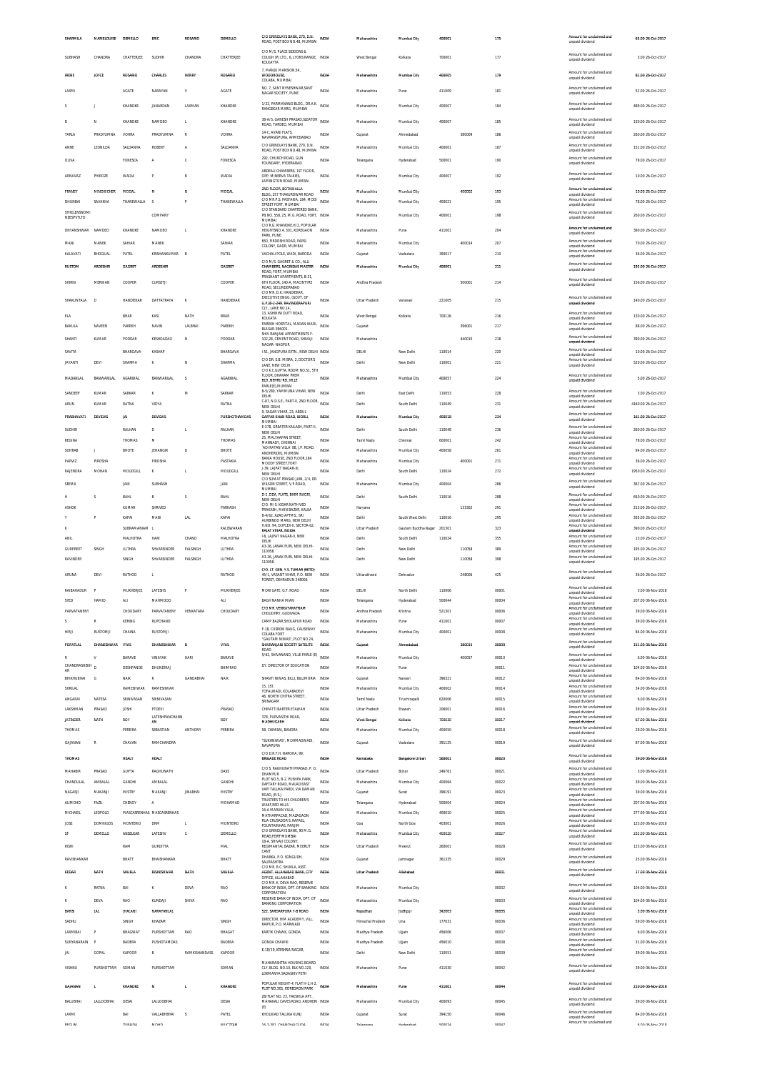| SHARMILA | MARIELOUISE | DEMELLO | ERIC | ROSARIO | DEMELLO | C/O GRINDLAYS BANK, 270, D.N. ROAD, POST BOX NO.48, MUMBAI | INDIA | Maharashtra | Mumbai City | 400001 | | 175 | Amount for unclaimed and unpaid dividend | 65.00 | 26-Oct-2017 |
|---|---|---|---|---|---|---|---|---|---|---|---|---|---|---|---|
| SUBHASH | CHANDRA | CHATTERJEE | SUDHIR | CHANDRA | CHATTERJEE | C/O M/S. FLACE SIDDONS & COUGH (P) LTD., 8, LYONS RANGE, KOLKATTA | INDIA | West Bengal | Kolkata | 700001 | | 177 | Amount for unclaimed and unpaid dividend | 3.00 | 26-Oct-2017 |
| IRENE | JOYCE | ROSARIO | CHARLES | HENRY | ROSARIO | 7, MANJU MANSION,54, WOODHOUSE, COLABA, MUMBAI | INDIA | Maharashtra | Mumbai City | 400005 | | 178 | Amount for unclaimed and unpaid dividend | 81.00 | 26-Oct-2017 |
| LAXMI | | AGATE | NARAYAN | V | AGATE | NO. 7, SANT NYNESHWAR,SANT NAGAR SOCIETY, PUNE | INDIA | Maharashtra | Pune | 411009 | | 181 | Amount for unclaimed and unpaid dividend | 52.00 | 26-Oct-2017 |
| S | J | KHANDKE | JANARDAN | LAXMAN | KHANDKE | 1/22, PARMANAND BLDG., DR.A.K. RANGEKAR MARG, MUMBAI | INDIA | Maharashtra | Mumbai City | 400007 | | 184 | Amount for unclaimed and unpaid dividend | 489.00 | 26-Oct-2017 |
| B | N | KHANDKE | NAMDEO | L | KHANDKE | 38-A/5, GANESH PRASAD,SLEATOR ROAD, TARDEO, MUMBAI | INDIA | Maharashtra | Mumbai City | 400007 | | 185 | Amount for unclaimed and unpaid dividend | 130.00 | 26-Oct-2017 |
| TARLA | PRADYUMNA | VOHRA | PRADYUMNA | R | VOHRA | 14-C, AVANI FLATS, NAVRANGPURA, AHMEDABAD | INDIA | Gujarat | Ahmedabad | | 380009 | 186 | Amount for unclaimed and unpaid dividend | 260.00 | 26-Oct-2017 |
| ANNE | LEONILDA | SALDANHA | ROBERT | A | SALDANHA | C/O GRINDLAYS BANK, 270, D.N. ROAD, POST BOX NO.48, MUMBAI | INDIA | Maharashtra | Mumbai City | 400001 | | 187 | Amount for unclaimed and unpaid dividend | 151.00 | 26-Oct-2017 |
| OLIVA | | FONESCA | A | C | FONESCA | 292, CHURCH ROAD, GUN FOUNDARY, HYDERABAD | INDIA | Telangana | Hyderabad | 500001 | | 190 | Amount for unclaimed and unpaid dividend | 78.00 | 26-Oct-2017 |
| ARNAVAZ | PHIROZE | WADIA | P | B | WADIA | ABDEALI CHAMBERS, 1ST FLOOR, OPP. MINERVA TALKIES, LAMINGTON ROAD, MUMBAI | INDIA | Maharashtra | Mumbai City | 400007 | | 192 | Amount for unclaimed and unpaid dividend | 10.00 | 26-Oct-2017 |
| FRANEY | MINOOCHER | PIDGAL | M | N | PIDGAL | 2ND FLOOR, BOTAWALLA BLDG.,257 THAKURDWAR ROAD | INDIA | Maharashtra | Mumbai City | | 400002 | 193 | Amount for unclaimed and unpaid dividend | 10.00 | 26-Oct-2017 |
| DHUNBAI | SAVAKHA | THANEWALLA | S | P | THANEWALLA | C/O M.R.P.S. PASTAKIA, 184, MODI STREET FORT, MUMBAI | INDIA | Maharashtra | Mumbai City | 400021 | | 195 | Amount for unclaimed and unpaid dividend | 78.00 | 26-Oct-2017 |
| STHELENSNOMINEESPVTLTD | | | COMPANY | | | C/O STANDARD CHARTERED BANK, PB.NO. 558, 25, M.G. ROAD, FORT, MUMBAI | INDIA | Maharashtra | Mumbai City | 400001 | | 198 | Amount for unclaimed and unpaid dividend | 260.00 | 26-Oct-2017 |
| DNYANSHWAR | NAMDEO | KHANDKE | NAMDEO | L | KHANDKE | C/O R.G. KHANDKE,H/2, POPULAR HEIGHTSNO.4, 301, KOREGAON PARK, PUNE | INDIA | Maharashtra | Pune | 411001 | | 204 | Amount for unclaimed and unpaid dividend | 390.00 | 26-Oct-2017 |
| MANI | MANEK | SAHIAR | MANEK | | SAHIAR | 850, FIRDOSHI ROAD, PARSI COLONY, DADR, MUMBAI | INDIA | Maharashtra | Mumbai City | | 400014 | 207 | Amount for unclaimed and unpaid dividend | 70.00 | 26-Oct-2017 |
| KALAVATI | BHOGILAL | PATEL | KRISHANKUMAR | B | PATEL | VACHALI POLE, WADI, BARODA | INDIA | Gujarat | Vadodara | 390017 | | 210 | Amount for unclaimed and unpaid dividend | 36.00 | 26-Oct-2017 |
| RUSTOM | ARDESHIR | GAGRET | ARDESHIR | | GAGRET | C/O M/S. GAGRET & CO., ALLI CHAMBERS, NAGINDAS MASTER ROAD, FORT, MUMBAI | INDIA | Maharashtra | Mumbai City | 400001 | | 211 | Amount for unclaimed and unpaid dividend | 192.00 | 26-Oct-2017 |
| SHIRIN | MERWAN | COOPER | CURSETJI | | COOPER | PRASHANT APPARTMENTS, B-21, 8TH FLOOR, 140-A, MACINTYRE ROAD, SECUNDERABAD | INDIA | Andhra Pradesh | | | 500001 | 214 | Amount for unclaimed and unpaid dividend | 156.00 | 26-Oct-2017 |
| SHAKUNTALA | D | HANDIEKAR | DATTATRAYA | K | HANDIEKAR | C/O MR. D.K. HANDIEKAR, EXECUTIVE ENGG. (GOVT. OF U.P.)B-2-249, RAVINDERAPURI CLY., LANE NO.14, | INDIA | Uttar Pradesh | Varanasi | 221005 | | 215 | Amount for unclaimed and unpaid dividend | 140.00 | 26-Oct-2017 |
| ELA | | BHAR | KASI | NATH | BHAR | 13, ASHWINI DUTT ROAD, KOLKATA | INDIA | West Bengal | Kolkata | 700126 | | 216 | Amount for unclaimed and unpaid dividend | 130.00 | 26-Oct-2017 |
| BAKULA | NAVEEN | PAREKH | NAVIN | LALBHAI | PAREKH | PAREKH HOSPITAL, MADAN WADI, BULSAR-396001 | INDIA | Gujarat | | | 396001 | 217 | Amount for unclaimed and unpaid dividend | 88.00 | 26-Oct-2017 |
| SHANTI | KUMAR | PODDAR | KESHOADAO | N | PODDAR | SHIV RANJANI APPARTMENTS F-102,28, CEMENT ROAD, SHIVAJI NAGAR- NAGPUR | INDIA | Maharashtra | | | 440010 | 218 | Amount for unclaimed and unpaid dividend | 390.00 | 26-Oct-2017 |
| SAVITA | | BHARGAVA | KASHAP | | BHARGAVA | I-51, JANGPURA EXTN., NEW DELHI | INDIA | DELHI | New Delhi | 110014 | | 220 | Amount for unclaimed and unpaid dividend | 10.00 | 26-Oct-2017 |
| JAYANTI | DEVI | SHARMA | K | N | SHARMA | C/O DR. E.B. MISRA, 2, DOCTORS LANE, NEW DELHI | INDIA | Delhi | New Delhi | 110001 | | 221 | Amount for unclaimed and unpaid dividend | 520.00 | 26-Oct-2017 |
| MADANLAL | BANWARILAL | AGARWAL | BANWARILAL | S | AGARWAL | C/O K.C.GUPTA, ROOM NO.51, 5TH FLOOR, DHARAM PREM BLD.,NEHRU RD.,VILE PARLE(E),MUMBAI | INDIA | Maharashtra | Mumbai City | 400057 | | 224 | Amount for unclaimed and unpaid dividend | 5.00 | 26-Oct-2017 |
| SANDEEP | KUMAR | SARKAR | K | M | SARKAR | B-5/280, YAMMUNA VIHAR, NEW DELHI | INDIA | Delhi | East Delhi | 110053 | | 228 | Amount for unclaimed and unpaid dividend | 3.00 | 26-Oct-2017 |
| ARUN | KUMAR | RATNA | VIDYA | | RATNA | C-87, N.D.S.E., PART-II, 2ND FLOOR, NEW DELHI | INDIA | Delhi | South Delhi | 110049 | | 231 | Amount for unclaimed and unpaid dividend | 4160.00 | 26-Oct-2017 |
| PRABHAVATI | DEVIDAS | JAI | DEVIDAS | | PURSHOTHAMDAS | 8, SAGAR VIHAR, 23, ABDUL GAFFAR KHAN ROAD, WORLI, MUMBAI | INDIA | Maharashtra | Mumbai City | 400018 | | 234 | Amount for unclaimed and unpaid dividend | 161.00 | 26-Oct-2017 |
| SUDHIR | | RALHAN | D | L | RALHAN | E-378, GREATER KAILASH, PART-II, NEW DELHI | INDIA | Delhi | South Delhi | 110048 | | 236 | Amount for unclaimed and unpaid dividend | 260.00 | 26-Oct-2017 |
| REGINA | | THOMAS | M | | THOMAS | 25, MALYAAPAN STREET, MANNADY, CHENNAI | INDIA | Tamil Nadu | Chennai | 600001 | | 242 | Amount for unclaimed and unpaid dividend | 78.00 | 26-Oct-2017 |
| SOHRAB | J | BHOTE | JEHANGIR | D | BHOTE | 'ADI RATAN VILLA' 88, J.P. ROAD, ANDHERI(W), MUMBAI | INDIA | Maharashtra | Mumbai City | 400058 | | 261 | Amount for unclaimed and unpaid dividend | 94.00 | 26-Oct-2017 |
| PARVIZ | PIROSHA | | PIROSHA | | PASTAKIA | BANIA HOUSE, 2ND FLOOR,184 MOODY STREET,FORT | INDIA | Maharashtra | Mumbai City | | 400001 | 271 | Amount for unclaimed and unpaid dividend | 36.00 | 26-Oct-2017 |
| RAJENDRA | MOHAN | MOUDGILL | K | L | MOUDGILL | J-39, LAJPAT NAGAR-III, NEW DELHI | INDIA | Delhi | South Delhi | 110024 | | 272 | Amount for unclaimed and unpaid dividend | 1950.00 | 26-Oct-2017 |
| SEEMA | | JAIN | SUBHASH | | JAIN | C/O SUMAT PRASAD JAIN, 2/4, DR. WILSON STREET, V.P.ROAD, MUMBAI | INDIA | Maharashtra | Mumbai City | 400004 | | 286 | Amount for unclaimed and unpaid dividend | 367.00 | 26-Oct-2017 |
| H | S | BAHL | B | S | BAHL | D-1, DDA, FLATS, BHIM NAGRI, NEW DELHI | INDIA | Delhi | South Delhi | 110016 | | 288 | Amount for unclaimed and unpaid dividend | 650.00 | 26-Oct-2017 |
| ASHOK | | KUMAR | SHRIVED | | PARKASH | C/O. M/S. KIDAR NATH VED PRAKASH, MAIN BAZAR, KALKA | INDIA | Haryana | | | 133302 | 291 | Amount for unclaimed and unpaid dividend | 213.00 | 26-Oct-2017 |
| Y | P | KAPAI | MANI | LAL | KAPAI | B-4/62, AZAD APTMS., SRI AURBINDO MARG, NEW DELHI | INDIA | Delhi | South West Delhi | 110016 | | 295 | Amount for unclaimed and unpaid dividend | 335.00 | 26-Oct-2017 |
| K | | SUBRAMANIAM | L | | KALISWARAN | H.NO. 94, DUPLEX-II, SECTOR-62, RAJAT VIHAR, NOIDA | INDIA | Uttar Pradesh | Gautam Buddha Nagar | 201301 | | 323 | Amount for unclaimed and unpaid dividend | 390.00 | 26-Oct-2017 |
| ANIL | | MALHOTRA | HARI | CHAND | MALHOTRA | I-8, LAJPAT NAGAR-II, NEW DELHI | INDIA | Delhi | South Delhi | 110024 | | 355 | Amount for unclaimed and unpaid dividend | 13.00 | 26-Oct-2017 |
| GURPREET | SINGH | LUTHRA | SHVARSINDER | PALSINGH | LUTHRA | A3-26, JANAK PURI, NEW DELHI-110058. | INDIA | Delhi | New Delhi | | 110058 | 389 | Amount for unclaimed and unpaid dividend | 195.00 | 26-Oct-2017 |
| RAVINDER | | SINGH | SHVARSINDER | PALSINGH | LUTHRA | A3-26, JANAK PURI, NEW DELHI-110058. | INDIA | Delhi | New Delhi | | 110058 | 398 | Amount for unclaimed and unpaid dividend | 195.00 | 26-Oct-2017 |
| ARUNA | DEVI | RATHOD | L | | RATHOD | C/O. LT. GEN. Y.S. TUMAR (RETD) 45/1, VASANT VIHAR, P.O. NEW FOREST, DEHRADUN 248006 | INDIA | Uttarakhand | Dehradun | | 248006 | 425 | Amount for unclaimed and unpaid dividend | 36.00 | 26-Oct-2017 |
| RAIBAHADUR | P | MUKHERJEE | LATESHS | P | MUKHERJEE | MORI GATE, G.T. ROAD | INDIA | DELHI | North Delhi | 110006 | | 00001 | Amount for unclaimed and unpaid dividend | 3.00 | 06-Nov-2018 |
| SYED | HAMID | ALI | MAHMOOD | | ALI | BAGH NANHA MIAN | INDIA | Telangana | Hyderabad | 500044 | | 00004 | Amount for unclaimed and unpaid dividend | 207.00 | 06-Nov-2018 |
| PARVATANENI | | CHOUDARY | PARVATANENI | VENKATARA | CHOUDARY | C/O MR. VENKATARATNAM CHOUDHRY, GUDIVADA | INDIA | Andhra Pradesh | Krishna | 521301 | | 00006 | Amount for unclaimed and unpaid dividend | 39.00 | 06-Nov-2018 |
| S | R | KERING | RUPCHAND | | | CAMP BAZAR,SHOLAPUR ROAD | INDIA | Maharashtra | Pune | 411001 | | 00007 | Amount for unclaimed and unpaid dividend | 39.00 | 06-Nov-2018 |
| HIRJI | RUSTOMJI | CHAINA | RUSTOMJI | | | F-18, CUSROW BAUG, CAUSEWAY COLABA FORT | INDIA | Maharashtra | Mumbai City | 400001 | | 00008 | Amount for unclaimed and unpaid dividend | 84.00 | 06-Nov-2018 |
| POPATLAL | DHANESHWAR | VYAS | DHANESHWAR | B | VYAS | "GAUTAM NIWAS", PLOT NO 24, SHIVRANJANI SOCIETY SATELITE ROAD | INDIA | Gujarat | Ahmedabad | | 380015 | 00009 | Amount for unclaimed and unpaid dividend | 151.00 | 06-Nov-2018 |
| R | V | BARAVE | VINAYAK | HARI | BARAVE | 5/62, SHIVANAND, VILLE PARLE (E) | INDIA | Maharashtra | Mumbai City | | 400057 | 00010 | Amount for unclaimed and unpaid dividend | 6.00 | 06-Nov-2018 |
| CHANDRASHEKHAR | D | DESHPANDE | DHUNDIRAJ | | BHIMRAO | DY. DIRECTOR OF EDUCATION | INDIA | Maharashtra | Pune | | | 00011 | Amount for unclaimed and unpaid dividend | 104.00 | 06-Nov-2018 |
| BHIKHUBHAI | G | NAIK | R | GANDABHAI | NAIK | SHANTI NIWAS, BILLI, BILLIMORIA | INDIA | Gujarat | Navsari | 396321 | | 00012 | Amount for unclaimed and unpaid dividend | 84.00 | 06-Nov-2018 |
| SHRILAL | | RAMESHWAR | RAMESHWAR | | | 15, 1ST, TOPALWADI, KOLABADEVI | INDIA | Maharashtra | Mumbai City | 400002 | | 00014 | Amount for unclaimed and unpaid dividend | 34.00 | 06-Nov-2018 |
| ANGARAI | NATESA | SRINIVASAN | SRINIVASAN | | | 46, NORTH CHITRA STREET, SRINAGAM | INDIA | Tamil Nadu | Tiruchirapalli | 620006 | | 00015 | Amount for unclaimed and unpaid dividend | 6.00 | 06-Nov-2018 |
| LAKSHMAN | PRASAD | JOSHI | PTDEVI | | PRASAD | CHIPATTI BARTER ETAWAH | INDIA | Uttar Pradesh | Etawah | 206001 | | 00016 | Amount for unclaimed and unpaid dividend | 39.00 | 06-Nov-2018 |
| JATINDER | NATH | ROY | LATESHPANCHANAN | | ROY | 378, PURVASITHI ROAD, MADHUGARH | INDIA | West Bengal | Kolkata | 700030 | | 00017 | Amount for unclaimed and unpaid dividend | 67.00 | 06-Nov-2018 |
| THOMAS | | PEREIRA | SEBASTIAN | ANTHONY | PEREIRA | 58, CHIMBAI, BANDRA | INDIA | Maharashtra | Mumbai City | 400050 | | 00018 | Amount for unclaimed and unpaid dividend | 28.00 | 06-Nov-2018 |
| GAJANAN | R | CHAVAN | RAMCHANDRA | | | "SUKHNIVAS", MOHMADWADI, NAVAPURA | INDIA | Gujarat | Vadodara | 391125 | | 00019 | Amount for unclaimed and unpaid dividend | 87.00 | 06-Nov-2018 |
| THOMAS | | HEALY | HEALY | | | C/O D.R.F.H. NARONA, 89, BRIGADE ROAD | INDIA | Karnataka | Bangalore Urban | 560001 | | 00020 | Amount for unclaimed and unpaid dividend | 39.00 | 06-Nov-2018 |
| MAHABIR | PRASAD | GUPTA | RAGHUNATH | | DASS | C/O S. RAGHUNATH PRASAD, P. O. DHAMPUR | INDIA | Uttar Pradesh | Bijnor | 246761 | | 00021 | Amount for unclaimed and unpaid dividend | 3.00 | 06-Nov-2018 |
| CHANDULAL | AMBALAL | GANDHI | AMBALAL | | GANDHI | PLOT NO.5, B-2, PUSHPA PARK, DAFTARY ROAD, MALAD EAST | INDIA | Maharashtra | Mumbai City | 400064 | | 00022 | Amount for unclaimed and unpaid dividend | 39.00 | 06-Nov-2018 |
| NAGARJI | MAKANJI | MISTRY | MAKANJI | JINABHAI | MISTRY | VAPI TALUKA PARDI, VIA DAMAN ROAD, (R.S.) | INDIA | Gujarat | Surat | 396191 | | 00023 | Amount for unclaimed and unpaid dividend | 39.00 | 06-Nov-2018 |
| ALIMOHD | FAZIL | CHINOY | A | | MOHAMAD | TRUSTEES TO HIS CHILDREN'S WAKF,RED HILLS | INDIA | Telangana | Hyderabad | 500004 | | 00024 | Amount for unclaimed and unpaid dividend | 207.00 | 06-Nov-2018 |
| MICHAEL | LEOPOLD | MASCASRENHAS | MASCASRENHAS | | | 16-A MARIAN VILLA, MATHARPACADI, MAZAGAON | INDIA | Maharashtra | Mumbai City | 400010 | | 00025 | Amount for unclaimed and unpaid dividend | 277.00 | 06-Nov-2018 |
| JOSE | DOMINGOS | MONTEIRO | DRM | L | MONTEIRO | RUA CRUSADOR S.RAFAEL, FOUNTAINHAS, PANJIM | INDIA | Goa | North Goa | 403001 | | 00026 | Amount for unclaimed and unpaid dividend | 123.00 | 06-Nov-2018 |
| SF | DEMELLO | ANSELKAR | LATESHV | C | DEMELLO | C/O GRINDLAYS BANK, 90 M. G. ROAD,FORT MUMBAI | INDIA | Maharashtra | Mumbai City | 400020 | | 00027 | Amount for unclaimed and unpaid dividend | 232.00 | 06-Nov-2018 |
| RISHI | | RAM | GURDITTA | | MAL | 18-A, SHIVAJI COLONY, REGIMANTAL BAZAR, MEERUT CANT | INDIA | Uttar Pradesh | Meerut | 260001 | | 00028 | Amount for unclaimed and unpaid dividend | 123.00 | 06-Nov-2018 |
| RAVISHANKAR | | BHATT | BHAISHANKAR | | BHATT | DHARKA, P.O. SONGUDH, SAURASHTRA | INDIA | Gujarat | Jamnagar | 361335 | | 00029 | Amount for unclaimed and unpaid dividend | 25.00 | 06-Nov-2018 |
| KEDAR | NATH | SHUKLA | BISHESHWAR | NATH | SHUKLA | C/O MR. R.C. SHUKLA, ASST. AGENT, ALLAHABAD BANK, CITY OFFICE, ALLAHABAD | INDIA | Uttar Pradesh | Allahabad | | | 00031 | Amount for unclaimed and unpaid dividend | 17.00 | 06-Nov-2018 |
| K | RATNA | BAI | K | DEVA | RAO | C/O MR. K. DEVA RAO, RESERVE BANK OF INDIA, DPT. OF BANKING CORPORATION | INDIA | Maharashtra | Mumbai City | | | 00032 | Amount for unclaimed and unpaid dividend | 104.00 | 06-Nov-2018 |
| K | DEVA | RAO | KUNDAJI | SHIVA | RAO | RESERVE BANK OF INDIA, DPT. OF BANKING CORPORATION | INDIA | Maharashtra | Mumbai City | | | 00033 | Amount for unclaimed and unpaid dividend | 104.00 | 06-Nov-2018 |
| BANSI | LAL | JHALANI | NARAYANLAL | | | 522, SARDARPURA 7-B ROAD | INDIA | Rajasthan | Jodhpur | 342003 | | 00035 | Amount for unclaimed and unpaid dividend | 3.00 | 06-Nov-2018 |
| SADHU | | SINGH | KHAZAN | | SINGH | DIRECTOR, HIM ACADEMY, VILL. RAIPUR, P.O. MARWADI | INDIA | Himachal Pradesh | Una | 177031 | | 00036 | Amount for unclaimed and unpaid dividend | 59.00 | 06-Nov-2018 |
| LAXMIBAI | P | BHAGWAT | PURSHOTTAM | RAO | BHAGAT | KARTIK CHAWK, GONDA | INDIA | Madhya Pradesh | Ujjain | 456006 | | 00037 | Amount for unclaimed and unpaid dividend | 6.00 | 06-Nov-2018 |
| SURYANARAIN | P | BADERA | PUSHOTAMDAS | | BADERA | GONDA CHAWNI | INDIA | Madhya Pradesh | Ujjain | 456010 | | 00038 | Amount for unclaimed and unpaid dividend | 31.00 | 06-Nov-2018 |
| JAI | GOPAL | KAPOOR | B | RAMKISHANDASS | KAPOOR | K-18/19, KRISHNA NAGAR, | INDIA | Delhi | New Delhi | 110051 | | 00039 | Amount for unclaimed and unpaid dividend | 39.00 | 06-Nov-2018 |
| VISHNU | PURSHOTTAM | SOMAN | PURSHOTTAM | | SOMAN | MAHARASHTRA HOUSING BOARD CLY, BLDG. NO.10, BLK NO.120, LOKMANYA SADASHIV PETH | INDIA | Maharashtra | Pune | 411030 | | 00042 | Amount for unclaimed and unpaid dividend | 39.00 | 06-Nov-2018 |
| GAJANAN | L | KHANDKE | N | L | KHANDKE | POPULAR HEIGHT-4, FLAT H-1,H-2, PLOT NO.301, KOREGAON PARK | INDIA | Maharashtra | Pune | 411001 | | 00044 | Amount for unclaimed and unpaid dividend | 210.00 | 06-Nov-2018 |
| BALUBHAI | LALLOOBHAI | DESAI | LALLOOBHAI | | DESAI | 28/FLAT NO. 23, TAKSHILA APT., MAHAKALI CAVES ROAD, ANDHERI (E) | INDIA | Maharashtra | Mumbai City | 400093 | | 00045 | Amount for unclaimed and unpaid dividend | 39.00 | 06-Nov-2018 |
| LAXMI | | BAI | VALLABHBHAI | S | PATEL | KHOLWAD TALUKA KURNJ | INDIA | Gujarat | Surat | 394150 | | 00046 | Amount for unclaimed and unpaid dividend | 84.00 | 06-Nov-2018 |
| BEGUM | | ZUBAIDA | MOHD | | MUCTZAM | 16-3-301, CHANCHALGUDA | INDIA | Telangana | Hyderabad | 500024 | | 00047 | Amount for unclaimed and unpaid dividend | 6.00 | 06-Nov-2018 |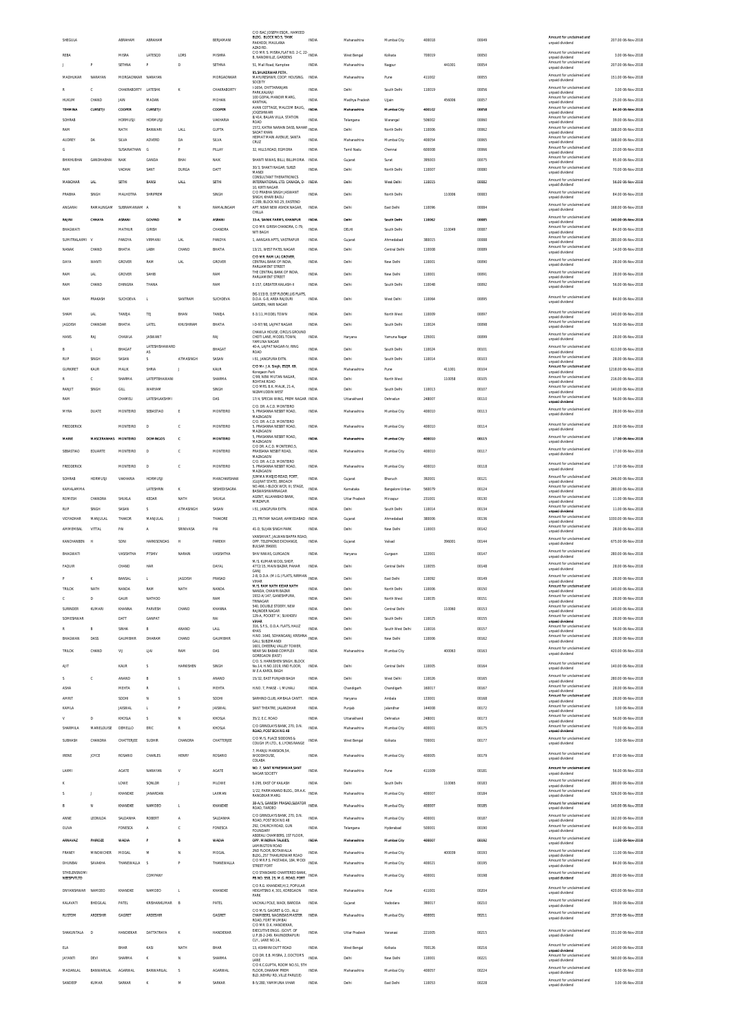| SHEGULA | | ABRAHAM | ABRAHAM | | BERJAMAM | C/O BAC JOSEPH ESQR., HAMEED BLDG., BLOCK NO.5, TANK PAKHEDI, MAULANA AZAD RD. | INDIA | Maharashtra | Mumbai City | 400018 | | 00049 | Amount for unclaimed and unpaid dividend | 207.00 06-Nov-2018 |
|---|---|---|---|---|---|---|---|---|---|---|---|---|---|---|
| REBA | | MISRA | LATESQD | LORS | MISHRA | C/O MR. S. MISRA,FLAT NO. 2-C, 22-B, NANDWILLE, GARDENS | INDIA | West Bengal | Kolkata | 700019 | | 00050 | Amount for unclaimed and unpaid dividend | 3.00 06-Nov-2018 |
| J | P | SETHNA | P | D | SETHNA | 51, Mall Road, Kamptee | INDIA | Maharashtra | Nagpur | | 441001 | 00054 | Amount for unclaimed and unpaid dividend | 207.00 06-Nov-2018 |
| MADHUKAR | NARAYAN | MORGAONKAR | NARAYAN | | MORGAONKAR | 85,SHUKERWAR PETH, MAYURESHWR, COOP. HOUSING. SOCEITY | INDIA | Maharashtra | Pune | 411002 | | 00055 | Amount for unclaimed and unpaid dividend | 151.00 06-Nov-2018 |
| R | C | CHAKRABORTY | LATESHK | K | CHAKRABORTY | I-1654, CHITTARANJAN PARK,KALKAJI | INDIA | Delhi | South Delhi | 110019 | | 00056 | Amount for unclaimed and unpaid dividend | 3.00 06-Nov-2018 |
| HUKUM | CHAND | JAIN | MADAN | | MOHAN | 100 GOPAL MANDIR MARG, KANTHAL | INDIA | Madhya Pradesh | Ujjain | | 456006 | 00057 | Amount for unclaimed and unpaid dividend | 25.00 06-Nov-2018 |
| TEHMINA | CURSETJI | COOPER | CURSETJI | | COOPER | AVAN COTTAGE, MALCOM BAUG, JOGESHWARI | INDIA | Maharashtra | Mumbai City | 400102 | | 00058 | Amount for unclaimed and unpaid dividend | 84.00 06-Nov-2018 |
| SOHRAB | | HORMUSJI | HORMUSJI | | VAKHARIA | 8/414, BALAN VILLA, STATION ROAD | INDIA | Telangana | Warangal | 506002 | | 00060 | Amount for unclaimed and unpaid dividend | 39.00 06-Nov-2018 |
| RAM | | NATH | BANWARI | LALL | GUPTA | 1572, KATRA NARAIN DASS, NAHAR SADAT KHAN | INDIA | Delhi | North Delhi | 110006 | | 00062 | Amount for unclaimed and unpaid dividend | 168.00 06-Nov-2018 |
| AUDREY | DA | SILVA | ADVERD | DA | SILVA | HEMAT MAIN AVENUE, SANTA CRUZ | INDIA | Maharashtra | Mumbai City | 400054 | | 00065 | Amount for unclaimed and unpaid dividend | 168.00 06-Nov-2018 |
| G | | SUSAINATHAN | G | P | PILLAY | 32, HILLS ROAD, EGMORA | INDIA | Tamil Nadu | Chennai | 600008 | | 00066 | Amount for unclaimed and unpaid dividend | 20.00 06-Nov-2018 |
| BHIKHUBHAI | GANDHABHAI | NAIK | GANDA | BHAI | NAIK | SHANTI NIWAS, BILLI, BILLIMORIA | INDIA | Gujarat | Surat | 395003 | | 00075 | Amount for unclaimed and unpaid dividend | 95.00 06-Nov-2018 |
| RAM | | VADHAI | SANT | DURGA | DATT | 30/3, SHAKTI NAGAR, SUBZI MANDI | INDIA | Delhi | North Delhi | 110007 | | 00080 | Amount for unclaimed and unpaid dividend | 70.00 06-Nov-2018 |
| MANOHAR | LAL | SETHI | BANSI | LALL | SETHI | CONSULTANT THERATRONICS INTERNATIONAL LTD. CANADA, D-10, KIRTI NAGAR | INDIA | Delhi | West Delhi | 110015 | | 00082 | Amount for unclaimed and unpaid dividend | 56.00 06-Nov-2018 |
| PRABHA | SINGH | MALHOTRA | SHRIPREM | | SINGH | C/O PRABHA SINGH JASWANT SINGH, KHARI BAOLI | INDIA | Delhi | North Delhi | | 110006 | 00083 | Amount for unclaimed and unpaid dividend | 84.00 06-Nov-2018 |
| ANGARAI | RAMALINGAM | SUBRAMANIAM | A | N | RAMALINGAM | C-289, BLOCK NO.29, EASTEND APT. NEAR NEW ASHOK NAGAR, CHILLA | INDIA | Delhi | East Delhi | 110096 | | 00084 | Amount for unclaimed and unpaid dividend | 168.00 06-Nov-2018 |
| RAJINI | CHHAYA | ASRANI | GOVIND | M | ASRANI | 33-A, SAINIK FARMS, KHANPUR | INDIA | Delhi | South Delhi | 110062 | | 00085 | Amount for unclaimed and unpaid dividend | 140.00 06-Nov-2018 |
| BHAGWATI | | MATHUR | GIRISH | | CHANDRA | C/O MR. GIRISH CHANDRA, C-79, MITI BAGH | INDIA | DELHI | South Delhi | | 110049 | 00087 | Amount for unclaimed and unpaid dividend | 84.00 06-Nov-2018 |
| SUMITRALAXMI | V | PANDYA | VIRMANI | LAL | PANDYA | 1, AANGAN APTS, VASTRAPUR | INDIA | Gujarat | Ahmedabad | 380015 | | 00088 | Amount for unclaimed and unpaid dividend | 280.00 06-Nov-2018 |
| NANAK | CHAND | BHATIA | LABH | CHAND | BHATIA | 13/21, WEST PATEL NAGAR | INDIA | Delhi | Central Delhi | 110008 | | 00089 | Amount for unclaimed and unpaid dividend | 14.00 06-Nov-2018 |
| DAYA | WANTI | GROVER | RAM | LAL | GROVER | C/O MR. RAM LAL GROVER, CENTRAL BANK OF INDIA, PARLIAMENT STREET | INDIA | Delhi | New Delhi | 110001 | | 00090 | Amount for unclaimed and unpaid dividend | 28.00 06-Nov-2018 |
| RAM | LAL | GROVER | SAHIB | | RAM | THE CENTRAL BANK OF INDIA, PARLIAMENT STREET | INDIA | Delhi | New Delhi | 110001 | | 00091 | Amount for unclaimed and unpaid dividend | 28.00 06-Nov-2018 |
| RAM | CHAND | DHINGRA | THANA | | RAM | E-157, GREATER KAILASH-II | INDIA | Delhi | South Delhi | 110048 | | 00092 | Amount for unclaimed and unpaid dividend | 56.00 06-Nov-2018 |
| RAM | PRAKASH | SUCHDEVA | L | SANTRAM | SUCHDEVA | DG-113/D, (1ST FLOOR),LIG FLATS, D.D.A. G-8, AREA RAJOURI GARDEN, HARI NAGAR | INDIA | Delhi | West Delhi | 110064 | | 00095 | Amount for unclaimed and unpaid dividend | 84.00 06-Nov-2018 |
| SHAM | LAL | TANEJA | TEJ | BHAN | TANEJA | E-3/11, MODEL TOWN | INDIA | Delhi | North West | 110009 | | 00097 | Amount for unclaimed and unpaid dividend | 140.00 06-Nov-2018 |
| JAGDISH | CHANDAR | BHATIA | LATEL | KHUSHIRAM | BHATIA | I-D-97/98, LAJPAT NAGAR | INDIA | Delhi | South Delhi | 110024 | | 00098 | Amount for unclaimed and unpaid dividend | 56.00 06-Nov-2018 |
| HANS | RAJ | CHAWLA | JASWANT | | RAJ | CHAWLA HOUSE, CIRCUS GROUND CHOTI LANE, MODEL TOWN, YAMUNA NAGAR | INDIA | Haryana | Yamuna Nagar | 135001 | | 00099 | Amount for unclaimed and unpaid dividend | 28.00 06-Nov-2018 |
| B | L | BHAGAT | LATESHRIBHAWARD AS | | BHAGAT | 40-A, LAJPAT NAGAR-IV, RING ROAD | INDIA | Delhi | South Delhi | 110024 | | 00101 | Amount for unclaimed and unpaid dividend | 613.00 06-Nov-2018 |
| RUP | SINGH | SASAN | S | ATMASINGH | SASAN | I-51, JANGPURA EXTN. | INDIA | Delhi | South Delhi | 110014 | | 00103 | Amount for unclaimed and unpaid dividend | 28.00 06-Nov-2018 |
| GURBIRET | KAUR | MALIK | SHRIA | J | KAUR | C/O Mr. J.A. Singh, ESQR. 69, Koregaon Park | INDIA | Maharashtra | Pune | | 411001 | 00104 | Amount for unclaimed and unpaid dividend | 1218.00 06-Nov-2018 |
| R | C | SHARMA | LATEPTBHAWANI | | SHARMA | C/99, NEW MULTAN NAGAR, ROHTAK ROAD | INDIA | Delhi | North West | | 110058 | 00105 | Amount for unclaimed and unpaid dividend | 216.00 06-Nov-2018 |
| RANJIT | SINGH | GILL | WARYAM | | SINGH | C/O MRS. B.K. MALIK, 21-A, NIZAMUDDIN WEST | INDIA | Delhi | South Delhi | 110013 | | 00107 | Amount for unclaimed and unpaid dividend | 140.00 06-Nov-2018 |
| RAM | | CHAMELI | LATESHLAKSHMI | | DAS | 17/4, SPECIAL WING, PREM NAGAR | INDIA | Uttarakhand | Dehradun | 248007 | | 00110 | Amount for unclaimed and unpaid dividend | 56.00 06-Nov-2018 |
| MYRA | DUATE | MONTEIRO | SEBASTIAO | E | MONTEIRO | C/O. DR. A.C.D. MONTEIRO 5, PRASANNA NESBIT ROAD, MAZAGAON | INDIA | Maharashtra | Mumbai City | 400010 | | 00113 | Amount for unclaimed and unpaid dividend | 28.00 06-Nov-2018 |
| FREDDERICK | | MONTEIRO | D | C | MONTEIRO | C/O. DR. A.C.D. MONTEIRO 5, PRASANNA NESBIT ROAD, MAZAGAON | INDIA | Maharashtra | Mumbai City | 400010 | | 00114 | Amount for unclaimed and unpaid dividend | 28.00 06-Nov-2018 |
| MARIE | MASCERANHAS | MONTEIRO | DOMINGOS | C | MONTEIRO | 5, PRASANNA NESBIT ROAD, MAZAGAON | INDIA | Maharashtra | Mumbai City | 400010 | | 00115 | Amount for unclaimed and unpaid dividend | 17.00 06-Nov-2018 |
| SEBASTIAO | EDUARTE | MONTEIRO | D | C | MONTEIRO | C/O DR. A.C.D. MONTEIRO,5, PRASSANA NESBIT ROAD, MAZAGAON | INDIA | Maharashtra | Mumbai City | 400010 | | 00117 | Amount for unclaimed and unpaid dividend | 17.00 06-Nov-2018 |
| FREDDERICK | | MONTEIRO | D | C | MONTEIRO | C/O. DR. A.C.D. MONTEIRO 5, PRASANNA NESBIT ROAD, MAZAGAON | INDIA | Maharashtra | Mumbai City | 400010 | | 00118 | Amount for unclaimed and unpaid dividend | 17.00 06-Nov-2018 |
| SOHRAB | HORMUSJI | VAKHARIA | HORMUSJI | | MANCHARSHAW | JUMMA MASJID ROAD, FORT, (GUJRAT STATE), BROACH | INDIA | Gujarat | Bharuch | 392001 | | 00121 | Amount for unclaimed and unpaid dividend | 246.00 06-Nov-2018 |
| KAMALAMMA | | | LATESHRIN | K | SESHEDISAGRA | NO.466, I-BLOCK WCR, III, STAGE, BASWASHWARNAGAR | INDIA | Karnataka | Bangalore Urban | 560079 | | 00124 | Amount for unclaimed and unpaid dividend | 280.00 06-Nov-2018 |
| ROMESH | CHANDRA | SHUKLA | KEDAR | NATH | SHUKLA | AGENT, ALLAHABAD BANK, MIRZAPUR | INDIA | Uttar Pradesh | Mirzapur | 231001 | | 00130 | Amount for unclaimed and unpaid dividend | 11.00 06-Nov-2018 |
| RUP | SINGH | SASAN | S | ATMASINGH | SASAN | I-51, JANGPURA EXTN. | INDIA | Delhi | South Delhi | 110014 | | 00134 | Amount for unclaimed and unpaid dividend | 11.00 06-Nov-2018 |
| VIDYADHAR | MANJULAL | THAKOR | MANJULAL | J | THAKORE | 23, PRITAM NAGAR, AHMEDABAD | INDIA | Gujarat | Ahmedabad | 380006 | | 00136 | Amount for unclaimed and unpaid dividend | 1030.00 06-Nov-2018 |
| AMMEMBAL | VITTAL | PAI | A | SRINIVASA | PAI | 41-D, SUJAN SINGH PARK | INDIA | Delhi | New Delhi | 110003 | | 00142 | Amount for unclaimed and unpaid dividend | 28.00 06-Nov-2018 |
| KANCHANBEN | H | SONI | HARKISONDAS | H | PAREKH | VANSHIVAT, JALARAM BAPPA ROAD, OPP. TELEPHONE EXCHANGE, BULSAR 396001 | INDIA | Gujarat | Valsad | | 396001 | 00144 | Amount for unclaimed and unpaid dividend | 675.00 06-Nov-2018 |
| BHAGWATI | | VASISHTHA | PTSHIV | NARAIN | VASISHTHA | SHIV NIWAS, GURGAON | INDIA | Haryana | Gurgaon | 122001 | | 00147 | Amount for unclaimed and unpaid dividend | 280.00 06-Nov-2018 |
| FAQUIR | | CHAND | HAR | | DAYAL | M/S. KUMAR WOOL SHOP, 4772/15, MAIN BAZAR, PAHAR GANJ | INDIA | Delhi | Central Delhi | 110055 | | 00148 | Amount for unclaimed and unpaid dividend | 28.00 06-Nov-2018 |
| P | K | BANSAL | L | JAGDISH | PRASAD | 2-B, D.D.A. (M.I.G.) FLATS, NIRMAN VIHAR | INDIA | Delhi | East Delhi | 110092 | | 00149 | Amount for unclaimed and unpaid dividend | 28.00 06-Nov-2018 |
| TRILOK | NATH | NANDA | RAM | NATH | NANDA | M/S. RAM NATH KIDAR NATH NANDA, CHAWRI BAZAR | INDIA | Delhi | North Delhi | 110006 | | 00150 | Amount for unclaimed and unpaid dividend | 140.00 06-Nov-2018 |
| C | D | GAUR | NATHOO | | RAM | 1932-A/147, GANESHPURA, TRINAGAR | INDIA | Delhi | North West | 110035 | | 00151 | Amount for unclaimed and unpaid dividend | 28.00 06-Nov-2018 |
| SURINDER | KUMARI | KHANNA | PARVESH | CHAND | KHANNA | 540, DOUBLE STOREY, NEW RAJINDER NAGAR | INDIA | Delhi | Central Delhi | | 110060 | 00153 | Amount for unclaimed and unpaid dividend | 140.00 06-Nov-2018 |
| SOMESHWAR | | DATT | GANPAT | | RAI | 129-A, POCKET 'A', SUKHDEV VIHAR | INDIA | Delhi | South Delhi | 110025 | | 00155 | Amount for unclaimed and unpaid dividend | 28.00 06-Nov-2018 |
| R | B | SINHA | B | ANAND | LALL | 316, S.F.S., D.D.A. FLATS, HAUZ KHAS | INDIA | Delhi | South West Delhi | 110016 | | 00157 | Amount for unclaimed and unpaid dividend | 56.00 06-Nov-2018 |
| BHAGWAN | DASS | GAUMBHIR | DHARAM | CHAND | GAUMBHIR | H.NO. 1640, SOHANGANJ, KRISHNA GALI, SUBZIMANDI | INDIA | Delhi | New Delhi | 110006 | | 00162 | Amount for unclaimed and unpaid dividend | 28.00 06-Nov-2018 |
| TRILOK | CHAND | VIJ | LJAI | RAM | DAS | 1601, DHEERAJ VALLEY TOWER, NEAR SAI BABAB COMPLEX GOREGAON (EAST) | INDIA | Maharashtra | Mumbai City | | 400063 | 00163 | Amount for unclaimed and unpaid dividend | 420.00 06-Nov-2018 |
| AJIT | | KAUR | S | HARKISHEN | SINGH | C/O. S. HARKISHEN SINGH, BLOCK No.14, H.NO.1019, IIND FLOOR, W.E.A.KAROL BAGH | INDIA | Delhi | Central Delhi | 110005 | | 00164 | Amount for unclaimed and unpaid dividend | 140.00 06-Nov-2018 |
| S | C | ANAND | B | S | ANAND | 15/32, EAST PUNJABI BAGH | INDIA | Delhi | West Delhi | 110026 | | 00165 | Amount for unclaimed and unpaid dividend | 280.00 06-Nov-2018 |
| ASHA | | MEHTA | R | L | MEHTA | H.NO. 7, PHASE - I, MUHALI | INDIA | Chandigarh | Chandigarh | 160017 | | 00167 | Amount for unclaimed and unpaid dividend | 28.00 06-Nov-2018 |
| AMRIT | | SODHI | N | S | SODHI | SARHIND CLUB, AMBALA CANTT. | INDIA | Haryana | Ambala | 133001 | | 00168 | Amount for unclaimed and unpaid dividend | 28.00 06-Nov-2018 |
| KAMLA | | JAISWAL | L | P | JAISWAL | SANT THEATRE, JALANDHAR | INDIA | Punjab | Jalandhar | 144008 | | 00172 | Amount for unclaimed and unpaid dividend | 3.00 06-Nov-2018 |
| V | D | KHOSLA | S | N | KHOSLA | 35/2, E.C. ROAD | INDIA | Uttarakhand | Dehradun | 248001 | | 00173 | Amount for unclaimed and unpaid dividend | 56.00 06-Nov-2018 |
| SHARMILA | MARIELOUISE | DEMELLO | ERIC | R | KHOSLA | C/O GRINDLAYS BANK, 270, D.N. ROAD, POST BOX NO.48 | INDIA | Maharashtra | Mumbai City | 400001 | | 00175 | Amount for unclaimed and unpaid dividend | 70.00 06-Nov-2018 |
| SUBHASH | CHANDRA | CHATTERJEE | SUDHIR | CHANDRA | CHATTERJEE | C/O M/S. PLACE SIDDONS & COUGH (P) LTD., 6, LYONS RANGE | INDIA | West Bengal | Kolkata | 700001 | | 00177 | Amount for unclaimed and unpaid dividend | 3.00 06-Nov-2018 |
| IRENE | JOYCE | ROSARIO | CHARLES | HENRY | ROSARIO | 7, MANJU MANSION,54, WOODHOUSE, COLABA | INDIA | Maharashtra | Mumbai City | 400005 | | 00179 | Amount for unclaimed and unpaid dividend | 87.00 06-Nov-2018 |
| LAXMI | | AGATE | NARAYAN | V | AGATE | NO. 7, SANT NYNESHWAR,SANT NAGAR SOCIETY | INDIA | Maharashtra | Pune | 411009 | | 00181 | Amount for unclaimed and unpaid dividend | 56.00 06-Nov-2018 |
| K | | LOWE | SQNLDR | J | MLOWE | E-299, EAST OF KAILASH | INDIA | Delhi | South Delhi | | 110065 | 00183 | Amount for unclaimed and unpaid dividend | 280.00 06-Nov-2018 |
| S | J | KHANDKE | JANARDAN | | LAXMAN | 1/22, PARMANAND BLDG., DR.A.K. RANGEKAR MARG | INDIA | Maharashtra | Mumbai City | 400007 | | 00184 | Amount for unclaimed and unpaid dividend | 526.00 06-Nov-2018 |
| B | N | KHANDKE | NAMDEO | L | KHANDKE | 38-A/5, GANESH PRASAD,SLEATOR ROAD, TARDEO | INDIA | Maharashtra | Mumbai City | 400007 | | 00185 | Amount for unclaimed and unpaid dividend | 140.00 06-Nov-2018 |
| ANNE | LEONILDA | SALDANHA | ROBERT | A | SALDANHA | C/O GRINDLAYS BANK, 270, D.N. ROAD, POST BOX NO.48 | INDIA | Maharashtra | Mumbai City | 400001 | | 00187 | Amount for unclaimed and unpaid dividend | 162.00 06-Nov-2018 |
| OLIVA | | FONESCA | A | C | FONESCA | 292, CHURCH ROAD, GUN FOUNDARY | INDIA | Telangana | Hyderabad | 500001 | | 00190 | Amount for unclaimed and unpaid dividend | 84.00 06-Nov-2018 |
| ARNAVAZ | PHIROZE | WADIA | P | B | WADIA | ABDEALI CHAMBERS, 1ST FLOOR, OPP. MINERVA TALKIES, LAMINGTON ROAD | INDIA | Maharashtra | Mumbai City | 400007 | | 00192 | Amount for unclaimed and unpaid dividend | 11.00 06-Nov-2018 |
| FRANEY | MINOCHER | MOGAL | M | N | MOGAL | 2ND FLOOR, BOTAWALLA BLDG.,257 THAKURDWAR ROAD | INDIA | Maharashtra | Mumbai City | | 400039 | 00193 | Amount for unclaimed and unpaid dividend | 11.00 06-Nov-2018 |
| DHUNBAI | SAVAKHA | THANEWALLA | S | P | THANEWALLA | C/O MR.P.S. PASTAKIA, 184, MODI STREET FORT | INDIA | Maharashtra | Mumbai City | 400021 | | 00195 | Amount for unclaimed and unpaid dividend | 84.00 06-Nov-2018 |
| STHELENSNOMI NEESPVTLTD | | | COMPANY | | | C/O STANDARD CHARTERED BANK, PB NO. 558, 25, M.G. ROAD, FORT | INDIA | Maharashtra | Mumbai City | 400001 | | 00198 | Amount for unclaimed and unpaid dividend | 280.00 06-Nov-2018 |
| DNYANSHWARI | NAMDEO | KHANDKE | NAMDEO | L | KHANDKE | C/O R.G. KHANDKE,H/2, POPULAR HEIGHTS NO.4, 301, KOREGAON PARK | INDIA | Maharashtra | Pune | 411001 | | 00204 | Amount for unclaimed and unpaid dividend | 420.00 06-Nov-2018 |
| KALAVATI | BHOGILAL | PATEL | KRISHANKUMAR | B | PATEL | VACHALI POLE, WADI, BARODA | INDIA | Gujarat | Vadodara | 390017 | | 00210 | Amount for unclaimed and unpaid dividend | 39.00 06-Nov-2018 |
| RUSTOM | ARDESHIR | GAGRET | ARDESHIR | | GAGRET | C/O M/S. GAGRET & CO., ALLI CHAMBERS, NAGINDAS MASTER ROAD, FORT MUMBAI | INDIA | Maharashtra | Mumbai City | 400001 | | 00211 | Amount for unclaimed and unpaid dividend | 207.00 06-Nov-2018 |
| SHAKUNTALA | D | HANDEKAR | DATTATRAYA | K | HANDEKAR | C/O MR. D.K. HANDEKAR, EXECUTIVE ENGG. (GOVT. OF U.P.)B-2-249, RAVINDERAPURI CLY., LANE NO.14, | INDIA | Uttar Pradesh | Varanasi | 221005 | | 00215 | Amount for unclaimed and unpaid dividend | 151.00 06-Nov-2018 |
| ELA | | BHAR | KASI | NATH | BHAR | 13, ASHWINI DUTT ROAD | INDIA | West Bengal | Kolkata | 700126 | | 00216 | Amount for unclaimed and unpaid dividend | 140.00 06-Nov-2018 |
| JAYANTI | DEVI | SHARMA | K | N | SHARMA | C/O DR. E.B. MISRA, 2, DOCTOR'S LANE | INDIA | Delhi | New Delhi | 110001 | | 00221 | Amount for unclaimed and unpaid dividend | 560.00 06-Nov-2018 |
| MADANLAL | BANWARILAL | AGARWAL | BANWARILAL | S | AGARWAL | C/O K.C.GUPTA, ROOM NO.51, 5TH FLOOR, DHARAM PREM BLD.,NEHRU RD.,VILLE PARLE(E) | INDIA | Maharashtra | Mumbai City | 400057 | | 00224 | Amount for unclaimed and unpaid dividend | 6.00 06-Nov-2018 |
| SANDEEP | KUMAR | SARKAR | K | M | SARKAR | B-5/280, YAMMUNA VIHAR | INDIA | Delhi | East Delhi | 110053 | | 00228 | Amount for unclaimed and unpaid dividend | 3.00 06-Nov-2018 |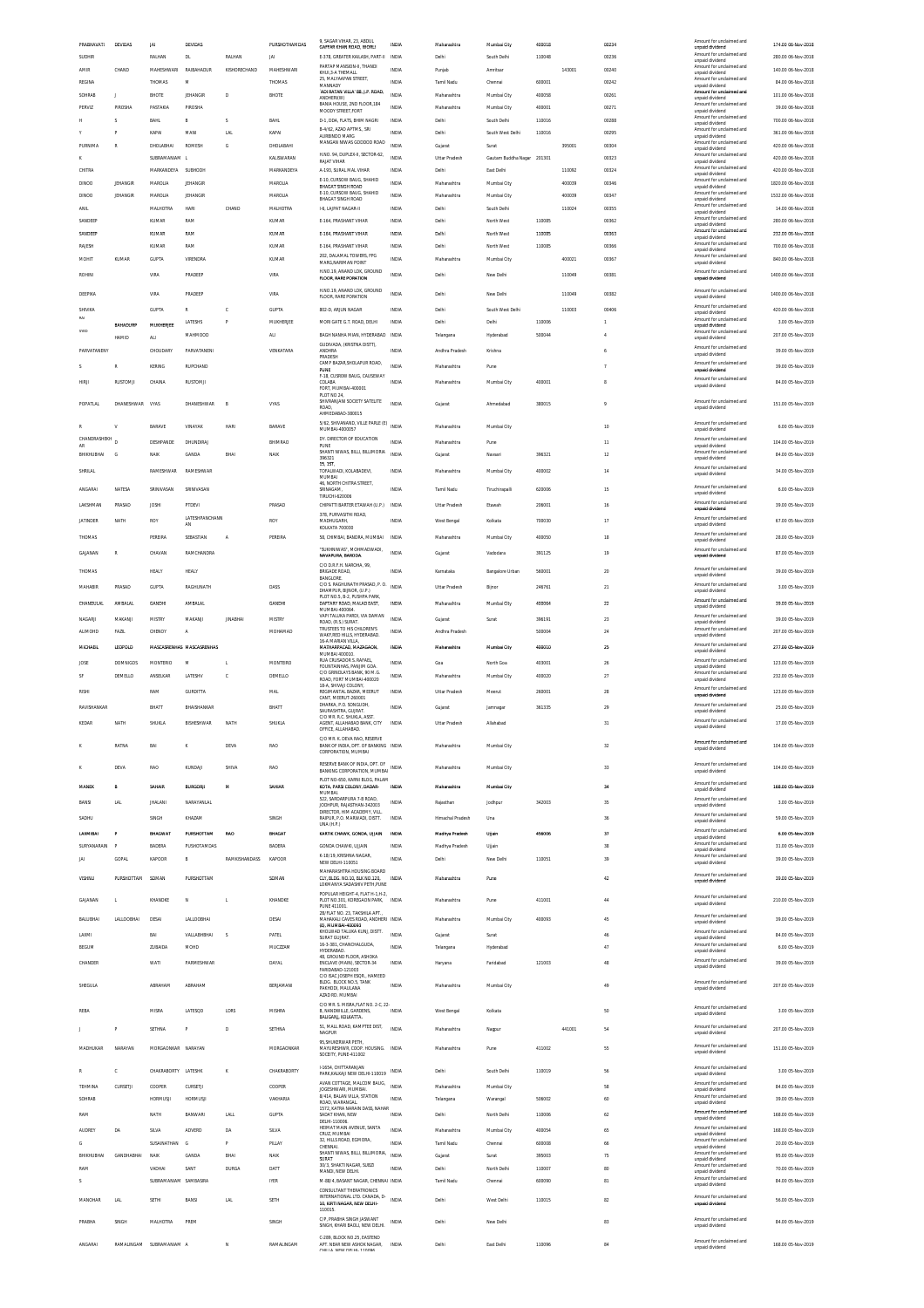| PRABHAVATI | DEVIDAS | JAI | DEVIDAS | | PURSHOTHAMDAS | 9, SAGAR VIHAR, 23, ABDUL GAFFAR KHAN ROAD, WORLI | INDIA | Maharashtra | Mumbai City | 400018 | | 00234 | Amount for unclaimed and unpaid dividend | 174.00 06-Nov-2018 |
|---|---|---|---|---|---|---|---|---|---|---|---|---|---|---|
| SUDHIR | | RALHAN | DL | RALHAN | JAI | E-378, GREATER KAILASH, PART-II | INDIA | Delhi | South Delhi | 110048 | | 00236 | Amount for unclaimed and unpaid dividend | 280.00 06-Nov-2018 |
| AMIR | CHAND | MAHESHWARI | RAIBAHADUR | KISHORECHAND | MAHESHWARI | PARTAP MANSION-9, THANDI KHUI,S.A.THEMALL | INDIA | Punjab | Amritsar | | 143001 | 00240 | Amount for unclaimed and unpaid dividend | 140.00 06-Nov-2018 |
| REGINA | | THOMAS | M | | THOMAS | 25, MALIYAAPAN STREET, MANNADY | INDIA | Tamil Nadu | Chennai | 600001 | | 00242 | Amount for unclaimed and unpaid dividend | 84.00 06-Nov-2018 |
| SOHRAB | J | BHOTE | JEHANGIR | D | BHOTE | 'ADI RATAN VILLA' 88, J.P. ROAD, ANDHERI(W) | INDIA | Maharashtra | Mumbai City | 400058 | | 00261 | Amount for unclaimed and unpaid dividend | 101.00 06-Nov-2018 |
| PERVIZ | PIROSHA | PASTAKIA | PIROSHA | | | BANIA HOUSE, 2ND FLOOR,184 MODDY STREET,FORT | INDIA | Maharashtra | Mumbai City | 400001 | | 00271 | Amount for unclaimed and unpaid dividend | 39.00 06-Nov-2018 |
| H | S | BAHL | B | S | BAHL | D-1, DDA, FLATS, BHIM NAGRI | INDIA | Delhi | South Delhi | 110016 | | 00288 | Amount for unclaimed and unpaid dividend | 700.00 06-Nov-2018 |
| Y | P | KAPAI | MANI | LAL | KAPAI | B-4/62, AZAD APTM.S., SRI AURBINDO MARG | INDIA | Delhi | South West Delhi | 110016 | | 00295 | Amount for unclaimed and unpaid dividend | 361.00 06-Nov-2018 |
| PURNIMA | R | DHOLABHAI | ROMESH | G | DHOLABAHI | MANGAN NIWAS GODDOD ROAD | INDIA | Gujarat | Surat | | 395001 | 00304 | Amount for unclaimed and unpaid dividend | 420.00 06-Nov-2018 |
| K | | SUBRAMANIAM | L | | KALISWARAN | H.NO. 94, DUPLEX-II, SECTOR-62, RAJAT VIHAR | INDIA | Uttar Pradesh | Gautam Buddha Nagar | 201301 | | 00323 | Amount for unclaimed and unpaid dividend | 420.00 06-Nov-2018 |
| CHITRA | | MARKANDEYA | SUBHODH | | MARKANDEYA | A-193, SURAJMAL VIHAR | INDIA | Delhi | East Delhi | | 110092 | 00324 | Amount for unclaimed and unpaid dividend | 420.00 06-Nov-2018 |
| DINOO | JEHANGIR | MAROLIA | JEHANGIR | | MAROLIA | E-10,CUSROW BAUG, SHAHID BHAGAT SINGH ROAD | INDIA | Maharashtra | Mumbai City | 400039 | | 00346 | Amount for unclaimed and unpaid dividend | 1820.00 06-Nov-2018 |
| DINOO | JEHANGIR | MAROLIA | JEHANGIR | | MAROLIA | E-10,CUSROW BAUG, SHAHID BHAGAT SINGH ROAD | INDIA | Maharashtra | Mumbai City | 400039 | | 00347 | Amount for unclaimed and unpaid dividend | 1532.00 06-Nov-2018 |
| ANIL | | MALHOTRA | HARI | CHAND | MALHOTRA | I-8, LAJPAT NAGAR-I | INDIA | Delhi | South Delhi | | 110024 | 00355 | Amount for unclaimed and unpaid dividend | 14.00 06-Nov-2018 |
| SANDEEP | | KUMAR | RAM | | KUMAR | E-164, PRASHANT VIHAR | INDIA | Delhi | North West | 110085 | | 00362 | Amount for unclaimed and unpaid dividend | 280.00 06-Nov-2018 |
| SANDEEP | | KUMAR | RAM | | KUMAR | E-164, PRASHANT VIHAR | INDIA | Delhi | North West | 110085 | | 00363 | Amount for unclaimed and unpaid dividend | 232.00 06-Nov-2018 |
| RAJESH | | KUMAR | RAM | | KUMAR | E-164, PRASHANT VIHAR | INDIA | Delhi | North West | 110085 | | 00366 | Amount for unclaimed and unpaid dividend | 700.00 06-Nov-2018 |
| MOHIT | KUMAR | GUPTA | VIRENDRA | | KUMAR | 202, DALAMAL TOWERS, FPG MARG,NARIMAN POINT | INDIA | Maharashtra | Mumbai City | | 400021 | 00367 | Amount for unclaimed and unpaid dividend | 840.00 06-Nov-2018 |
| ROHINI | | VIRA | PRADEEP | | VIRA | H.NO.19, ANAND LOK, GROUND FLOOR, RARE PORATION | INDIA | Delhi | New Delhi | | 110049 | 00381 | Amount for unclaimed and unpaid dividend | 1400.00 06-Nov-2018 |
| DEEPIKA | | VIRA | PRADEEP | | VIRA | H.NO.19, ANAND LOK, GROUND FLOOR, RARE PORATION | INDIA | Delhi | New Delhi | | 110049 | 00382 | Amount for unclaimed and unpaid dividend | 1400.00 06-Nov-2018 |
| SHIVIKA | | GUPTA | R | C | GUPTA | 802-D, ARJUN NAGAR | INDIA | Delhi | South West Delhi | | 110003 | 00406 | Amount for unclaimed and unpaid dividend | 420.00 06-Nov-2018 |
| RAJ | BAHADURP | MUKHERJEE | LATESHS | P | MUKHERJEE | MORI GATE G.T. ROAD, DELHI | INDIA | Delhi | Delhi | 110006 | | 1 | Amount for unclaimed and unpaid dividend | 3.00 05-Nov-2019 |
| SYED | HAMID | ALI | MAHMOOD | | ALI | BAGH NAMHA MIAN, HYDERABAD | INDIA | Telangana | Hyderabad | 500044 | | 4 | Amount for unclaimed and unpaid dividend | 207.00 05-Nov-2019 |
| PARVATANENI | | CHOUDARY | PARVATANENI | | VENKATARA | GUDIVADA, (KRISTNA DISTT), ANDHRA PRADESH | INDIA | Andhra Pradesh | Krishna | | | 6 | Amount for unclaimed and unpaid dividend | 39.00 05-Nov-2019 |
| S | R | KERING | RUPCHAND | | | CAMP BAZAR,SHOLAPUR ROAD, PUNE | INDIA | Maharashtra | Pune | | | 7 | Amount for unclaimed and unpaid dividend | 39.00 05-Nov-2019 |
| HIRJI | RUSTOMJI | CHAINA | RUSTOMJI | | | F-18, CUSROW BAUG, CAUSEWAY COLABA | INDIA | Maharashtra | Mumbai City | 400001 | | 8 | Amount for unclaimed and unpaid dividend | 84.00 05-Nov-2019 |
| POPATLAL | DHANESHWAR | VYAS | DHANESHWAR | B | VYAS | FORT, MUMBAI-400001 PLOT NO 24, SHIVRANJANI SOCIETY SATELITE ROAD, AHMEDABAD-380015 | INDIA | Gujarat | Ahmedabad | 380015 | | 9 | Amount for unclaimed and unpaid dividend | 151.00 05-Nov-2019 |
| R | V | BARAVE | VINAYAK | HARI | BARAVE | 5/62, SHIVANAND, VILLE PARLE (E) MUMBAI-400057 | INDIA | Maharashtra | Mumbai City | | | 10 | Amount for unclaimed and unpaid dividend | 6.00 05-Nov-2019 |
| CHANDRASHEKHAR | D | DESHPANDE | DHUNDIRAJ | | BHIMRAO | DY. DIRECTOR OF EDUCATION PUNE | INDIA | Maharashtra | Pune | | | 11 | Amount for unclaimed and unpaid dividend | 104.00 05-Nov-2019 |
| BHIKHUBHAI | G | NAIK | GANDA | BHAI | NAIK | SHANTI NIWAS, BILLI, BILLIMORIA 396321 | INDIA | Gujarat | Navsari | 396321 | | 12 | Amount for unclaimed and unpaid dividend | 84.00 05-Nov-2019 |
| SHRILAL | | RAMESHWAR | RAMESHWAR | | | 15, 1ST. TOPALWADI, KOLABADEVI, MUMBAI | INDIA | Maharashtra | Mumbai City | 400002 | | 14 | Amount for unclaimed and unpaid dividend | 34.00 05-Nov-2019 |
| ANGARAI | NATESA | SRINIVASAN | SRINIVASAN | | | 46, NORTH CHITRA STREET, SRINAGAM, TIRUCHI-620006 | INDIA | Tamil Nadu | Tiruchirapalli | 620006 | | 15 | Amount for unclaimed and unpaid dividend | 6.00 05-Nov-2019 |
| LAKSHMAN | PRASAD | JOSHI | PTDEVI | | PRASAD | CHIPATTI BARTER ETAWAH (U.P.) | INDIA | Uttar Pradesh | Etawah | 206001 | | 16 | Amount for unclaimed and unpaid dividend | 39.00 05-Nov-2019 |
| JATINDER | NATH | ROY | LATESHPANCHANAN | | ROY | 378, PURWASTHI ROAD, MADHUGARH, KOLKATA 700030 | INDIA | West Bengal | Kolkata | 700030 | | 17 | Amount for unclaimed and unpaid dividend | 67.00 05-Nov-2019 |
| THOMAS | | PEREIRA | SEBASTIAN | A | PEREIRA | 58, CHIMBAI, BANDRA, MUMBAI | INDIA | Maharashtra | Mumbai City | 400050 | | 18 | Amount for unclaimed and unpaid dividend | 28.00 05-Nov-2019 |
| GAJANAN | R | CHAVAN | RAMCHANDRA | | | "SUKHNIWAS", MOHMADWADI, NAVAPURA, BARODA. | INDIA | Gujarat | Vadodara | 391125 | | 19 | Amount for unclaimed and unpaid dividend | 87.00 05-Nov-2019 |
| THOMAS | | HEALY | HEALY | | | C/O D.R.F.H. NARONA, 99, BRIGADE ROAD, BANGLORE | INDIA | Karnataka | Bangalore Urban | 560001 | | 20 | Amount for unclaimed and unpaid dividend | 39.00 05-Nov-2019 |
| MAHABIR | PRASAD | GUPTA | RAGHUNATH | | DASS | C/O S. RAGHUNATH PRASAD, P. O. DHAMPUR, BIJNOR, (U.P.) | INDIA | Uttar Pradesh | Bijnor | 246761 | | 21 | Amount for unclaimed and unpaid dividend | 3.00 05-Nov-2019 |
| CHANDULAL | AMBALAL | GANDHI | AMBALAL | | GANDHI | PLOT NO.5, B-2, PUSHPA PARK, DAFTARY ROAD, MALAD EAST, MUMBAI-400064 | INDIA | Maharashtra | Mumbai City | 400064 | | 22 | Amount for unclaimed and unpaid dividend | 39.00 05-Nov-2019 |
| NAGARJI | MAKANJI | MISTRY | MAKANJI | JINABHAI | MISTRY | VAPI TALUKA PARDI, VIA DAMAN ROAD, (R.S.) SURAT. | INDIA | Gujarat | Surat | 396191 | | 23 | Amount for unclaimed and unpaid dividend | 39.00 05-Nov-2019 |
| ALIMOHD | FAZIL | CHINOY | A | | MOHAMAD | TRUSTEES TO HIS CHILDREN'S WAKEFIED HILLS, HYDERABAD. | INDIA | Andhra Pradesh | | 500004 | | 24 | Amount for unclaimed and unpaid dividend | 207.00 05-Nov-2019 |
| MICHAEL | LEOPOLD | MASCASRENHAS | MASCASRENHAS | | | 16-A MARIAN VILLA, MATHARPACADI, MAZAGAON, MUMBAI 400010. | INDIA | Maharashtra | Mumbai City | 400010 | | 25 | Amount for unclaimed and unpaid dividend | 277.00 05-Nov-2019 |
| JOSE | DOMINGOS | MONTEIRO | M | L | MONTEIRO | RUA CRUSADOR S. RAFAEL, FOUNTAINHAS, PANJIM GOA. | INDIA | Goa | North Goa | 403001 | | 26 | Amount for unclaimed and unpaid dividend | 123.00 05-Nov-2019 |
| SF | DEMELLO | ANSELKAR | LATESHV | C | DEMELLO | C/O GRINDLAYS BANK, 90 M. G. ROAD, FORT MUMBAI-400020 | INDIA | Maharashtra | Mumbai City | 400020 | | 27 | Amount for unclaimed and unpaid dividend | 232.00 05-Nov-2019 |
| RISHI | | RAM | GURDITTA | | MAL | 18-A, SHIVAJI COLONY, REGIMANTAL BAZAR, MEERUT CANT, MEERUT-260001 | INDIA | Uttar Pradesh | Meerut | 260001 | | 28 | Amount for unclaimed and unpaid dividend | 123.00 05-Nov-2019 |
| RAVISHANKAR | | BHATT | BHAISHANKAR | | BHATT | DHAREA, P.O. SONGUDH, SAURASHTRA, GUJRAT. | INDIA | Gujarat | Jamnagar | 361335 | | 29 | Amount for unclaimed and unpaid dividend | 25.00 05-Nov-2019 |
| KEDAR | NATH | SHUKLA | BISHESHWAR | NATH | SHUKLA | C/O MR. R.C. SHUKLA, ASST. AGENT, ALLAHABAD BANK, CITY OFFICE ALLAHABAD. | INDIA | Uttar Pradesh | Allahabad | | | 31 | Amount for unclaimed and unpaid dividend | 17.00 05-Nov-2019 |
| K | RATNA | BAI | K | DEVA | RAO | C/O MR. K. DEVA RAO, RESERVE BANK OF INDIA, DPT. OF BANKING CORPORATION, MUMBAI | INDIA | Maharashtra | Mumbai City | | | 32 | Amount for unclaimed and unpaid dividend | 104.00 05-Nov-2019 |
| K | DEVA | RAO | KUNDAJI | SHIVA | RAO | RESERVE BANK OF INDIA, DPT. OF BANKING CORPORATION, MUMBAI | INDIA | Maharashtra | Mumbai City | | | 33 | Amount for unclaimed and unpaid dividend | 104.00 05-Nov-2019 |
| MANEK | B | SAHAIR | BURGORJI | M | SAHIAR | PLOT NO-650, KARNI BLDG, PALAM KOTA, PARSI COLONY, DADAR-MUMBAI | INDIA | Maharashtra | Mumbai City | | | 34 | Amount for unclaimed and unpaid dividend | 168.00 05-Nov-2019 |
| BANSI | LAL | JHALANI | NARAYANLAL | | | 522, SARDARPURA 7-B ROAD, JODHPUR, RAJASTHAN-342003 | INDIA | Rajasthan | Jodhpur | 342003 | | 35 | Amount for unclaimed and unpaid dividend | 3.00 05-Nov-2019 |
| SADHU | | SINGH | KHAZAM | | SINGH | DIRECTOR, HIM ACADEMY, VILL. RAIPUR, P.O. MARWADI, DISTT. UNA (H.P.) | INDIA | Himachal Pradesh | Una | | | 36 | Amount for unclaimed and unpaid dividend | 59.00 05-Nov-2019 |
| LAXMIBAI | P | BHAGAWAT | PURSHOTTAM | RAO | BHAGAT | KARTIK CHAWK, GONDA, UJJAIN | INDIA | Madhya Pradesh | Ujjain | 456006 | | 37 | Amount for unclaimed and unpaid dividend | 6.00 05-Nov-2019 |
| SURYANARAIN | P | BADERA | PUSHOTAMDAS | | BADERA | GONDA CHAWKI, UJJAIN | INDIA | Madhya Pradesh | Ujjain | | | 38 | Amount for unclaimed and unpaid dividend | 31.00 05-Nov-2019 |
| JAI | GOPAL | KAPOOR | B | RAMKISHANDASS | KAPOOR | K-18/19, KRISHNA NAGAR, NEW DELHI-110051 | INDIA | Delhi | New Delhi | 110051 | | 39 | Amount for unclaimed and unpaid dividend | 39.00 05-Nov-2019 |
| VISHNU | PURSHOTTAM | SOMAN | PURSHOTTAM | | SOMAN | MAHARASHTRA HOUSING BOARD CLY, BLDG. NO.10, BLK NO.120, LOKMANYA SADASHIV PETH,PUNE | INDIA | Maharashtra | Pune | | | 42 | Amount for unclaimed and unpaid dividend | 39.00 05-Nov-2019 |
| GAJANAN | L | KHANDKE | N | L | KHANDKE | POPULAR HEIGHT-4, FLAT H-1,H-2, PLOT NO.301, KOREGAON PARK, PUNE 411001. | INDIA | Maharashtra | Pune | 411001 | | 44 | Amount for unclaimed and unpaid dividend | 210.00 05-Nov-2019 |
| BALUBHAI | LALLOOBHAI | DESAI | LALLOOBHAI | | DESAI | 28/FLAT NO. 23, TAKSHILA APT., MAHAKALI CAVES ROAD, ANDHERI (E), MUMBAI-400093 | INDIA | Maharashtra | Mumbai City | 400093 | | 45 | Amount for unclaimed and unpaid dividend | 39.00 05-Nov-2019 |
| LAXMI | | BAI | VALLABHBHAI | S | PATEL | KHOLWAD TALUKA KUNJ, DISTT. SURAT GUJRAT. | INDIA | Gujarat | Surat | | | 46 | Amount for unclaimed and unpaid dividend | 84.00 05-Nov-2019 |
| BEGUM | | ZUBAIDA | MOHD | | MUCZZAM | 16-3-381, CHANCHALGUDA, HYDERABAD. | INDIA | Telangana | Hyderabad | | | 47 | Amount for unclaimed and unpaid dividend | 6.00 05-Nov-2019 |
| CHANDER | | WATI | PARMESHWAR | | DAYAL | 48, GROUND FLOOR, ASHOKA ENCLAVE (MAIN), SECTOR-34 FARIDABAD-121003 | INDIA | Haryana | Faridabad | 121003 | | 48 | Amount for unclaimed and unpaid dividend | 39.00 05-Nov-2019 |
| SHEGULA | | ABRAHAM | ABRAHAM | | BENJAMANI | C/O ISAC JOSEPH ESQR., HAMEED BLDG. BLOCK NO.5, TANK PAKHODI, MAULANA AZAD RD. MUMBAI | INDIA | Maharashtra | Mumbai City | | | 49 | Amount for unclaimed and unpaid dividend | 207.00 05-Nov-2019 |
| REBA | | MISRA | LATESQO | LDRS | MISHRA | C/O MR. S. MISRA,FLAT NO. 2-C, 22-B, NANDWILLE, GARDENS, BALIGANJ, KOLKATTA. | INDIA | West Bengal | Kolkata | | | 50 | Amount for unclaimed and unpaid dividend | 3.00 05-Nov-2019 |
| J | P | SETHNA | P | D | SETHNA | 51, MALL ROAD, KAMPTEE DIST. NAGPUR | INDIA | Maharashtra | Nagpur | | 441001 | 54 | Amount for unclaimed and unpaid dividend | 207.00 05-Nov-2019 |
| MADHUKAR | NARAYAN | MORGAONKAR | NARAYAN | | MORGAONKAR | 85,SHUKERWAR PETH, MAYURESHWR, COOP. HOUSING. SOCIETY, PUNE-411002 | INDIA | Maharashtra | Pune | 411002 | | 55 | Amount for unclaimed and unpaid dividend | 151.00 05-Nov-2019 |
| R | C | CHAKRABORTY | LATESHK | K | CHAKRABORTY | I-1654, CHITTARANJAN PARK,KALKAJI NEW DELHI-110019 | INDIA | Delhi | South Delhi | 110019 | | 56 | Amount for unclaimed and unpaid dividend | 3.00 05-Nov-2019 |
| TEHMINA | CURSETJI | COOPER | CURSETJI | | COOPER | AVAN COTTAGE, MALCOM BAUG, JOGESHWARI, MUMBAI. | INDIA | Maharashtra | Mumbai City | | | 58 | Amount for unclaimed and unpaid dividend | 84.00 05-Nov-2019 |
| SOHRAB | | HORMUSJI | HORMUSJI | | VAKHARIA | B/414, BALAN VILLA, STATION ROAD, WARANGAL. | INDIA | Telangana | Warangal | 506002 | | 60 | Amount for unclaimed and unpaid dividend | 39.00 05-Nov-2019 |
| RAM | | NATH | BANWARI | LALL | GUPTA | 1572, KATRA NARAIN DASS, NAHAR SADAT KHAN, NEW DELHI-110006. | INDIA | Delhi | North Delhi | 110006 | | 62 | Amount for unclaimed and unpaid dividend | 168.00 05-Nov-2019 |
| AUDREY | DA | SILVA | ADVERD | DA | SILVA | HERMAT MAIN AVENUE, SANTA CRUZ, MUMBAI | INDIA | Maharashtra | Mumbai City | 400054 | | 65 | Amount for unclaimed and unpaid dividend | 168.00 05-Nov-2019 |
| G | | SUSAINATHAN | G | P | PILLAY | 32, HILLS ROAD, EGMORA, CHENNAI. | INDIA | Tamil Nadu | Chennai | 600008 | | 66 | Amount for unclaimed and unpaid dividend | 20.00 05-Nov-2019 |
| BHIKHUBHAI | GANDHABHAI | NAIK | GANDA | BHAI | NAIK | SHANTI NIWAS, BILLI, BILLIMORIA, SURAT | INDIA | Gujarat | Surat | 395003 | | 75 | Amount for unclaimed and unpaid dividend | 95.00 05-Nov-2019 |
| RAM | | VADHAI | SANT | DURGA | DATT | 30/3, SHAKTI NAGAR, SUBZI MANDI, NEW DELHI. | INDIA | Delhi | North Delhi | 110007 | | 80 | Amount for unclaimed and unpaid dividend | 70.00 05-Nov-2019 |
| S | | SUBRAMANIAM | SAMBASIRA | | IYER | M-88/4, BASANT NAGAR, CHENNAI | INDIA | Tamil Nadu | Chennai | 600090 | | 81 | Amount for unclaimed and unpaid dividend | 84.00 05-Nov-2019 |
| MANOHAR | LAL | SETHI | BANSI | LAL | SETH | CONSULTANT THERATRONICS INTERNATIONAL LTD. CANADA, D-10, KIRTI NAGAR, NEW DELHI-110015. | INDIA | Delhi | West Delhi | 110015 | | 82 | Amount for unclaimed and unpaid dividend | 56.00 05-Nov-2019 |
| PRABHA | SINGH | MALHOTRA | PREM | | SINGH | C/P. PRABHA SINGH JASWANT SINGH, KHARI BAOLI, NEW DELHI. | INDIA | Delhi | New Delhi | | | 83 | Amount for unclaimed and unpaid dividend | 84.00 05-Nov-2019 |
| ANGARAI | RAMALINGAM | SUBRAMANIAM | A | N | RAMALINGAM | C-289, BLOCK NO.25, EASTEND APT. NEAR NEW ASHOK NAGAR, CHILLA, NEW DELHI-110096 | INDIA | Delhi | East Delhi | 110096 | | 84 | Amount for unclaimed and unpaid dividend | 168.00 05-Nov-2019 |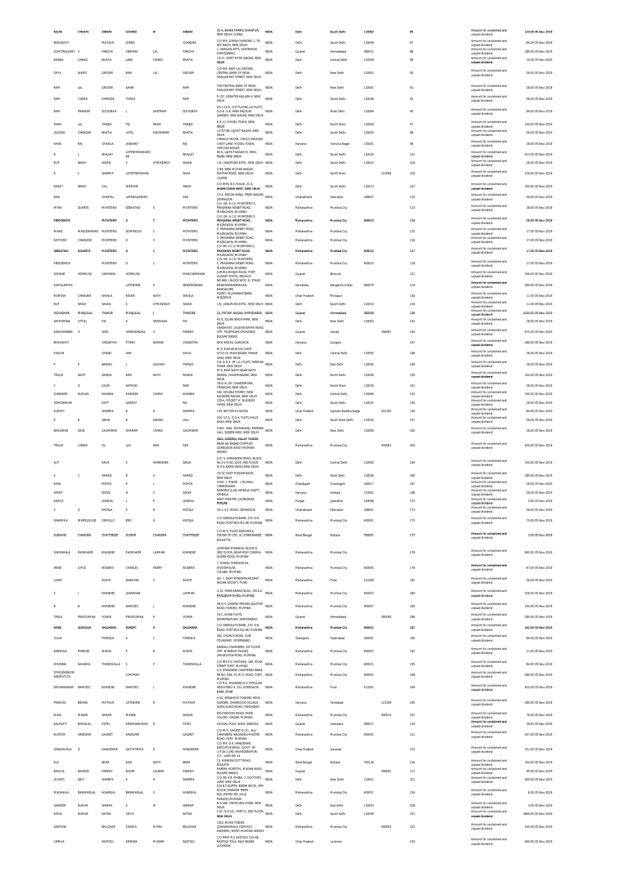| RAJINI | CHHAYA | ASRANI | GOVIND | M | ASRANI | 33-A, SAINIK FARMS, KHANPUR, NEW DELHI-110062 | INDIA | Delhi | South Delhi | 110062 | | 85 | Amount for unclaimed and unpaid dividend | 140.00 | 05-Nov-2019 |
|---|---|---|---|---|---|---|---|---|---|---|---|---|---|---|---|
| BHAGWATI | | MATHUR | GIRISH | | CHANDRA | C/O MR. GIRISH CHANDRA, C-79, NITI BAGH, NEW DELHI. | INDIA | Delhi | South Delhi | 110049 | | 87 | Amount for unclaimed and unpaid dividend | 84.00 | 05-Nov-2019 |
| SUMITRALAXMI | V | PANDYA | VIRMANI | LAL | PANDYA | 1, AANGAN APTS, VASTRAPUR, AHMEDABAD.- | INDIA | Gujarat | Ahmedabad | 380015 | | 88 | Amount for unclaimed and unpaid dividend | 280.00 | 05-Nov-2019 |
| NANAK | CHAND | BHATIA | LABH | CHAND | BHATIA | 13/21, WEST PATEL NAGAR, NEW DELHI | INDIA | Delhi | Central Delhi | 110008 | | 89 | Amount for unclaimed and unpaid dividend | 14.00 | 05-Nov-2019 |
| DAYA | WANTI | GROVER | RAM | LAL | GROVER | C/O MR. RAM LAL GROVER, CENTRAL BANK OF INDIA, PARLIAMENT STREET, NEW DELHI | INDIA | Delhi | New Delhi | 110001 | | 90 | Amount for unclaimed and unpaid dividend | 28.00 | 05-Nov-2019 |
| RAM | LAL | GROVER | SAHIB | | RAM | THE CENTRAL BANK OF INDIA, PARLIAMENT STREET, NEW DELHI | INDIA | Delhi | New Delhi | 110001 | | 91 | Amount for unclaimed and unpaid dividend | 28.00 | 05-Nov-2019 |
| RAM | CHAND | DHINGRA | THANA | | RAM | E-157, GREATER KAILASH-II, NEW DELHI | INDIA | Delhi | South Delhi | 110048 | | 92 | Amount for unclaimed and unpaid dividend | 56.00 | 05-Nov-2019 |
| RAM | PRAKASH | SUCHDEVA | L | SANTRAM | SUCHDEVA | DG-113/D, (1ST FLOOR) LIG FLATS, D.D.A. G-8, AREA RAJOURI GARDEN, HARI NAGAR, NEW DELHI | INDIA | Delhi | West Delhi | 110064 | | 95 | Amount for unclaimed and unpaid dividend | 84.00 | 05-Nov-2019 |
| SHAM | LAL | TANEJA | TEJ | BHAN | TANEJA | E-3/11, MODEL TOWN, NEW DELHI. | INDIA | Delhi | North West | 110009 | | 97 | Amount for unclaimed and unpaid dividend | 140.00 | 05-Nov-2019 |
| JAGDISH | CHANDAR | BHATIA | LATEL | KHUSHIRAM | BHATIA | I-D-87/88, LAJPAT NAGAR, NEW DELHI | INDIA | Delhi | South Delhi | 110024 | | 98 | Amount for unclaimed and unpaid dividend | 56.00 | 05-Nov-2019 |
| HANS | RAJ | CHAWLA | JASWANT | | RAJ | CHAWLA HOUSE, CIRCUS GROUND CHOTI LANE, MODEL TOWN, YAMUNA NAGAR | INDIA | Haryana | Yamuna Nagar | 135001 | | 99 | Amount for unclaimed and unpaid dividend | 28.00 | 05-Nov-2019 |
| B | L | BHAGAT | LATESHISHAWARD AS | | BHAGAT | 40-A, LAJPAT NAGAR-IV, RING ROAD, NEW DELHI | INDIA | Delhi | South Delhi | 110024 | | 101 | Amount for unclaimed and unpaid dividend | 613.00 | 05-Nov-2019 |
| RUP | SINGH | SASAN | S | ATMASINGH | SASAN | I-51, JANGPURA EXTN., NEW DELHI | INDIA | Delhi | South Delhi | 110014 | | 103 | Amount for unclaimed and unpaid dividend | 28.00 | 05-Nov-2019 |
| R | C | SHARMA | LATEPTBHAWANI | | SAHA | C/99, NEW MULTAN NAGAR, ROHTAK ROAD, NEW DELHI-110056 | INDIA | Delhi | North West | | 110058 | 105 | Amount for unclaimed and unpaid dividend | 216.00 | 05-Nov-2019 |
| RANJIT | SINGH | GILL | WARYAM | | SINGH | C/O MRS. B.K. MALIK, 21-A, NIZAMUDDIN WEST, NEW DELHI | INDIA | Delhi | South Delhi | 110013 | | 107 | Amount for unclaimed and unpaid dividend | 140.00 | 05-Nov-2019 |
| RAM | | CHAMELI | LATESHLAKSHMI | | DAS | 17/4, SPECIAL WING, PREM NAGAR, DEHRADUN | INDIA | Uttarakhand | Dehradun | 248007 | | 110 | Amount for unclaimed and unpaid dividend | 56.00 | 05-Nov-2019 |
| MYRA | DUARTE | MONTEIRO | SEBASTIAO | E | MONTEIRO | C/O. DR. A.C.D. MONTEIRO 5, PRASANNA NESBIT ROAD, MAZAGAON, MUMBAI | INDIA | Maharashtra | Mumbai City | | | 113 | Amount for unclaimed and unpaid dividend | 28.00 | 05-Nov-2019 |
| FREDDERICK | | MONTEIRO | D | C | MONTEIRO | C/O. DR. A.C.D. MONTEIRO 5, PRASANNA NESBIT ROAD, MAZAGAON, MUMBAI | INDIA | Maharashtra | Mumbai City | 400010 | | 114 | Amount for unclaimed and unpaid dividend | 28.00 | 05-Nov-2019 |
| MARIE | MASCERANHAS | MONTEIRO | DOMINGOS | C | MONTEIRO | 5, PRASANNA NESBIT ROAD, MAZAGAON, MUMBAI. | INDIA | Maharashtra | Mumbai City | | | 115 | Amount for unclaimed and unpaid dividend | 17.00 | 05-Nov-2019 |
| ANTHONY | CHARLESD | MONTEIRO | D | C | MONTEIRO | 5, PRASANNA NESBIT ROAD, MAZAGAON, MUMBAI. | INDIA | Maharashtra | Mumbai City | | | 116 | Amount for unclaimed and unpaid dividend | 17.00 | 05-Nov-2019 |
| SEBASTIAO | EDUARTE | MONTEIRO | D | C | MONTEIRO | C/O DR. A.C.D. MONTEIRO,5, PRASSANA NESBIT ROAD, MAZAGAON, MUMBAI | INDIA | Maharashtra | Mumbai City | 400010 | | 117 | Amount for unclaimed and unpaid dividend | 17.00 | 05-Nov-2019 |
| FREDDERICK | | MONTEIRO | D | C | MONTEIRO | C/O. DR. A.C.D. MONTEIRO 5, PRASANNA NESBIT ROAD, MAZAGAON, MUMBAI | INDIA | Maharashtra | Mumbai City | 400010 | | 118 | Amount for unclaimed and unpaid dividend | 17.00 | 05-Nov-2019 |
| SOHRAB | HORMUSJI | VAKHARIA | HORMUSJI | | MANCHARSHAW | JUMMA MASJID ROAD, FORT, (GUJRAT STATE), BROACH | INDIA | Gujarat | Bharuch | | | 121 | Amount for unclaimed and unpaid dividend | 246.00 | 05-Nov-2019 |
| KAMALAMMA | | | LATESHRIN | K | SESHIDSAGRA | NO.466, I-BLOCK WCR, III, STAGE, BASWASHWARNAGAR, BANGALORE | INDIA | Karnataka | Bangalore Urban | 560079 | | 124 | Amount for unclaimed and unpaid dividend | 280.00 | 05-Nov-2019 |
| ROMESH | CHANDRA | SHUKLA | KEDAR | NATH | SHUKLA | AGENT, ALLAHABAD BANK, MIRZAPUR | INDIA | Uttar Pradesh | Mirzapur | | | 130 | Amount for unclaimed and unpaid dividend | 11.00 | 05-Nov-2019 |
| RUP | SINGH | SASAN | S | ATMASINGH | SASAN | I-51, JANGPURA EXTN., NEW DELHI | INDIA | Delhi | South Delhi | 110014 | | 134 | Amount for unclaimed and unpaid dividend | 11.00 | 05-Nov-2019 |
| VIDYADHAR | MANJULAL | THAKOR | MANJULAL | J | THAKORE | 23, PRITAM NAGAR, AHMEDABAD | INDIA | Gujarat | Ahmedabad | 380006 | | 136 | Amount for unclaimed and unpaid dividend | 1030.00 | 05-Nov-2019 |
| AMMEMBAL | VITTAL | PAI | A | SRINIVASA | PAI | 41-D, SUJAN SINGH PARK, NEW DELHI | INDIA | Delhi | New Delhi | 110003 | | 142 | Amount for unclaimed and unpaid dividend | 28.00 | 05-Nov-2019 |
| KANCHANBEN | H | SONI | HARKISONDAS | H | PAREKH | VANSHIVAT, JALARAM BAPPA ROAD, OPP. TELEPHONE EXCHANGE, BULSAR 396001 | INDIA | Gujarat | Valsad | | 396001 | 144 | Amount for unclaimed and unpaid dividend | 675.00 | 05-Nov-2019 |
| BHAGWATI | | VASISHTHA | PTSHIV | NARAIN | VASISHTHA | SHIV NIWAS, GURGAON | INDIA | Haryana | Gurgaon | | | 147 | Amount for unclaimed and unpaid dividend | 280.00 | 05-Nov-2019 |
| FAQUIR | | CHAND | HAR | | DAYAL | M/S. KUMAR WOOL SHOP, 4772/15, MAIN BAZAR, PAHAR GANJ, NEW DELHI | INDIA | Delhi | Central Delhi | 110055 | | 148 | Amount for unclaimed and unpaid dividend | 28.00 | 05-Nov-2019 |
| P | K | BANSAL | L | JAGDISH | PRASAD | 2-B, D.D.A. (M.I.G.) FLATS, NIRMAN VIHAR, NEW DELHI | INDIA | Delhi | East Delhi | 110092 | | 149 | Amount for unclaimed and unpaid dividend | 28.00 | 05-Nov-2019 |
| TRILOK | NATH | NANDA | RAM | NATH | NANDA | M/S. RAM NATH KIDAR NATH NANDA, CHAWRI BAZAR, NEW DELHI | INDIA | Delhi | North Delhi | 110006 | | 150 | Amount for unclaimed and unpaid dividend | 140.00 | 05-Nov-2019 |
| C | D | GAUR | NATHOO | | RAM | 1932-A/147, GANESHPURA, TRINAGAR, NEW DELHI | INDIA | Delhi | North West | 110035 | | 151 | Amount for unclaimed and unpaid dividend | 28.00 | 05-Nov-2019 |
| SURINDER | KUMARI | KHANNA | PARVESH | CHAND | KHANNA | 540, DOUBLE STOREY, NEW RAJINDER NAGAR, NEW DELHI | INDIA | Delhi | Central Delhi | 110060 | | 153 | Amount for unclaimed and unpaid dividend | 140.00 | 05-Nov-2019 |
| SOMESHWAR | | DATT | GANPAT | | RAI | 129-A, POCKET 'A', SUKHDEV VIHAR, NEW DELHI | INDIA | Delhi | South Delhi | 110025 | | 155 | Amount for unclaimed and unpaid dividend | 28.00 | 05-Nov-2019 |
| SUMATI | | SHARMA | B | D | SHARMA | I-45, SECTOR-41,NOIDA | INDIA | Uttar Pradesh | Gautam Buddha Nagar | | 201303 | 156 | Amount for unclaimed and unpaid dividend | 84.00 | 05-Nov-2019 |
| R | B | SINHA | B | ANAND | LALL | 316, S.F.S., D.D.A. FLATS, HAUZ KHAS, NEW DELHI | INDIA | Delhi | South West Delhi | 110016 | | 157 | Amount for unclaimed and unpaid dividend | 56.00 | 05-Nov-2019 |
| BHAGWAN | DASS | GAUMBHIR | DHARAM | CHAND | GAUMBHIR | H.NO. 1640, SOHANGANJ, KRISHNA GALI, SUBZEMANDI, NEW DELHI | INDIA | Delhi | New Delhi | 110006 | | 162 | Amount for unclaimed and unpaid dividend | 28.00 | 05-Nov-2019 |
| TRILOK | CHAND | VIJ | LJAI | RAM | DAS | 1601, DHEERAJ VALLEY TOWER, NEAR SAI BABA8 COMPLEX GOREGAON (EAST) MUMBAI 400063 | INDIA | Maharashtra | Mumbai City | | 400063 | 163 | Amount for unclaimed and unpaid dividend | 420.00 | 05-Nov-2019 |
| AJIT | | KAUR | S | HARKISHEN | SINGH | C/O. S. HARKISHEN SINGH, BLOCK No.14, H.NO.1019, IIND FLOOR, W.E.A.KAROL BAGH,NEW DELHI | INDIA | Delhi | Central Delhi | 110005 | | 164 | Amount for unclaimed and unpaid dividend | 140.00 | 05-Nov-2019 |
| S | C | ANAND | B | S | ANAND | 15/32, EAST PUNJABI BAGH, NEW DELHI | INDIA | Delhi | West Delhi | 110026 | | 165 | Amount for unclaimed and unpaid dividend | 280.00 | 05-Nov-2019 |
| ASHA | | MEHTA | R | L | MEHTA | H.NO. 7, PHASE - I, MOHALI, CHANDIGARH | INDIA | Chandigarh | Chandigarh | 160017 | | 167 | Amount for unclaimed and unpaid dividend | 28.00 | 05-Nov-2019 |
| AMRIT | | SODHI | N | S | SODHI | SARHIND CLUB, AMBALA CANTT. AMBALA | INDIA | Haryana | Ambala | 133001 | | 168 | Amount for unclaimed and unpaid dividend | 28.00 | 05-Nov-2019 |
| KAMLA | | JAISWAL | L | P | JAISWAL | SANT THEATRE, JALANDHAR, PUNJAB | INDIA | Punjab | Jalandhar | 144008 | | 172 | Amount for unclaimed and unpaid dividend | 3.00 | 05-Nov-2019 |
| V | D | KHOSLA | S | N | KHOSLA | 35/2, E.C. ROAD, DEHRADUN | INDIA | Uttarakhand | Dehradun | 248001 | | 173 | Amount for unclaimed and unpaid dividend | 56.00 | 05-Nov-2019 |
| SHARMILA | MARIELOUISE | DBHELLO | ERIC | R | KHOSLA | C/O GRINDLAYS BANK, 270, D.N. ROAD, POST BOX NO.48, MUMBAI | INDIA | Maharashtra | Mumbai City | 400001 | | 175 | Amount for unclaimed and unpaid dividend | 70.00 | 05-Nov-2019 |
| SUBHASH | CHANDRA | CHATTERJEE | SUDHIR | CHANDRA | CHATTERJEE | C/O M/S. PLACE SIDDONS & COUGH (P) LTD., 8, LYONS RANGE, KOLKATTA | INDIA | West Bengal | Kolkata | 700001 | | 177 | Amount for unclaimed and unpaid dividend | 3.00 | 05-Nov-2019 |
| SHASHIKALA | PADMAKER | KHANDKE | PADMAKER | LAXMAN | KHANDKE | LAXMIBAI MANSION, BLOCK-6, 2ND FLOOR, NEAR ROXY CINEMA, QUEEN ROAD, MUMBAI | INDIA | Maharashtra | Mumbai City | | | 178 | Amount for unclaimed and unpaid dividend | 840.00 | 05-Nov-2019 |
| IRENE | JOYCE | ROSARIO | CHARLES | HENRY | ROSARIO | 7, MANJU MANSION 54, WOODHOUSE, COLABA, MUMBAI | INDIA | Maharashtra | Mumbai City | 400005 | | 179 | Amount for unclaimed and unpaid dividend | 87.00 | 05-Nov-2019 |
| LAXMI | | AGATE | NARAYAN | V | AGATE | NO. 7, SANT NYNESHWAR,SANT NAGAR SOCIETY, PUNE | INDIA | Maharashtra | Pune | 411009 | | 181 | Amount for unclaimed and unpaid dividend | 56.00 | 05-Nov-2019 |
| S | J | KHANDKE | JANARDAN | | LAXMAN | 1/22, PARMANAND BLDG., DR.A.K. RANGEKAR MARG, MUMBAI | INDIA | Maharashtra | Mumbai City | 400007 | | 184 | Amount for unclaimed and unpaid dividend | 526.00 | 05-Nov-2019 |
| B | N | KHANDKE | NAMDEO | L | KHANDKE | 38-A/5, GANESH PRASAD,SLEATOR ROAD, TARDEO, MUMBAI | INDIA | Maharashtra | Mumbai City | 400007 | | 185 | Amount for unclaimed and unpaid dividend | 140.00 | 05-Nov-2019 |
| TARLA | PRADYUMNA | VOHRA | PRADYUMNA | R | VOHRA | 14-C, AVANI FLATS, NAVRANGPURA, AHMEDABAD | INDIA | Gujarat | Ahmedabad | | 380009 | 186 | Amount for unclaimed and unpaid dividend | 280.00 | 05-Nov-2019 |
| ANNE | LEONILDA | SALDANHA | ROBERT | A | SALDANHA | C/O GRINDLAYS BANK, 270, D.N. ROAD, POST BOX NO.48, MUMBAI | INDIA | Maharashtra | Mumbai City | 400001 | | 187 | Amount for unclaimed and unpaid dividend | 162.00 | 05-Nov-2019 |
| OLIVA | | FONESCA | A | C | FONESCA | 292, CHURCH ROAD, GUN FOUNDARY, HYDERABAD | INDIA | Telangana | Hyderabad | 500001 | | 190 | Amount for unclaimed and unpaid dividend | 84.00 | 05-Nov-2019 |
| ARNAVAZ | PHIROZE | WADIA | P | B | WADIA | ABDEALI CHAMBERS, 1ST FLOOR, OPP. MINERVA TALKIES, LAMINGTON ROAD, MUMBAI | INDIA | Maharashtra | Mumbai City | 400007 | | 192 | Amount for unclaimed and unpaid dividend | 11.00 | 05-Nov-2019 |
| DHUNBAI | SAVAKHA | THANEWALLA | S | P | THANEWALLA | C/O MR.P.S. PASTAKIA, 184, MODI STREET FORT, MUMBAI | INDIA | Maharashtra | Mumbai City | 400021 | | 195 | Amount for unclaimed and unpaid dividend | 84.00 | 05-Nov-2019 |
| STHELENSNOMI NEESPVTLTD | | | COMPANY | | | C/O STANDARD CHARTERED BANK, PB.NO. 558, 25, M.G. ROAD, FORT, MUMBAI | INDIA | Maharashtra | Mumbai City | 400001 | | 198 | Amount for unclaimed and unpaid dividend | 280.00 | 05-Nov-2019 |
| DNYANSHWAR | NAMDEO | KHANDKE | NAMDEO | L | KHANDKE | C/O R.G. KHANDKE,H/2, POPULAR HEIGHTSNO.4, 301, KOREGAON PARK, PUNE | INDIA | Maharashtra | Pune | 411001 | | 204 | Amount for unclaimed and unpaid dividend | 420.00 | 05-Nov-2019 |
| PRAMOD | BEHARI | MATHUR | LATESHRIK | B | MATHUR | A-42, KENWOOD TOWERS, EROS GARDEN, CHARMWOOD VILLAGE, SURAJ KUND ROAD, FARIDABAD | INDIA | Haryana | Faridabad | | 121009 | 205 | Amount for unclaimed and unpaid dividend | 280.00 | 05-Nov-2019 |
| MANI | MANEK | SAHIAR | MANEK | | SAHIAR | 650,FIRDOSHI ROAD, PARSI COLONY, DADAR, MUMBAI | INDIA | Maharashtra | Mumbai City | 400014 | | 207 | Amount for unclaimed and unpaid dividend | 76.00 | 05-Nov-2019 |
| KALAVATI | BHOGILAL | PATEL | KRISHANKUMAR | B | PATEL | VACHALI POLE, WADI, BARODA | INDIA | Gujarat | Vadodara | 390017 | | 210 | Amount for unclaimed and unpaid dividend | 39.00 | 05-Nov-2019 |
| RUSTOM | ARDESHIR | GAGRET | ARDESHIR | | GAGRET | C/O M/S. GAGRET & CO., ALLI CHAMBERS, NAGINDAS MASTER ROAD, FORT, MUMBAI | INDIA | Maharashtra | Mumbai City | 400001 | | 211 | Amount for unclaimed and unpaid dividend | 207.00 | 05-Nov-2019 |
| SHAKUNTALA | D | HANDEKAR | DATTATRAYA | K | HANDEKAR | C/O MR. D.K. HANDEKAR, EXECUTIVE ENGG. (GOVT. OF U.P.)B-2-249, RAVINDERAPURI CLY., LANE NO.14, | INDIA | Uttar Pradesh | Varanasi | | | 215 | Amount for unclaimed and unpaid dividend | 151.00 | 05-Nov-2019 |
| ILA | | BHAR | KASI | NATH | BRAR | 13, ASHWINI DUTT ROAD, KOLKATA | INDIA | West Bengal | Kolkata | 700126 | | 216 | Amount for unclaimed and unpaid dividend | 140.00 | 05-Nov-2019 |
| BAKULA | NAVEEN | PAREKH | NAVIN | LALBHAI | PAREKH | PAREKH HOSPITAL, MADAN WADI, BULSAR-396001. | INDIA | Gujarat | | | 396001 | 217 | Amount for unclaimed and unpaid dividend | 95.00 | 05-Nov-2019 |
| JAYANTI | DEVI | SHARMA | K | N | SHARMA | C/O DR. E.B. MISRA, 2, DOCTORS LANE, NEW DELHI | INDIA | Delhi | New Delhi | 110001 | | 221 | Amount for unclaimed and unpaid dividend | 560.00 | 05-Nov-2019 |
| MADANLAL | BANWARILAL | AGARWAL | BANWARILAL | S | AGARWAL | C/O K.C.GUPTA, ROOM NO.51, 5TH FLOOR, DHARAM PREM BLD.,NEHRU RD.,VILE PARLE(E),MUMBAI | INDIA | Maharashtra | Mumbai City | 400057 | | 224 | Amount for unclaimed and unpaid dividend | 6.00 | 05-Nov-2019 |
| SANDEEP | KUMAR | SARKAR | K | M | SARKAR | B-5/280, YAMMUNA VIHAR, NEW DELHI | INDIA | Delhi | East Delhi | 110053 | | 228 | Amount for unclaimed and unpaid dividend | 3.00 | 05-Nov-2019 |
| ARUN | KUMAR | RATNA | VIDYA | | RATNA | C-87, N.D.S.E., PART-II, 2ND FLOOR, NEW DELHI | INDIA | Delhi | South Delhi | 110049 | | 231 | Amount for unclaimed and unpaid dividend | 4480.00 | 05-Nov-2019 |
| SANTOSH | | BHUCHAR | VISHWA | MITRA | BHUCHAR | 1302, RUSHI TOWER, LOKHANDWALA COMPLEX, ANDHERI (WEST) MUMBAI-400053 | INDIA | Maharashtra | Mumbai City | | 400053 | 232 | Amount for unclaimed and unpaid dividend | 140.00 | 05-Nov-2019 |
| URMILA | | RASTOGI | KRISHNA | MURARI | RASTOGI | C/O PROF R.S. RASTOGI 223/48, RASTOGI TOLA, RAJA BAZAR, LUCKNOW. | INDIA | Uttar Pradesh | Lucknow | | | 233 | Amount for unclaimed and unpaid dividend | 560.00 | 05-Nov-2019 |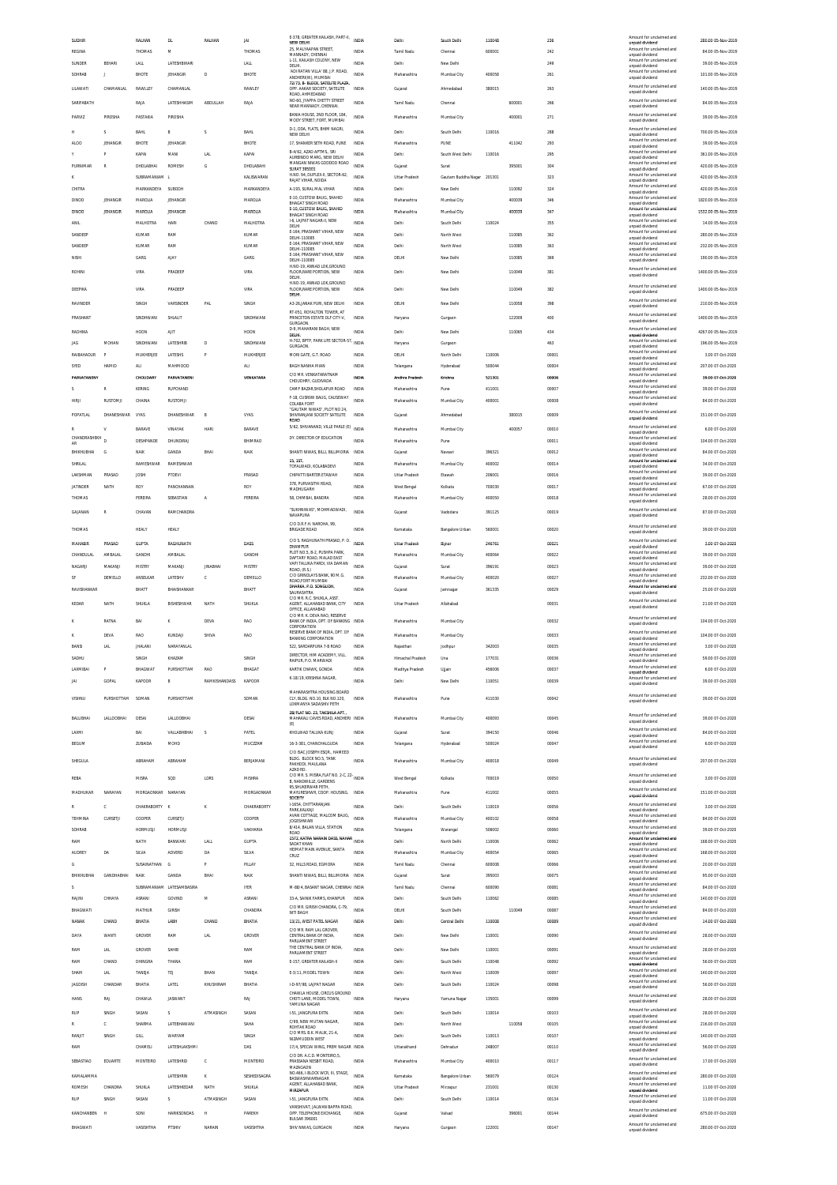| SUDHIR | | RALHAN | DL | RALHAN | JAI | E-378, GREATER KAILASH, PART-II, NEW DELHI | INDIA | Delhi | South Delhi | 110048 | | 226 | Amount for unclaimed and unpaid dividend | 280.00 | 05-Nov-2019 |
|---|---|---|---|---|---|---|---|---|---|---|---|---|---|---|---|
| REGINA | | THOMAS | M | | THOMAS | 25, MALIYAPPAN STREET, MANNADY, CHENNAI | INDIA | Tamil Nadu | Chennai | 600001 | | 242 | Amount for unclaimed and unpaid dividend | 84.00 | 05-Nov-2019 |
| SUNDER | BEHARI | LALL | LATESHBIHARI | | LALL | L-11, KAILASH COLONY, NEW DELHI. | INDIA | Delhi | New Delhi | | | 249 | Amount for unclaimed and unpaid dividend | 39.00 | 05-Nov-2019 |
| SOHRAB | J | BHOTE | JEHANGIR | D | BHOTE | 'ADI RATAN VILLA' 88, J.P. ROAD, ANDHERI(W), MUMBAI | INDIA | Maharashtra | Mumbai City | 400058 | | 261 | Amount for unclaimed and unpaid dividend | 101.00 | 05-Nov-2019 |
| LILAWATI | CHAMANLAL | RAWLLEY | CHAMANLAL | | RAWLEY | 72/73, B- BLOCK, SATELITE PLAZA, OPP. AAKAR SOCIETY, SATELITE ROAD, AHMEDABAD | INDIA | Gujarat | Ahmedabad | 380015 | | 263 | Amount for unclaimed and unpaid dividend | 140.00 | 05-Nov-2019 |
| SARIFABATH | | RAJA | LATESHHASIM | ABDULLAH | RAJA | NO-60, JYAPPA CHETTY STREET NEAR MANNADY, CHENNAI. | INDIA | Tamil Nadu | Chennai | | 600001 | 266 | Amount for unclaimed and unpaid dividend | 84.00 | 05-Nov-2019 |
| PARVIZ | PIROSHA | PASTAKIA | PIROSHA | | PASTAKIA | BANIA HOUSE, 2ND FLOOR, 184, MODY STREET, FORT, MUMBAI | INDIA | Maharashtra | Mumbai City | | 400001 | 271 | Amount for unclaimed and unpaid dividend | 39.00 | 05-Nov-2019 |
| H | S | BAHL | B | S | BAHL | D-1, DDA, FLATS, BHIM NAGRI, NEW DELHI | INDIA | Delhi | South Delhi | 110016 | | 288 | Amount for unclaimed and unpaid dividend | 700.00 | 05-Nov-2019 |
| ALOO | JEHANGIR | BHOTE | JEHANGIR | | BHOTE | 17, SHANKER SETH ROAD, PUNE | INDIA | Maharashtra | PUNE | | 411042 | 293 | Amount for unclaimed and unpaid dividend | 39.00 | 05-Nov-2019 |
| Y | P | KAPAI | MANI | LAL | KAPAI | B-4/62, AZAD APTMS., SRI AURBINDO MARG, NEW DELHI | INDIA | Delhi | South West Delhi | 110016 | | 295 | Amount for unclaimed and unpaid dividend | 361.00 | 05-Nov-2019 |
| PURNIMAR | R | DHOLABHAI | ROMESH | G | DHOLABHAI | MANGAM NIWAS GODDOD ROAD SURAT 395001 | INDIA | Gujarat | Surat | | 395001 | 304 | Amount for unclaimed and unpaid dividend | 420.00 | 05-Nov-2019 |
| K | | SUBRAMANIAM | L | | KALISWARAN | H.NO. 94, DUPLEX-II, SECTOR-62, RAJAT VIHAR, NOIDA | INDIA | Uttar Pradesh | Gautam Buddha Nagar | 201301 | | 323 | Amount for unclaimed and unpaid dividend | 420.00 | 05-Nov-2019 |
| CHITRA | | MARKANDEYA | SUBODH | | MARKANDEYA | A-193, SURAJMAL VIHAR | INDIA | Delhi | New Delhi | | 110092 | 324 | Amount for unclaimed and unpaid dividend | 420.00 | 05-Nov-2019 |
| DINOO | JEHANGIR | MAROLIA | JEHANGIR | | MAROLIA | E-10, CUSTOW BAUG, SHAHID BHAGAT SINGH ROAD | INDIA | Maharashtra | Mumbai City | | 400039 | 346 | Amount for unclaimed and unpaid dividend | 1820.00 | 05-Nov-2019 |
| DINOO | JEHANGIR | MAROLIA | JEHANGIR | | MAROLIA | E-10, CUSTOW BAUG, SHAHID BHAGAT SINGH ROAD | INDIA | Maharashtra | Mumbai City | | 400039 | 347 | Amount for unclaimed and unpaid dividend | 1532.00 | 05-Nov-2019 |
| ANIL | | MALHOTRA | HARI | CHAND | MALHOTRA | I-6, LAJPAT NAGAR-II, NEW DELHI | INDIA | Delhi | South Delhi | 110024 | | 355 | Amount for unclaimed and unpaid dividend | 14.00 | 05-Nov-2019 |
| SANDEEP | | KUMAR | RAM | | KUMAR | E-164, PRASHANT VIHAR, NEW DELHI-110085 | INDIA | Delhi | North West | | 110085 | 362 | Amount for unclaimed and unpaid dividend | 280.00 | 05-Nov-2019 |
| SANDEEP | | KUMAR | RAM | | KUMAR | E-164, PRASHANT VIHAR, NEW DELHI-110085 | INDIA | Delhi | North West | | 110085 | 363 | Amount for unclaimed and unpaid dividend | 232.00 | 05-Nov-2019 |
| NISHI | | GARG | AJAY | | GARG | E-164, PRASHANT VIHAR, NEW DELHI-110085 | INDIA | DELHI | New Delhi | | 110085 | 369 | Amount for unclaimed and unpaid dividend | 190.00 | 05-Nov-2019 |
| ROHINI | | VIRA | PRADEEP | | VIRA | H.NO-19, ANNAD LOK,GROUND FLOOR,REAR PORTION, NEW DELHI. | INDIA | Delhi | New Delhi | | 110049 | 381 | Amount for unclaimed and unpaid dividend | 1400.00 | 05-Nov-2019 |
| DEEPIKA | | VIRA | PRADEEP | | VIRA | H.NO-19, ANNAD LOK,GROUND FLOOR,RARE PORTION, NEW DELHI. | INDIA | Delhi | New Delhi | | 110049 | 382 | Amount for unclaimed and unpaid dividend | 1400.00 | 05-Nov-2019 |
| RAVINDER | | SINGH | VARSINDER | PAL | SINGH | A3-26,JANAK PURI, NEW DELHI | INDIA | DELHI | New Delhi | | 110058 | 398 | Amount for unclaimed and unpaid dividend | 210.00 | 05-Nov-2019 |
| PRASHANT | | SINDHWANI | SHLALIT | | SINDHWANI | RT-051, ROYALTON TOWER, AT PRINCETON ESTATE DLF CITY-V, GURGAON. | INDIA | Haryana | Gurgaon | | 122009 | 400 | Amount for unclaimed and unpaid dividend | 1400.00 | 05-Nov-2019 |
| RADHIKA | | HOON | AJIT | | HOON | D-9, MAHARANI BAGH, NEW DELHI. | INDIA | Delhi | New Delhi | | 110065 | 434 | Amount for unclaimed and unpaid dividend | 4267.00 | 05-Nov-2019 |
| JAG | MOHAN | SINDHWANI | LATESHRIB | D | SINDHWANI | H-702, BPTP, PARK LIFE SECTOR-57, GURGAON. | INDIA | Haryana | Gurgaon | | | 463 | Amount for unclaimed and unpaid dividend | 196.00 | 05-Nov-2019 |
| RAIBAHADUR | P | MUKHERJEE | LATESHS | P | MUKHERJEE | MORI GATE, G.T. ROAD | INDIA | DELHI | North Delhi | 110006 | | 00001 | Amount for unclaimed and unpaid dividend | 3.00 | 07-Oct-2020 |
| SYED | HAMID | ALI | MAHMOOD | | ALI | BAGH NANHA MIAN | INDIA | Telangana | Hyderabad | 500044 | | 00004 | Amount for unclaimed and unpaid dividend | 207.00 | 07-Oct-2020 |
| PARVATANENY | | CHOUDARY | PARVATANENI | | VENKATARA | C/O MR. VENKATARATNAM CHOUDHRY, GUDIVADA | INDIA | Andhra Pradesh | Krishna | 521301 | | 00006 | Amount for unclaimed and unpaid dividend | 39.00 | 07-Oct-2020 |
| S | R | KERING | RUPCHAND | | | CAMP BAZAR,SHOLAPUR ROAD | INDIA | Maharashtra | Pune | 411001 | | 00007 | Amount for unclaimed and unpaid dividend | 39.00 | 07-Oct-2020 |
| HIRJI | RUSTOMJI | CHAINA | RUSTOMJI | | | F-18, CUSROW BAUG, CAUSEWAY COLABA FORT | INDIA | Maharashtra | Mumbai City | 400001 | | 00008 | Amount for unclaimed and unpaid dividend | 84.00 | 07-Oct-2020 |
| POPATLAL | DHANESHWAR | VYAS | DHANESHWAR | B | VYAS | "GAUTAM NIWAS", PLOT NO.24, SHIVRANJANI SOCIETY SATELITE ROAD | INDIA | Gujarat | Ahmedabad | | 380015 | 00009 | Amount for unclaimed and unpaid dividend | 151.00 | 07-Oct-2020 |
| R | V | BARAVE | VINAYAK | HARI | BARAVE | 5/62, SHIVANAND, VILLE PARLE (E) | INDIA | Maharashtra | Mumbai City | | 400057 | 00010 | Amount for unclaimed and unpaid dividend | 6.00 | 07-Oct-2020 |
| CHANDRASHEKHAR | D | DESHPANDE | DHUNDIRAJ | | BHIMRAO | DY. DIRECTOR OF EDUCATION | INDIA | Maharashtra | Pune | | | 00011 | Amount for unclaimed and unpaid dividend | 104.00 | 07-Oct-2020 |
| BHIKHUBHAI | G | NAIK | GANDA | BHAI | NAIK | SHANTI NIWAS, BILLI, BILLIMORIA | INDIA | Gujarat | Navsari | 396321 | | 00012 | Amount for unclaimed and unpaid dividend | 84.00 | 07-Oct-2020 |
| SHRILAL | | RAMESHWAR | RAMESHWAR | | | 15, 1ST, TOPALWADI, KOLABADEVI | INDIA | Maharashtra | Mumbai City | 400002 | | 00014 | Amount for unclaimed and unpaid dividend | 34.00 | 07-Oct-2020 |
| LAKSHMAN | PRASAD | JOSHI | PTDEVI | | PRASAD | CHIPATTI BARTER ETAWAH | INDIA | Uttar Pradesh | Etawah | 206001 | | 00016 | Amount for unclaimed and unpaid dividend | 39.00 | 07-Oct-2020 |
| JATINDER | NATH | ROY | PANCHANNAN | | ROY | 378, PURVASITHI ROAD, MADHUGARH | INDIA | West Bengal | Kolkata | 700030 | | 00017 | Amount for unclaimed and unpaid dividend | 67.00 | 07-Oct-2020 |
| THOMAS | | PEREIRA | SEBASTIAN | A | PEREIRA | 58, CHIMBAI, BANDRA | INDIA | Maharashtra | Mumbai City | 400050 | | 00018 | Amount for unclaimed and unpaid dividend | 28.00 | 07-Oct-2020 |
| GAJANAN | R | CHAVAN | RAMCHANDRA | | | "SUKHNIWAS", MOHMADWADI, NAVAPURA | INDIA | Gujarat | Vadodara | 391125 | | 00019 | Amount for unclaimed and unpaid dividend | 87.00 | 07-Oct-2020 |
| THOMAS | | HEALY | HEALY | | | C/O D.R.F.H. NAROHA, 99, BRIGADE ROAD | INDIA | Karnataka | Bangalore Urban | 560001 | | 00020 | Amount for unclaimed and unpaid dividend | 39.00 | 07-Oct-2020 |
| MAHABIR | PRASAD | GUPTA | RAGHUNATH | | DASS | C/O S. RAGHUNATH PRASAD, P. O. DHAMPUR | INDIA | Uttar Pradesh | Bijnor | 246761 | | 00021 | Amount for unclaimed and unpaid dividend | 3.00 | 07-Oct-2020 |
| CHANDULAL | AMBALAL | GANDHI | AMBALAL | | GANDHI | PLOT NO.5, B-2, PUSHPA PARK, DAFTARY ROAD, MALAD EAST | INDIA | Maharashtra | Mumbai City | 400064 | | 00022 | Amount for unclaimed and unpaid dividend | 39.00 | 07-Oct-2020 |
| NAGARJI | MAKANJI | MISTRY | MAKANJI | JINABHAI | MISTRY | VAPI TALUKA PARDI, VIA DAMAN ROAD, (R.S.) | INDIA | Gujarat | Surat | 396191 | | 00023 | Amount for unclaimed and unpaid dividend | 39.00 | 07-Oct-2020 |
| SF | DEMELLO | ANSELKAR | LATESHV | C | DEMELLO | C/O GRINDLAYS BANK, 90 M.G. ROAD,FORT MUMBAI | INDIA | Maharashtra | Mumbai City | 400020 | | 00027 | Amount for unclaimed and unpaid dividend | 232.00 | 07-Oct-2020 |
| RAVISHANKAR | | BHATT | BHAISHANKAR | | BHATT | DHAREA, P.O. SONGUDH, SAURASHTRA | INDIA | Gujarat | Jamnagar | 361335 | | 00029 | Amount for unclaimed and unpaid dividend | 25.00 | 07-Oct-2020 |
| KEDAR | NATH | SHUKLA | BISHESHWAR | NATH | SHUKLA | C/O MR. R.C. SHUKLA, ASST. AGENT, ALLAHABAD BANK, CITY OFFICE, ALLAHABAD | INDIA | Uttar Pradesh | Allahabad | | | 00031 | Amount for unclaimed and unpaid dividend | 21.00 | 07-Oct-2020 |
| K | RATNA | BAI | K | DEVA | RAO | C/O MR. K. DEVA RAO, RESERVE BANK OF INDIA, DPT. OF BANKING CORPORATION | INDIA | Maharashtra | Mumbai City | | | 00032 | Amount for unclaimed and unpaid dividend | 104.00 | 07-Oct-2020 |
| K | DEVA | RAO | KUNDAJI | SHIVA | RAO | RESERVE BANK OF INDIA, DPT. OF BANKING CORPORATION | INDIA | Maharashtra | Mumbai City | | | 00033 | Amount for unclaimed and unpaid dividend | 104.00 | 07-Oct-2020 |
| BANSI | LAL | JHALANI | NARAYANLAL | | | 522, SARDARPURA 7-B ROAD | INDIA | Rajasthan | Jodhpur | 342003 | | 00035 | Amount for unclaimed and unpaid dividend | 3.00 | 07-Oct-2020 |
| SADHU | | SINGH | KHAZAN | | SINGH | DIRECTOR, HIM ACADEMY, VILL. RAIPUR, P.O. MARWADI | INDIA | Himachal Pradesh | Una | 177031 | | 00036 | Amount for unclaimed and unpaid dividend | 59.00 | 07-Oct-2020 |
| LAXMIBAI | P | BHAGWAT | PURSHOTTAM | RAO | BHAGAT | KARTIK CHAWK, GONDA | INDIA | Madhya Pradesh | Ujjain | 456006 | | 00037 | Amount for unclaimed and unpaid dividend | 6.00 | 07-Oct-2020 |
| JAI | GOPAL | KAPOOR | B | RAMKISHANDASS | KAPOOR | K-18/19, KRISHNA NAGAR, | INDIA | Delhi | New Delhi | 110051 | | 00039 | Amount for unclaimed and unpaid dividend | 39.00 | 07-Oct-2020 |
| VISHNU | PURSHOTTAM | SOMAN | PURSHOTTAM | | SOMAN | MAHARASHTRA HOUSING BOARD C17, BLDG. NO.10, BLK NO.120, LOKMANYA SADASHIV PETH | INDIA | Maharashtra | Pune | 411030 | | 00042 | Amount for unclaimed and unpaid dividend | 39.00 | 07-Oct-2020 |
| BALUBHAI | LALLOOBHAI | DESAI | LALLOOBHAI | | DESAI | 2B/FLAT NO. 23, TAKSHILA APT., MAHAKALI CAVES ROAD, ANDHERI (E) | INDIA | Maharashtra | Mumbai City | 400093 | | 00045 | Amount for unclaimed and unpaid dividend | 39.00 | 07-Oct-2020 |
| LAXMI | | BAI | VALLABHBHAI | S | PATEL | KHOLWAD TALUKA KURJ | INDIA | Gujarat | Surat | 394150 | | 00046 | Amount for unclaimed and unpaid dividend | 84.00 | 07-Oct-2020 |
| BEGUM | | ZUBAIDA | MOHD | | MUCZZAM | 16-3-381, CHANCHALGUDA | INDIA | Telangana | Hyderabad | 500024 | | 00047 | Amount for unclaimed and unpaid dividend | 6.00 | 07-Oct-2020 |
| SHEGULA | | ABRAHAM | ABRAHAM | | BERJAMANI | C/O ISAC JOSEPH ESQR., HAMEED BLDG. BLOCK NO.5, TANK PAKHODI, MAULANA AZAD RD. | INDIA | Maharashtra | Mumbai City | 400018 | | 00049 | Amount for unclaimed and unpaid dividend | 207.00 | 07-Oct-2020 |
| REBA | | MISRA | SQD | LDRS | MISHRA | C/O MR. S. MISRA,FLAT NO. 2-C, 22-B, NANDWILLE, GARDENS | INDIA | West Bengal | Kolkata | 700019 | | 00050 | Amount for unclaimed and unpaid dividend | 3.00 | 07-Oct-2020 |
| MADHUKAR | NARAYAN | MORGAONKAR | NARAYAN | | MORGAONKAR | 95,SHUKERWAR PETH, MAYURESHWR, COOP. HOUSING. SOCIETY | INDIA | Maharashtra | Pune | 411002 | | 00055 | Amount for unclaimed and unpaid dividend | 151.00 | 07-Oct-2020 |
| R | C | CHAKRABORTY | K | K | CHAKRABORTY | I-1654, CHITTARANJAN PARK,KALKAJI | INDIA | Delhi | South Delhi | 110019 | | 00056 | Amount for unclaimed and unpaid dividend | 3.00 | 07-Oct-2020 |
| TEHMINA | CURSETJI | COOPER | CURSETJI | | COOPER | AVAN COTTAGE, MALCOM BAUG, JOGESHWARI | INDIA | Maharashtra | Mumbai City | 400102 | | 00058 | Amount for unclaimed and unpaid dividend | 84.00 | 07-Oct-2020 |
| SOHRAB | | HORMUSJI | HORMUSJI | | VAKHARIA | 8/414, BALAN VILLA, STATION ROAD | INDIA | Telangana | Warangal | 506002 | | 00060 | Amount for unclaimed and unpaid dividend | 39.00 | 07-Oct-2020 |
| RAM | | NATH | BANWARI | LALL | GUPTA | 1572, KATRA NARAIN DASS, NAHAR SADAT KHAN | INDIA | Delhi | North Delhi | 110006 | | 00062 | Amount for unclaimed and unpaid dividend | 168.00 | 07-Oct-2020 |
| AUDREY | DA | SILVA | ADVERD | DA | SILVA | HEMAT MAIN AVENUE, SANTA CRUZ | INDIA | Maharashtra | Mumbai City | 400054 | | 00065 | Amount for unclaimed and unpaid dividend | 168.00 | 07-Oct-2020 |
| G | | SUSAINATHAN | G | P | PILLAY | 32, HILLS ROAD, EGMORA | INDIA | Tamil Nadu | Chennai | 600008 | | 00066 | Amount for unclaimed and unpaid dividend | 20.00 | 07-Oct-2020 |
| BHIKHUBHAI | GANDHABHAI | NAIK | GANDA | BHAI | NAIK | SHANTI NIWAS, BILLI, BILLIMORIA | INDIA | Gujarat | Surat | 395003 | | 00075 | Amount for unclaimed and unpaid dividend | 95.00 | 07-Oct-2020 |
| S | | SUBRAMANIAM | LATESAMBASIRA | | IYER | M-68/4, BASANT NAGAR, CHENNAI | INDIA | Tamil Nadu | Chennai | 600090 | | 00081 | Amount for unclaimed and unpaid dividend | 84.00 | 07-Oct-2020 |
| RAJINI | CHHAYA | ASRANI | GOVIND | M | ASRANI | 33-A, SAINIK FARMS, KHANPUR | INDIA | Delhi | South Delhi | 110062 | | 00085 | Amount for unclaimed and unpaid dividend | 140.00 | 07-Oct-2020 |
| BHAGWATI | | MATHUR | GIRISH | | CHANDRA | C/O MR. GIRISH CHANDRA, C-79, NITI BAGH | INDIA | DELHI | South Delhi | | 110049 | 00087 | Amount for unclaimed and unpaid dividend | 84.00 | 07-Oct-2020 |
| NANAK | CHAND | BHATIA | LABH | CHAND | BHATIA | 13/21, WEST PATEL NAGAR | INDIA | Delhi | Central Delhi | 110008 | | 00089 | Amount for unclaimed and unpaid dividend | 14.00 | 07-Oct-2020 |
| DAYA | WANTI | GROVER | RAM | LAL | GROVER | C/O MR. RAM LAL GROVER, CENTRAL BANK OF INDIA, PARLIAMENT STREET | INDIA | Delhi | New Delhi | 110001 | | 00090 | Amount for unclaimed and unpaid dividend | 28.00 | 07-Oct-2020 |
| RAM | LAL | GROVER | SAHIB | | RAM | THE CENTRAL BANK OF INDIA, PARLIAMENT STREET | INDIA | Delhi | New Delhi | 110001 | | 00091 | Amount for unclaimed and unpaid dividend | 28.00 | 07-Oct-2020 |
| RAM | CHAND | DHINGRA | THANA | | RAM | E-157, GREATER KAILASH-II | INDIA | Delhi | South Delhi | 110048 | | 00092 | Amount for unclaimed and unpaid dividend | 56.00 | 07-Oct-2020 |
| SHAM | LAL | TANEJA | TEJ | BHAN | TANEJA | E-3/11, MODEL TOWN | INDIA | Delhi | North West | 110009 | | 00097 | Amount for unclaimed and unpaid dividend | 140.00 | 07-Oct-2020 |
| JAGDISH | CHANDAR | BHATIA | LATEL | KHUSHIRAM | BHATIA | I-D-97/98, LAJPAT NAGAR | INDIA | Delhi | South Delhi | 110024 | | 00098 | Amount for unclaimed and unpaid dividend | 56.00 | 07-Oct-2020 |
| HANS | RAJ | CHAWLA | JASWANT | | RAJ | CHAWLA HOUSE, CIRCUS GROUND CHOTI LANE, MODEL TOWN, YAMUNA NAGAR | INDIA | Haryana | Yamuna Nagar | 135001 | | 00099 | Amount for unclaimed and unpaid dividend | 28.00 | 07-Oct-2020 |
| RUP | SINGH | SASAN | S | ATMASINGH | SASAN | I-51, JANGPURA EXTN. | INDIA | Delhi | South Delhi | 110014 | | 00103 | Amount for unclaimed and unpaid dividend | 28.00 | 07-Oct-2020 |
| R | C | SHARMA | LATEBHAWANI | | SAHA | C/99, NEW MULTAN NAGAR, ROHTAK ROAD | INDIA | Delhi | North West | | 110058 | 00105 | Amount for unclaimed and unpaid dividend | 216.00 | 07-Oct-2020 |
| RANJIT | SINGH | GILL | WARYAM | | SINGH | C/O MRS. B.K. MALIK, 21-A, NIZAMUDDIN WEST | INDIA | Delhi | South Delhi | 110013 | | 00107 | Amount for unclaimed and unpaid dividend | 140.00 | 07-Oct-2020 |
| RAM | | CHAMOLI | LATESHLAKSHMI | | DAS | 17/4, SPECIAL WING, PREM NAGAR | INDIA | Uttarakhand | Dehradun | 248007 | | 00110 | Amount for unclaimed and unpaid dividend | 56.00 | 07-Oct-2020 |
| SEBASTIAO | EDUARTE | MONTEIRO | LATESHRID | C | MONTEIRO | C/O DR. A.C.D. MONTEIRO,5, PRASSANA NESBIT ROAD, MAZAGAON | INDIA | Maharashtra | Mumbai City | 400010 | | 00117 | Amount for unclaimed and unpaid dividend | 17.00 | 07-Oct-2020 |
| KAMALAMMA | | | LATESHRIN | K | SESHEDISAGRA | NO.466, I-BLOCK WCR, III, STAGE, BASWASHWARNAGAR | INDIA | Karnataka | Bangalore Urban | 560079 | | 00124 | Amount for unclaimed and unpaid dividend | 280.00 | 07-Oct-2020 |
| ROMESH | CHANDRA | SHUKLA | LATESHKEDAR | NATH | SHUKLA | AGENT, ALLAHABAD BANK, MIRZAPUR | INDIA | Uttar Pradesh | Mirzapur | 231001 | | 00130 | Amount for unclaimed and unpaid dividend | 11.00 | 07-Oct-2020 |
| RUP | SINGH | SASAN | S | ATMASINGH | SASAN | I-51, JANGPURA EXTN. | INDIA | Delhi | South Delhi | 110014 | | 00134 | Amount for unclaimed and unpaid dividend | 11.00 | 07-Oct-2020 |
| KANCHANBEN | H | SONI | HARKISONDAS | H | PAREKH | VANSHIVAT, JALWANI BAPPA ROAD, OPP. TELEPHONE EXCHANGE, BULSAR 396001 | INDIA | Gujarat | Valsad | | 396001 | 00144 | Amount for unclaimed and unpaid dividend | 675.00 | 07-Oct-2020 |
| BHAGWATI | | VASISHTHA | PTSHIV | NARAIN | VASISHTHA | SHIV NIWAS, GURGAON | INDIA | Haryana | Gurgaon | 122001 | | 00147 | Amount for unclaimed and unpaid dividend | 280.00 | 07-Oct-2020 |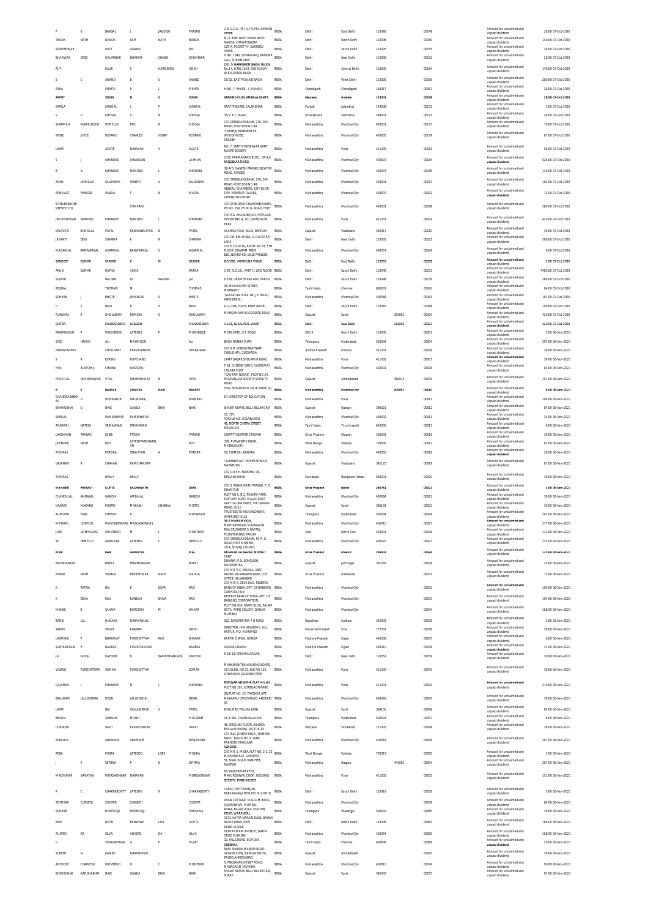| | | | | | | | | | | | | | | |
|---|---|---|---|---|---|---|---|---|---|---|---|---|---|---|
| P | K | BANSAL | L | JAGDISH | PRASAD | 2-B, D.D.A. (M.I.G.) FLATS, NIRMAN VIHAR | INDIA | Delhi | East Delhi | 110092 | | 00149 | Amount for unclaimed and unpaid dividend | 28.00 07-Oct-2020 |
| TRILOK | NATH | NANDA | RAM | NATH | NANDA | M/S. RAM NATH KIDAR NATH NANDA, CHAWRI BAZAR | INDIA | Delhi | North Delhi | 110006 | | 00150 | Amount for unclaimed and unpaid dividend | 140.00 07-Oct-2020 |
| SOMESHWAR | | DATT | GANPAT | | RAI | 129-A, POCKET 'A', SUKHDEV VIHAR | INDIA | Delhi | South Delhi | 110025 | | 00155 | Amount for unclaimed and unpaid dividend | 28.00 07-Oct-2020 |
| BHAGWAN | DASS | GAUMBHIR | DHARAM | CHAND | GAUMBHIR | H.NO. 1640, SOHANGANJ, KRISHNA GALI, SUBZIMANDI | INDIA | Delhi | New Delhi | 110006 | | 00162 | Amount for unclaimed and unpaid dividend | 28.00 07-Oct-2020 |
| AJIT | | KAUR | S | HARKISHEN | SINGH | C/O. S. HARKISHEN SINGH, BLOCK No.14, H.NO.1608, IIND FLOOR, W.E.A.KAROL BAGH | INDIA | Delhi | Central Delhi | 110005 | | 00164 | Amount for unclaimed and unpaid dividend | 140.00 07-Oct-2020 |
| S | C | ANAND | B | S | ANAND | 15/32, EAST PUNJABI BAGH | INDIA | Delhi | West Delhi | 110026 | | 00165 | Amount for unclaimed and unpaid dividend | 280.00 07-Oct-2020 |
| ASHA | | MEHTA | R | L | MEHTA | H.NO. 7, PHASE - I, MOHALI | INDIA | Chandigarh | Chandigarh | 160017 | | 00167 | Amount for unclaimed and unpaid dividend | 28.00 07-Oct-2020 |
| AMRIT | | SODHI | N | S | SODHI | SARHIND CLUB, AMBALA CANTT. | INDIA | Haryana | Ambala | 133001 | | 00168 | Amount for unclaimed and unpaid dividend | 28.00 07-Oct-2020 |
| KAMLA | | JAISWAL | L | P | JAISWAL | SANT THEATRE, JALANDHAR | INDIA | Punjab | Jalandhar | 144008 | | 00172 | Amount for unclaimed and unpaid dividend | 3.00 07-Oct-2020 |
| V | D | KHOSLA | S | N | KHOSLA | 35/2, E.C.ROAD | INDIA | Uttarakhand | Dehradun | 248001 | | 00173 | Amount for unclaimed and unpaid dividend | 56.00 07-Oct-2020 |
| SHARMILA | MARIELOUISE | DEMELLO | ERIC | R | KHOSLA | C/O GRINDLAYS BANK, 270, D.N. ROAD, POST BOX NO.48 | INDIA | Maharashtra | Mumbai City | 400001 | | 00175 | Amount for unclaimed and unpaid dividend | 70.00 07-Oct-2020 |
| IRENE | JOYCE | ROSARIO | CHARLES | HENRY | ROSARIO | 7, MANJU MANSION,54, WOODHOUSE, COLABA | INDIA | Maharashtra | Mumbai City | 400005 | | 00179 | Amount for unclaimed and unpaid dividend | 87.00 07-Oct-2020 |
| LAXMI | | AGATE | NARAYAN | V | AGATE | NO. 7, SANT NYNESHWAR,SANT NAGAR SOCIETY | INDIA | Maharashtra | Pune | 411009 | | 00181 | Amount for unclaimed and unpaid dividend | 56.00 07-Oct-2020 |
| S | J | KHANDKE | JANARDAN | | LAXMAN | 1/22, PARMANAND BLDG., DR.A.K. RANGEKAR MARG | INDIA | Maharashtra | Mumbai City | 400007 | | 00184 | Amount for unclaimed and unpaid dividend | 526.00 07-Oct-2020 |
| B | N | KHANDKE | NAMDEO | L | KHANDKE | 38-A/5, GANESH PRASAD,SLEATOR ROAD, TARDEO | INDIA | Maharashtra | Mumbai City | 400007 | | 00185 | Amount for unclaimed and unpaid dividend | 140.00 07-Oct-2020 |
| ANNE | LEONILDA | SALDANHA | ROBERT | A | SALDANHA | C/O GRINDLAYS BANK, 270, D.N. ROAD, POST BOX NO 48 | INDIA | Maharashtra | Mumbai City | 400001 | | 00187 | Amount for unclaimed and unpaid dividend | 162.00 07-Oct-2020 |
| ARNAVAZ | PHIROZE | WADIA | P | B | WADIA | ABDEALI CHAMBERS, 1ST FLOOR, OPP. MINERVA TALKIES, LAMINGTON ROAD | INDIA | Maharashtra | Mumbai City | 400007 | | 00192 | Amount for unclaimed and unpaid dividend | 11.00 07-Oct-2020 |
| STHELENSNOMINEESPVTLTD | | | COMPANY | | | C/O STANDARD CHARTERED BANK, PB.NO. 558, 25, M.G. ROAD, FORT | INDIA | Maharashtra | Mumbai City | 400001 | | 00198 | Amount for unclaimed and unpaid dividend | 280.00 07-Oct-2020 |
| DNYANSHWAR | NAMDEO | KHANDKE | NAMDEO | L | KHANDKE | C/O R.G. KHANDEKER,II/2, POPULAR HEIGHTSNO.4, 301, KOREGAON PARK | INDIA | Maharashtra | Pune | 411001 | | 00204 | Amount for unclaimed and unpaid dividend | 420.00 07-Oct-2020 |
| KALAVATI | BHOGILAL | PATEL | KRISHANKUMAR | B | PATEL | VACHALI POLE, WADI, BARODA | INDIA | Gujarat | Vadodara | 390017 | | 00210 | Amount for unclaimed and unpaid dividend | 39.00 07-Oct-2020 |
| JAYANTI | DEVI | SHARMA | K | N | SHARMA | C/O DR. E.B. MISRA, 2, DOCTOR'S LANE | INDIA | Delhi | New Delhi | 110001 | | 00221 | Amount for unclaimed and unpaid dividend | 560.00 07-Oct-2020 |
| MADANLAL | BANWARILAL | AGARWAL | BANWARILAL | S | AGARWAL | C/O K.C.GUPTA, ROOM NO.51, 5TH FLOOR, DHARAM PREM BLD.,NEHRU RD.,VILE PARLE(E) | INDIA | Maharashtra | Mumbai City | 400057 | | 00224 | Amount for unclaimed and unpaid dividend | 6.00 07-Oct-2020 |
| SANDEEP | KUMAR | SARKAR | K | M | SARKAR | B-5/288, YAMMUNA VIHAR | INDIA | Delhi | East Delhi | 110053 | | 00228 | Amount for unclaimed and unpaid dividend | 3.00 07-Oct-2020 |
| ARUN | KUMAR | RATNA | VIDYA | | RATNA | C-87, N.D.S.E., PART-II, 2ND FLOOR | INDIA | Delhi | South Delhi | 110049 | | 00231 | Amount for unclaimed and unpaid dividend | 4480.00 07-Oct-2020 |
| SUDHIR | | RALHAN | DL | RALHAN | JAI | E-378, GREATER KAILASH, PART-II | INDIA | Delhi | South Delhi | 110048 | | 00236 | Amount for unclaimed and unpaid dividend | 280.00 07-Oct-2020 |
| REGINA | | THOMAS | M | | THOMAS | 25, MALYAAPAN STREET, MANNADY | INDIA | Tamil Nadu | Chennai | 600001 | | 00242 | Amount for unclaimed and unpaid dividend | 84.00 07-Oct-2020 |
| SOHRAB | J | BHOTE | JEHANGIR | D | BHOTE | 'ADI RATAN VILLA' 88, J.P. ROAD, ANDHERI(W) | INDIA | Maharashtra | Mumbai City | 400058 | | 00261 | Amount for unclaimed and unpaid dividend | 101.00 07-Oct-2020 |
| H | S | BAHL | B | S | BAHL | D-1, DDA, FLATS, BHIM NAGRI | INDIA | Delhi | South Delhi | 110016 | | 00288 | Amount for unclaimed and unpaid dividend | 700.00 07-Oct-2020 |
| PURNIMA | R | DHOLABHAI | ROMESH | G | DHOLABHAI | MANGAN NIWAS GODDOD ROAD | INDIA | Gujarat | Surat | | 395001 | 00304 | Amount for unclaimed and unpaid dividend | 420.00 07-Oct-2020 |
| CHITRA | | MARKANDEYA | SUBODH | | MARKANDEYA | A-193, SURAJMAL VIHAR | INDIA | Delhi | East Delhi | | 110092 | 00324 | Amount for unclaimed and unpaid dividend | 420.00 07-Oct-2020 |
| RAIBAHADUR | P | MUKHERJEE | LATESHS | P | MUKHERJEE | MORI GATE, G.T. ROAD | INDIA | DELHI | North Delhi | 110006 | | 00001 | Amount for unclaimed and unpaid dividend | 3.00 06-Nov-2021 |
| SYED | HAMID | ALI | MAHMOOD | | ALI | BAGH NANHA MIAN | INDIA | Telangana | Hyderabad | 500044 | | 00004 | Amount for unclaimed and unpaid dividend | 207.00 06-Nov-2021 |
| PARVATANENY | | CHOUDARY | PARVATANENI | | VENKATARA | C/O MR. VENKATARATNAM CHOUDHRY, GUDIVADA | INDIA | Andhra Pradesh | Krishna | 521301 | | 00006 | Amount for unclaimed and unpaid dividend | 39.00 06-Nov-2021 |
| S | R | KERING | RUPCHAND | | | CAMP BAZAR,SHOLAPUR ROAD | INDIA | Maharashtra | Pune | 411001 | | 00007 | Amount for unclaimed and unpaid dividend | 39.00 06-Nov-2021 |
| HIRJI | RUSTOMJI | CHAINA | RUSTOMJI | | | F-18, CUSROW BAUG, CAUSEWAY COLABA FORT | INDIA | Maharashtra | Mumbai City | 400001 | | 00008 | Amount for unclaimed and unpaid dividend | 84.00 06-Nov-2021 |
| POPATLAL | DHANESHWAR | VYAS | DHANESHWAR | B | VYAS | "GAUTAM NIWAS", PLOT NO.24, SHVRANJANI SOCIETY SATELITE ROAD | INDIA | Gujarat | Ahmedabad | | 380015 | 00009 | Amount for unclaimed and unpaid dividend | 151.00 06-Nov-2021 |
| R | V | BARAVE | VINAYAK | HARI | BARAVE | 5/62, SHIVANAND, VILLE PARLE (E) | INDIA | Maharashtra | Mumbai City | | 400057 | 00010 | Amount for unclaimed and unpaid dividend | 6.00 06-Nov-2021 |
| CHANDRASHEKHAR | D | DESHPANDE | DHUNDIRAJ | | BHIMRAO | DY. DIRECTOR OF EDUCATION | INDIA | Maharashtra | Pune | | | 00011 | Amount for unclaimed and unpaid dividend | 104.00 06-Nov-2021 |
| BHIKHUBHAI | G | NAIK | GANDA | BHAI | NAIK | SHANTI NIWAS, BILLI, BILLIMORIA | INDIA | Gujarat | Navsari | 396321 | | 00012 | Amount for unclaimed and unpaid dividend | 84.00 06-Nov-2021 |
| SHRILAL | | RAMESHWAR | RAMESHWAR | | | 15, 1ST, TOPAIWADI, KOLABADEVI | INDIA | Maharashtra | Mumbai City | 400002 | | 00014 | Amount for unclaimed and unpaid dividend | 34.00 06-Nov-2021 |
| ANGARAI | NATESA | SRINIVASAN | SRINIVASAN | | | 48, NORTH CHITRA STREET, SRINAGAM | INDIA | Tamil Nadu | Tiruchirapalli | 620006 | | 00015 | Amount for unclaimed and unpaid dividend | 6.00 06-Nov-2021 |
| LAKSHMAN | PRASAD | JOSHI | PTDEVI | | PRASAD | CHIPATTI BARTER ETAWAH | INDIA | Uttar Pradesh | Etawah | 206001 | | 00016 | Amount for unclaimed and unpaid dividend | 39.00 06-Nov-2021 |
| JATINDER | NATH | ROY | LATESHPANCHANAN | | ROY | 378, PURVASTHI ROAD, MADHUGARH | INDIA | West Bengal | Kolkata | 700030 | | 00017 | Amount for unclaimed and unpaid dividend | 67.00 06-Nov-2021 |
| THOMAS | | PEREIRA | SEBASTIAN | A | PEREIRA | 58, CHIMBAI, BANDRA | INDIA | Maharashtra | Mumbai City | 400050 | | 00018 | Amount for unclaimed and unpaid dividend | 28.00 06-Nov-2021 |
| GAJANAN | R | CHAVAN | RAMCHANDRA | | | "SUKHNIVAS", MOHMADWADI, NAVAPURA | INDIA | Gujarat | Vadodara | 391125 | | 00019 | Amount for unclaimed and unpaid dividend | 87.00 06-Nov-2021 |
| THOMAS | | HEALY | HEALY | | | C/O D.R.F.H. NARONA, 99, BRIGADE ROAD | INDIA | Karnataka | Bangalore Urban | 560001 | | 00020 | Amount for unclaimed and unpaid dividend | 39.00 06-Nov-2021 |
| MAHABIR | PRASAD | GUPTA | RAGHUNATH | | DASS | C/O S. RAGHUNATH PRASAD, P. O. DHAMPUR | INDIA | Uttar Pradesh | Bijnor | 246761 | | 00021 | Amount for unclaimed and unpaid dividend | 3.00 06-Nov-2021 |
| CHANDULAL | AMBALAL | GANDHI | AMBALAL | | GANDHI | PLOT NO.5, B-2, PUSHPA PARK, DAFTARY ROAD, MALAD EAST | INDIA | Maharashtra | Mumbai City | 400064 | | 00022 | Amount for unclaimed and unpaid dividend | 39.00 06-Nov-2021 |
| NAGARJI | MAKANJI | MISTRY | MAKANJI | JINABHAI | MISTRY | VAPI TALUKA PARDI, VIA DAMAN ROAD, (R.S.) | INDIA | Gujarat | Surat | 396191 | | 00023 | Amount for unclaimed and unpaid dividend | 39.00 06-Nov-2021 |
| ALIMOHD | FAZIL | CHINOY | A | | MOHAMAD | TRUSTEES TO HIS CHILDREN'S WAKF,RED HILLS | INDIA | Telangana | Hyderabad | 500004 | | 00024 | Amount for unclaimed and unpaid dividend | 207.00 06-Nov-2021 |
| MICHAEL | LEOPOLD | MASCASRENHAS | MASCASRENHAS | | | 56-A MARIAN VILLA, MATHARPACAD, MAZAGAON | INDIA | Maharashtra | Mumbai City | 400010 | | 00025 | Amount for unclaimed and unpaid dividend | 277.00 06-Nov-2021 |
| JOSE | DOMINGOSC | MONTEIRO | M | L | MONTEIRO | RUA CRUSADOR S RAPAEL, FOUNTAINHAS, PANJIM | INDIA | Goa | North Goa | 403001 | | 00026 | Amount for unclaimed and unpaid dividend | 123.00 06-Nov-2021 |
| SF | DEMELLO | ANSELKAR | LATESHV | C | DEMELLO | C/O GRINDLAYS BANK, 90 M.G. ROAD,FORT MUMBAI | INDIA | Maharashtra | Mumbai City | 400020 | | 00027 | Amount for unclaimed and unpaid dividend | 232.00 06-Nov-2021 |
| RISHI | | RAM | GURDITTA | | MAL | 18-A, SHIVAJI COLONY, REGIMANTAL BAZAR, MEERUT CANT | INDIA | Uttar Pradesh | Meerut | 260001 | | 00028 | Amount for unclaimed and unpaid dividend | 123.00 06-Nov-2021 |
| RAVISHANKAR | | BHATT | BHAISHANKAR | | BHATT | DHAREA, P.O. SONGUDH, SAURASHTRA | INDIA | Gujarat | Jamnagar | 361335 | | 00029 | Amount for unclaimed and unpaid dividend | 25.00 06-Nov-2021 |
| KEDAR | NATH | SHUKLA | BISHESHWAR | NATH | SHUKLA | C/O MR. R.C. SHUKLA, ASST. AGENT, ALLAHABAD BANK, CITY OFFICE, ALLAHABAD | INDIA | Uttar Pradesh | Allahabad | | | 00031 | Amount for unclaimed and unpaid dividend | 17.00 06-Nov-2021 |
| K | RATNA | BAI | K | DEVA | RAO | C/O MR. K. DEVA RAO, RESERVE BANK OF INDIA, DPT. OF BANKING CORPORATION | INDIA | Maharashtra | Mumbai City | | | 00032 | Amount for unclaimed and unpaid dividend | 104.00 06-Nov-2021 |
| K | DEVA | RAO | KUNDAJI | SHIVA | RAO | RESERVE BANK OF INDIA, DPT. OF BANKING CORPORATION | INDIA | Maharashtra | Mumbai City | | | 00033 | Amount for unclaimed and unpaid dividend | 104.00 06-Nov-2021 |
| MANEK | B | SAHIAR | BURGORJI | M | SAHIAR | PLOT NO 400, WARNI BLDG, FALAM KOTA, PARSI COLONY, DADAR-MUMBAI | INDIA | Maharashtra | Mumbai City | | | 00034 | Amount for unclaimed and unpaid dividend | 168.00 06-Nov-2021 |
| BANSI | LAL | JHALANI | NARAYANLAL | | | 522, SARDARPURA 7-B ROAD | INDIA | Rajasthan | Jodhpur | 342003 | | 00035 | Amount for unclaimed and unpaid dividend | 3.00 06-Nov-2021 |
| SADHU | | SINGH | KHAZAM | | SINGH | DIRECTOR, HIM ACADEMY, VILL. RAIPUR, P.O. MARWADI | INDIA | Himachal Pradesh | Una | 177031 | | 00036 | Amount for unclaimed and unpaid dividend | 59.00 06-Nov-2021 |
| LAXMIBAI | P | BHAGWAT | PURSHOTTAM | RAO | BHAGAT | KARTIK CHAWK, GONDA | INDIA | Madhya Pradesh | Ujjain | 456006 | | 00037 | Amount for unclaimed and unpaid dividend | 6.00 06-Nov-2021 |
| SURYANARAIN | P | BADERA | PUSHOTAMDAS | | BADERA | GONDA CHAWNI | INDIA | Madhya Pradesh | Ujjain | 456010 | | 00038 | Amount for unclaimed and unpaid dividend | 31.00 06-Nov-2021 |
| JAI | GOPAL | KAPOOR | B | RAMKISHANDASS | KAPOOR | K-18/19, KRISHNA NAGAR, | INDIA | Delhi | New Delhi | 110051 | | 00039 | Amount for unclaimed and unpaid dividend | 39.00 06-Nov-2021 |
| VISHNU | PURSHOTTAM | SOMAN | PURSHOTTAM | | SOMAN | MAHARASHTRA HOUSING BOARD CLY, BLDG. NO.10, BLK NO.120, LOKMANYA SADASHIV PETH | INDIA | Maharashtra | Pune | 411030 | | 00042 | Amount for unclaimed and unpaid dividend | 39.00 06-Nov-2021 |
| GAJANAN | L | KHANDKE | N | L | KHANDKE | POPULAR HEIGHT-4, FLAT-H-2,H-2, PLOT NO.301, KOREGAON PARK | INDIA | Maharashtra | Pune | 411001 | | 00044 | Amount for unclaimed and unpaid dividend | 210.00 06-Nov-2021 |
| BALUBHAI | LALLOOBHAI | DESAI | LALLOOBHAI | | DESAI | 28/FLAT NO. 23, TAKSHILA APT., MAHAKALI CAVES ROAD, ANDHERI (E) | INDIA | Maharashtra | Mumbai City | 400093 | | 00045 | Amount for unclaimed and unpaid dividend | 39.00 06-Nov-2021 |
| LAXMI | | BAI | VALLABHBHAI | S | PATEL | KHOLWAD TALUKA KURJ | INDIA | Gujarat | Surat | 394150 | | 00046 | Amount for unclaimed and unpaid dividend | 84.00 06-Nov-2021 |
| BEGUM | | ZUBAIDA | MOHD | | MUCZZAM | 16-3-381, CHANCHALGUDA | INDIA | Telangana | Hyderabad | 500024 | | 00047 | Amount for unclaimed and unpaid dividend | 6.00 06-Nov-2021 |
| CHANDER | | WATI | PARMESHWAR | | DAYAL | 48, GROUND FLOOR, ASHOKA ENCLAVE (MAIN), SECTOR-34 | INDIA | Haryana | Faridabad | 121003 | | 00048 | Amount for unclaimed and unpaid dividend | 39.00 06-Nov-2021 |
| SHEGULA | | ABRAHAM | ABRAHAM | | BENJAMANI | C/O ISAC JOSEPH ESQR., HAMEED BLDG. BLOCK NO.5, TANK PAKHDI, MAULANA AZAD RD. | INDIA | Maharashtra | Mumbai City | 400018 | | 00049 | Amount for unclaimed and unpaid dividend | 207.00 06-Nov-2021 |
| REBA | | MISRA | LATESQD | LORS | MISHRA | C/O MR. S. MISRA,FLAT NO. 2-C, 22-B, NANDWILLE, GARDENS | INDIA | West Bengal | Kolkata | 700019 | | 00050 | Amount for unclaimed and unpaid dividend | 3.00 06-Nov-2021 |
| J | P | SETHNA | P | D | SETHNA | 51, MALL ROAD, KAMPTEE, NAGPUR | INDIA | Maharashtra | Nagpur | | 441001 | 00054 | Amount for unclaimed and unpaid dividend | 207.00 06-Nov-2021 |
| MADHUKAR | NARAYAN | MORGAONKAR | NARAYAN | | MORGAONKAR | 95,SHUKERWAR PETH, MAYURESHWRI, COOP. HOUSING. SOCIETY, PUNE-411002 | INDIA | Maharashtra | Pune | 411002 | | 00055 | Amount for unclaimed and unpaid dividend | 151.00 06-Nov-2021 |
| R | C | CHAKRABORTY | LATESHK | K | CHAKRABORTY | I-1656, CHITTARANJAN PARK,KALKAJI NEW DELHI-110019 | INDIA | Delhi | South Delhi | 110019 | | 00056 | Amount for unclaimed and unpaid dividend | 3.00 06-Nov-2021 |
| TEHMINA | CURSETJI | COOPER | CURSETJI | | COOPER | AVAN COTTAGE, MALCOM BAUG, JOGESHWARI, MUMBAI. | INDIA | Maharashtra | Mumbai City | | | 00058 | Amount for unclaimed and unpaid dividend | 84.00 06-Nov-2021 |
| SOHRAB | | HORMUSJI | HORMUSJI | | VAKHARIA | 8/414, BALAN VILLA, STATION ROAD, WARANGAL | INDIA | Telangana | Warangal | 506002 | | 00060 | Amount for unclaimed and unpaid dividend | 39.00 06-Nov-2021 |
| RAM | | NATH | BANWARI | LALL | GUPTA | 1572, KATRA NARAIN DASS, NAHAR SADAT KHAN, NEW DELHI-110006. | INDIA | Delhi | North Delhi | 110006 | | 00062 | Amount for unclaimed and unpaid dividend | 168.00 06-Nov-2021 |
| AUDREY | DA | SILVA | ADVERD | DA | SILVA | HEIMAT MAIN AVENUE, SANTA CRUZ, MUMBAI | INDIA | Maharashtra | Mumbai City | 400054 | | 00065 | Amount for unclaimed and unpaid dividend | 168.00 06-Nov-2021 |
| G | | SUSAINATHAN | G | P | PILLAY | 32, HILLS ROAD, EGMORA, CHENNAI. | INDIA | Tamil Nadu | Chennai | 600008 | | 00066 | Amount for unclaimed and unpaid dividend | 20.00 06-Nov-2021 |
| SURESH | N | PARIKH | NARASIKHLAL | | | NEW SHARDA MANDIR ROAD, VASANT KUNJ, BANGLA NO.54, PALDO,AHMEDABAD | INDIA | Gujarat | Ahmedabad | | | 00070 | Amount for unclaimed and unpaid dividend | 56.00 06-Nov-2021 |
| ANTHONY | CHARLESD | MONTEIRO | D | C | MONTEIRO | 5, PRASANNA NESBIT ROAD, MAZAGAON, MUMBAI. | INDIA | Maharashtra | Mumbai City | 400010 | | 00074 | Amount for unclaimed and unpaid dividend | 90.00 06-Nov-2021 |
| BHIKHUBHAI | GANDHABHAI | NAIK | GANDA | BHAI | NAIK | SHANTI NIWAS, BILLI, BILLIMORIA, SURAT | INDIA | Gujarat | Surat | 395003 | | 00075 | Amount for unclaimed and unpaid dividend | 95.00 06-Nov-2021 |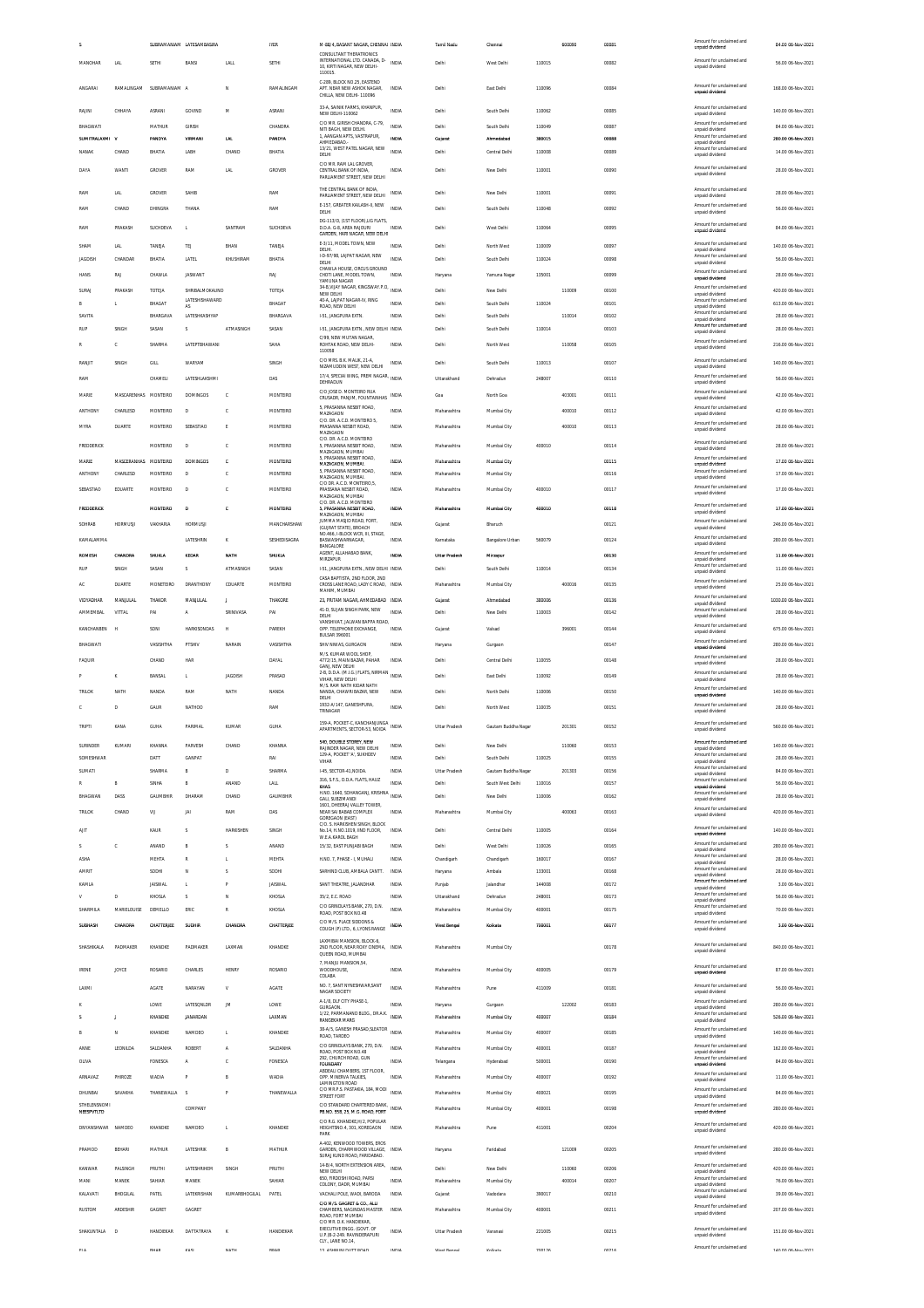| | | | | | | | | | | | | | |
|---|---|---|---|---|---|---|---|---|---|---|---|---|---|
| S | | SUBRAMANIAM | LATESAMBASIRA | | IYER | M-88/4,BASANT NAGAR, CHENNAI | INDIA | Tamil Nadu | Chennai | | 600090 | 00081 | Amount for unclaimed and unpaid dividend | 84.00 06-Nov-2021 |
| MANOHAR | LAL | SETHI | BANSI | LALL | SETHI | CONSULTANT THERATRONICS INTERNATIONAL LTD. CANADA, D-10, KIRTI NAGAR, NEW DELHI-110015 | INDIA | Delhi | West Delhi | 110015 | | 00082 | Amount for unclaimed and unpaid dividend | 56.00 06-Nov-2021 |
| ANGARAI | RAMALINGAM | SUBRAMANIAM | A | N | RAMALINGAM | C-209, BLOCK NO.25, EASTEND APT. NEAR NEW ASHOK NAGAR, CHILLA, NEW DELHI- 110096 | INDIA | Delhi | East Delhi | 110096 | | 00084 | Amount for unclaimed and unpaid dividend | 168.00 06-Nov-2021 |
| RAJINI | CHHAYA | ASRANI | GOVIND | M | ASRANI | 33-A, SAINIK FARMS, KHANPUR, NEW DELHI-110062 | INDIA | Delhi | South Delhi | 110062 | | 00085 | Amount for unclaimed and unpaid dividend | 140.00 06-Nov-2021 |
| BHAGWATI | | MATHUR | GIRISH | | CHANDRA | C/O MR. GIRISH CHANDRA, C-79, NITI BAGH, NEW DELHI. | INDIA | Delhi | South Delhi | 110049 | | 00087 | Amount for unclaimed and unpaid dividend | 84.00 06-Nov-2021 |
| SUMITRALAXMI | V | PANDYA | VIRMANI | LAL | PANDYA | 1, AANGAN APTS, VASTRAPUR, AHMEDABAD- | INDIA | Gujarat | Ahmedabad | 380015 | | 00088 | Amount for unclaimed and unpaid dividend | 280.00 06-Nov-2021 |
| NANAK | CHAND | BHATIA | LABH | CHAND | BHATIA | 13/21, WEST PATEL NAGAR, NEW DELHI | INDIA | Delhi | Central Delhi | 110008 | | 00089 | Amount for unclaimed and unpaid dividend | 14.00 06-Nov-2021 |
| DAYA | WANTI | GROVER | RAM | LAL | GROVER | C/O MR. RAM LAL GROVER, CENTRAL BANK OF INDIA, PARLIAMENT STREET, NEW DELHI | INDIA | Delhi | New Delhi | 110001 | | 00090 | Amount for unclaimed and unpaid dividend | 28.00 06-Nov-2021 |
| RAM | LAL | GROVER | SAHIB | | RAM | THE CENTRAL BANK OF INDIA, PARLIAMENT STREET, NEW DELHI | INDIA | Delhi | New Delhi | 110001 | | 00091 | Amount for unclaimed and unpaid dividend | 28.00 06-Nov-2021 |
| RAM | CHAND | DHINGRA | THANA | | RAM | E-157, GREATER KAILASH-II, NEW DELHI | INDIA | Delhi | South Delhi | 110048 | | 00092 | Amount for unclaimed and unpaid dividend | 56.00 06-Nov-2021 |
| RAM | PRAKASH | SUCHDEVA | L | SANTRAM | SUCHDEVA | DG-113/D, (1ST FLOOR),LIG FLATS, D.D.A. G-8, AREA RAJOURI GARDEN, HARI NAGAR, NEW DELHI | INDIA | Delhi | West Delhi | 110064 | | 00095 | Amount for unclaimed and unpaid dividend | 84.00 06-Nov-2021 |
| SHAM | LAL | TANEJA | TEJ | BHAN | TANEJA | E-3/11, MODEL TOWN, NEW DELHI. | INDIA | Delhi | North West | 110009 | | 00097 | Amount for unclaimed and unpaid dividend | 140.00 06-Nov-2021 |
| JAGDISH | CHANDAR | BHATIA | LATEL | KHUSHIRAM | BHATIA | I-D-97/98, LAJPAT NAGAR, NEW DELHI | INDIA | Delhi | South Delhi | 110024 | | 00098 | Amount for unclaimed and unpaid dividend | 56.00 06-Nov-2021 |
| HANS | RAJ | CHAWLA | JASWANT | | RAJ | CHAWLA HOUSE, CIRCUS GROUND CHOTI LANE, MODEL TOWN, YAMUNA NAGAR | INDIA | Haryana | Yamuna Nagar | 135001 | | 00099 | Amount for unclaimed and unpaid dividend | 28.00 06-Nov-2021 |
| SURAJ | PRAKASH | TOTEJA | SHRIBALMOKAUND | | TOTEJA | 34-B,VIJAY NAGAR, KINGSWAY P.O, NEW DELHI | INDIA | Delhi | New Delhi | | 110009 | 00100 | Amount for unclaimed and unpaid dividend | 420.00 06-Nov-2021 |
| B | L | BHAGAT | LATESHSHAWARDAS | | BHAGAT | 40-A, LAJPAT NAGAR-IV, RING ROAD, NEW DELHI | INDIA | Delhi | South Delhi | 110024 | | 00101 | Amount for unclaimed and unpaid dividend | 613.00 06-Nov-2021 |
| SAVITA | | BHARGAVA | LATESHKASHYAP | | BHARGAVA | I-51, JANGPURA EXTN. | INDIA | Delhi | South Delhi | | 110014 | 00102 | Amount for unclaimed and unpaid dividend | 28.00 06-Nov-2021 |
| RUP | SINGH | SASAN | S | ATMASINGH | SASAN | I-51, JANGPURA EXTN., NEW DELHI | INDIA | Delhi | South Delhi | 110014 | | 00103 | Amount for unclaimed and unpaid dividend | 28.00 06-Nov-2021 |
| R | C | SHARMA | LATEPTBHAWANI | | SAHA | C/99, NEW MUTAN NAGAR, ROHTAK ROAD, NEW DELHI-110058 | INDIA | Delhi | North West | | 110058 | 00105 | Amount for unclaimed and unpaid dividend | 216.00 06-Nov-2021 |
| RANJIT | SINGH | GILL | WARYAM | | SINGH | C/O MRS. B.K. MALIK, 21-A, NIZAMUDDIN WEST, NEW DELHI | INDIA | Delhi | South Delhi | 110013 | | 00107 | Amount for unclaimed and unpaid dividend | 140.00 06-Nov-2021 |
| RAM | | CHAMELI | LATESHLAKSHMI | | DAS | 17/4, SPECIAL WING, PREM NAGAR, DEHRADUN | INDIA | Uttarakhand | Dehradun | 248007 | | 00110 | Amount for unclaimed and unpaid dividend | 56.00 06-Nov-2021 |
| MARIE | MASCARENHAS | MONTEIRO | DOMINGOS | C | MONTEIRO | C/O JOSE D. MONTEIRO RUA CRUSADR, PANJIM, FOUNTAINHAS | INDIA | Goa | North Goa | | 403001 | 00111 | Amount for unclaimed and unpaid dividend | 42.00 06-Nov-2021 |
| ANTHONY | CHARLESD | MONTEIRO | D | C | MONTEIRO | 5, PRASANNA NESBIT ROAD, MAZAGAON | INDIA | Maharashtra | Mumbai City | | 400010 | 00112 | Amount for unclaimed and unpaid dividend | 42.00 06-Nov-2021 |
| MYRA | DUARTE | MONTEIRO | SEBASTIAO | E | MONTEIRO | C/O. DR. A.C.D. MONTEIRO 5, PRASANNA NESBIT ROAD, MAZAGAON | INDIA | Maharashtra | Mumbai City | | 400010 | 00113 | Amount for unclaimed and unpaid dividend | 28.00 06-Nov-2021 |
| FREDDERICK | | MONTEIRO | D | C | MONTEIRO | C/O. DR. A.C.D. MONTEIRO 5, PRASANNA NESBIT ROAD, MAZAGAON, MUMBAI | INDIA | Maharashtra | Mumbai City | 400010 | | 00114 | Amount for unclaimed and unpaid dividend | 28.00 06-Nov-2021 |
| MARIE | MASCERANHAS | MONTEIRO | DOMINGOS | C | MONTEIRO | 5, PRASANNA NESBIT ROAD, MAZAGAON, MUMBAI | INDIA | Maharashtra | Mumbai City | | | 00115 | Amount for unclaimed and unpaid dividend | 17.00 06-Nov-2021 |
| ANTHONY | CHARLESD | MONTEIRO | D | C | MONTEIRO | 5, PRASANNA NESBIT ROAD, MAZAGAON, MUMBAI. | INDIA | Maharashtra | Mumbai City | | | 00116 | Amount for unclaimed and unpaid dividend | 17.00 06-Nov-2021 |
| SEBASTIAO | EDUARTE | MONTEIRO | D | C | MONTEIRO | C/O DR. A.C.D. MONTEIRO,5, PRASSANA NESBIT ROAD, MAZAGAON, MUMBAI | INDIA | Maharashtra | Mumbai City | 400010 | | 00117 | Amount for unclaimed and unpaid dividend | 17.00 06-Nov-2021 |
| FREDDERICK | | MONTEIRO | D | C | MONTEIRO | C/O. DR. A.C.D. MONTEIRO 5, PRASANNA NESBIT ROAD, MAZAGAON, MUMBAI | INDIA | Maharashtra | Mumbai City | 400010 | | 00118 | Amount for unclaimed and unpaid dividend | 17.00 06-Nov-2021 |
| SOHRAB | HORMUSJI | VAKHARIA | HORMUSJI | | MANCHARSHAW | JUMMA MASJID ROAD, FORT, (GUJRAT STATE), BROACH | INDIA | Gujarat | Bharuch | | | 00121 | Amount for unclaimed and unpaid dividend | 246.00 06-Nov-2021 |
| KAMALAMMA | | | LATESHRIN | K | SESHEDISAGRA | NO.466, I-BLOCK WCR, III, STAGE, BASAVESHWARNAGAR, BANGALORE | INDIA | Karnataka | Bangalore Urban | 560079 | | 00124 | Amount for unclaimed and unpaid dividend | 280.00 06-Nov-2021 |
| ROMESH | CHANDRA | SHUKLA | KEDAR | NATH | SHUKLA | AGENT, ALLAHABAD BANK, MIRZAPUR | INDIA | Uttar Pradesh | Mirzapur | | | 00130 | Amount for unclaimed and unpaid dividend | 11.00 06-Nov-2021 |
| RUP | SINGH | SASAN | S | ATMASINGH | SASAN | I-51, JANGPURA EXTN., NEW DELHI | INDIA | Delhi | South Delhi | 110014 | | 00134 | Amount for unclaimed and unpaid dividend | 11.00 06-Nov-2021 |
| AC | DUARTE | MONETEIRO | DRANTHONY | CDUARTE | MONTEIRO | CASA BAPTISTA, 2ND FLOOR, 2ND CROSS LANE ROAD, LADY C ROAD, MAHIM, MUMBAI | INDIA | Maharashtra | Mumbai City | | 400016 | 00135 | Amount for unclaimed and unpaid dividend | 25.00 06-Nov-2021 |
| VIDYADHAR | MANJULAL | THAKOR | MANJULAL | J | THAKORE | 23, PRITAM NAGAR, AHMEDABAD | INDIA | Gujarat | Ahmedabad | 380006 | | 00136 | Amount for unclaimed and unpaid dividend | 1030.00 06-Nov-2021 |
| AMMEMBAL | VITTAL | PAI | A | SRINIVASA | PAI | 41-D, SUJAN SINGH PARK, NEW DELHI | INDIA | Delhi | New Delhi | 110003 | | 00142 | Amount for unclaimed and unpaid dividend | 28.00 06-Nov-2021 |
| KANCHANBEN | H | SONI | HARKISONDAS | H | PAREKH | VANSHIVAT, JALARAM BAPPA ROAD, OPP. TELEPHONE EXCHANGE, BULSAR 396001 | INDIA | Gujarat | Valsad | | 396001 | 00144 | Amount for unclaimed and unpaid dividend | 675.00 06-Nov-2021 |
| BHAGWATI | | VASISHTHA | PTSHIV | NARAIN | VASISHTHA | SHIV NIWAS, GURGAON | INDIA | Haryana | Gurgaon | | | 00147 | Amount for unclaimed and unpaid dividend | 280.00 06-Nov-2021 |
| FAQUIR | | CHAND | HAR | | DAYAL | M/S. KUMAR WOOL SHOP, 4772/15, MAIN BAZAR, PAHAR GANJ, NEW DELHI | INDIA | Delhi | Central Delhi | 110055 | | 00148 | Amount for unclaimed and unpaid dividend | 28.00 06-Nov-2021 |
| P | K | BANSAL | L | JAGDISH | PRASAD | 2-B, D.D.A. (M.I.G.) FLATS, NIRMAN VIHAR, NEW DELHI | INDIA | Delhi | East Delhi | 110092 | | 00149 | Amount for unclaimed and unpaid dividend | 28.00 06-Nov-2021 |
| TRILOK | NATH | NANDA | RAM | NATH | NANDA | M/S. RAM NATH KIDAR NATH NANDA, CHAWRI BAZAR, NEW DELHI | INDIA | Delhi | North Delhi | 110006 | | 00150 | Amount for unclaimed and unpaid dividend | 140.00 06-Nov-2021 |
| C | D | GAUR | NATHOO | | RAM | 1932-A/147, GANESHPURA, TRINAGAR | INDIA | Delhi | North West | 110035 | | 00151 | Amount for unclaimed and unpaid dividend | 28.00 06-Nov-2021 |
| TRIPTI | KANA | GUHA | PARIMAL | KUMAR | GUHA | 159-A, POCKET-C, KANCHANJUNGA APARTMENTS, SECTOR-53, NOIDA | INDIA | Uttar Pradesh | Gautam Buddha Nagar | | 201301 | 00152 | Amount for unclaimed and unpaid dividend | 560.00 06-Nov-2021 |
| SURINDER | KUMARI | KHANNA | PARVESH | CHAND | KHANNA | 540, DOUBLE STOREY, NEW RAJINDER NAGAR, NEW DELHI | INDIA | Delhi | New Delhi | | 110060 | 00153 | Amount for unclaimed and unpaid dividend | 140.00 06-Nov-2021 |
| SOMESHWAR | | DATT | GANPAT | | RAI | 129-A, POCKET 'A', SUKHDEV VIHAR | INDIA | Delhi | South Delhi | 110025 | | 00155 | Amount for unclaimed and unpaid dividend | 28.00 06-Nov-2021 |
| SUMATI | | SHARMA | B | D | SHARMA | I-45, SECTOR-41,NOIDA. | INDIA | Uttar Pradesh | Gautam Buddha Nagar | | 201303 | 00156 | Amount for unclaimed and unpaid dividend | 84.00 06-Nov-2021 |
| R | B | SINHA | B | ANAND | LALL | 316, S.F.S., D.D.A. FLATS, HAUZ KHAS | INDIA | Delhi | South West Delhi | 110016 | | 00157 | Amount for unclaimed and unpaid dividend | 56.00 06-Nov-2021 |
| BHAGWAN | DASS | GAUMBHIR | DHARAM | CHAND | GAUMBHIR | H.NO. 1640, SOHANGANJ, KRISHNA GALI, SUBZIMANDI | INDIA | Delhi | New Delhi | 110006 | | 00162 | Amount for unclaimed and unpaid dividend | 28.00 06-Nov-2021 |
| TRILOK | CHAND | VIJ | JAI | RAM | DAS | 1601, DHEERAJ VALLEY TOWER, NEAR SAI BABA B COMPLEX GOREGAON (EAST) | INDIA | Maharashtra | Mumbai City | | 400063 | 00163 | Amount for unclaimed and unpaid dividend | 420.00 06-Nov-2021 |
| AJIT | | KAUR | S | HARKISHEN | SINGH | C/O. S. HARKISHEN SINGH, BLOCK No.14, H.NO.1019, IIND FLOOR, W.E.A KAROL BAGH | INDIA | Delhi | Central Delhi | 110005 | | 00164 | Amount for unclaimed and unpaid dividend | 140.00 06-Nov-2021 |
| S | C | ANAND | B | S | ANAND | 15/32, EAST PUNJABI BAGH | INDIA | Delhi | West Delhi | 110026 | | 00165 | Amount for unclaimed and unpaid dividend | 280.00 06-Nov-2021 |
| ASHA | | MEHTA | R | L | MEHTA | H.NO. 7, PHASE - I, MUHALI | INDIA | Chandigarh | Chandigarh | 160017 | | 00167 | Amount for unclaimed and unpaid dividend | 28.00 06-Nov-2021 |
| AMRIT | | SODHI | N | S | SODHI | SARHIND CLUB, AMBALA CANTT. | INDIA | Haryana | Ambala | 133001 | | 00168 | Amount for unclaimed and unpaid dividend | 28.00 06-Nov-2021 |
| KAMLA | | JAISWAL | L | P | JAISWAL | SANT THEATRE, JALANDHAR | INDIA | Punjab | Jalandhar | 144008 | | 00172 | Amount for unclaimed and unpaid dividend | 3.00 06-Nov-2021 |
| V | D | KHOSLA | S | N | KHOSLA | 35/2, E.C. ROAD | INDIA | Uttarakhand | Dehradun | 248001 | | 00173 | Amount for unclaimed and unpaid dividend | 56.00 06-Nov-2021 |
| SHARMILA | MARIELOUISE | DEMELLO | ERIC | R | KHOSLA | C/O GRINDLAYS BANK, 270, D.N. ROAD, POST BOX NO.48 | INDIA | Maharashtra | Mumbai City | 400001 | | 00175 | Amount for unclaimed and unpaid dividend | 70.00 06-Nov-2021 |
| SUBHASH | CHANDRA | CHATTERJEE | SUDHIR | CHANDRA | CHATTERJEE | C/O M/S. FLACE SIDDONS & COUGH (P) LTD., 6, LYONS RANGE | INDIA | West Bengal | Kolkata | 700001 | | 00177 | Amount for unclaimed and unpaid dividend | 3.00 06-Nov-2021 |
| SHASHIKALA | PADMAKER | KHANDKE | PADMAKER | LAXMAN | KHANDKE | LAXMIBAI MANSION, BLOCK-6, 2ND FLOOR, NEAR ROXY CINEMA, QUEEN ROAD, MUMBAI | INDIA | Maharashtra | Mumbai City | | | 00178 | Amount for unclaimed and unpaid dividend | 840.00 06-Nov-2021 |
| IRENE | JOYCE | ROSARIO | CHARLES | HENRY | ROSARIO | 7, MANJU MANSION,54, WOODHOUSE, COLABA | INDIA | Maharashtra | Mumbai City | 400005 | | 00179 | Amount for unclaimed and unpaid dividend | 87.00 06-Nov-2021 |
| LAXMI | | AGATE | NARAYAN | V | AGATE | NO. 7, SANT NYNESHWAR,SANT NAGAR SOCIETY | INDIA | Maharashtra | Pune | 411009 | | 00181 | Amount for unclaimed and unpaid dividend | 56.00 06-Nov-2021 |
| K | | LOWE | LATESQNLDR | JM | LOWE | A-1/8, DLF CITY PHASE-1, GURGAON | INDIA | Haryana | Gurgaon | | 122002 | 00183 | Amount for unclaimed and unpaid dividend | 280.00 06-Nov-2021 |
| S | J | KHANDKE | JANARDAN | | LAXMAN | 1/22, PARMANAND BLDG., DR.A.K. RANGEKAR MARG | INDIA | Maharashtra | Mumbai City | 400007 | | 00184 | Amount for unclaimed and unpaid dividend | 526.00 06-Nov-2021 |
| B | N | KHANDKE | NAMDEO | L | KHANDKE | 38-A/5, GANESH PRASAD,SLEATOR ROAD, TARDEO | INDIA | Maharashtra | Mumbai City | 400007 | | 00185 | Amount for unclaimed and unpaid dividend | 140.00 06-Nov-2021 |
| ANNE | LEONILDA | SALDANHA | ROBERT | A | SALDANHA | C/O GRINDLAYS BANK, 270, D.N. ROAD, POST BOX NO.48 | INDIA | Maharashtra | Mumbai City | 400001 | | 00187 | Amount for unclaimed and unpaid dividend | 162.00 06-Nov-2021 |
| OLIVA | | FONESCA | A | C | FONESCA | 292, CHURCH ROAD, GUN FOUNDARY | INDIA | Telangana | Hyderabad | 500001 | | 00190 | Amount for unclaimed and unpaid dividend | 84.00 06-Nov-2021 |
| ARNAVAZ | PHIROZE | WADIA | P | B | WADIA | ABDEALI CHAMBERS, 1ST FLOOR, OPP. MINERVA TALKIES, LAMINGTON ROAD | INDIA | Maharashtra | Mumbai City | 400007 | | 00192 | Amount for unclaimed and unpaid dividend | 11.00 06-Nov-2021 |
| DHUNBAI | SAVAKHA | THANEWALLA | S | P | THANEWALLA | C/O MR.P.S. PASTAKIA, 184, MODI STREET FORT | INDIA | Maharashtra | Mumbai City | 400021 | | 00195 | Amount for unclaimed and unpaid dividend | 84.00 06-Nov-2021 |
| STHELENSNOMINEESPVTLTD | | | COMPANY | | | C/O STANDARD CHARTERED BANK, PB NO. 558, 23, M.G. ROAD, FORT | INDIA | Maharashtra | Mumbai City | 400001 | | 00198 | Amount for unclaimed and unpaid dividend | 280.00 06-Nov-2021 |
| DNYANSHWARI | NAMDEO | KHANDKE | NAMDEO | L | KHANDKE | C/O R.G. KHANDEKHI 2, POPULAR HEIGHTS NO.4, 301, KOREGAON PARK | INDIA | Maharashtra | Pune | 411001 | | 00204 | Amount for unclaimed and unpaid dividend | 420.00 06-Nov-2021 |
| PRAMOD | BEHARI | MATHUR | LATESHRIB | B | MATHUR | A-402, KENWOOD TOWERS, EROS GARDEN, CHARMWOOD VILLAGE, SURAJ KUND ROAD, FARIDABAD. | INDIA | Haryana | Faridabad | | 121009 | 00205 | Amount for unclaimed and unpaid dividend | 280.00 06-Nov-2021 |
| KANWAR | PALSINGH | PRUTHI | LATESHRIHEM | SINGH | PRUTHI | 14-B/4, NORTH EXTENSION AREA, NEW DELHI | INDIA | Delhi | New Delhi | | 110060 | 00206 | Amount for unclaimed and unpaid dividend | 420.00 06-Nov-2021 |
| MANI | MANEK | SAHIAR | MANEK | | SAHIAR | 850, FIRDOSHI ROAD, PARSI COLONY, DADR, MUMBAI | INDIA | Maharashtra | Mumbai City | | 400014 | 00207 | Amount for unclaimed and unpaid dividend | 76.00 06-Nov-2021 |
| KALAVATI | BHOGILAL | PATEL | LATEKRISHAN | KUMARBHOGILAL | PATEL | VACHALI POLE, WADI, BARODA | INDIA | Gujarat | Vadodara | 390017 | | 00210 | Amount for unclaimed and unpaid dividend | 39.00 06-Nov-2021 |
| RUSTOM | ARDESHIR | GAGRET | GAGRET | | | C/O M/S. GAGRET & CO., ALLI CHAMBERS, NAGINDAS MASTER ROAD, FORT MUMBAI | INDIA | Maharashtra | Mumbai City | 400001 | | 00211 | Amount for unclaimed and unpaid dividend | 207.00 06-Nov-2021 |
| SHAKUNTALA | D | HANDEKAR | DATTATRAYA | K | HANDEKAR | C/O MR. D.K. HANDEKAR, EXECUTIVE ENGG. (GOVT. OF U.P.)B-2-249, RAVINDERAPURI CLY., LANE NO.14, | INDIA | Uttar Pradesh | Varanasi | 221005 | | 00215 | Amount for unclaimed and unpaid dividend | 151.00 06-Nov-2021 |
| ELA | | BHAR | KALI | NATH | BHAR | 13, ASHWINI DUTT ROAD | INDIA | West Bengal | Kolkata | 700126 | | 00218 | Amount for unclaimed and unpaid dividend | 140.00 06-Nov-2021 |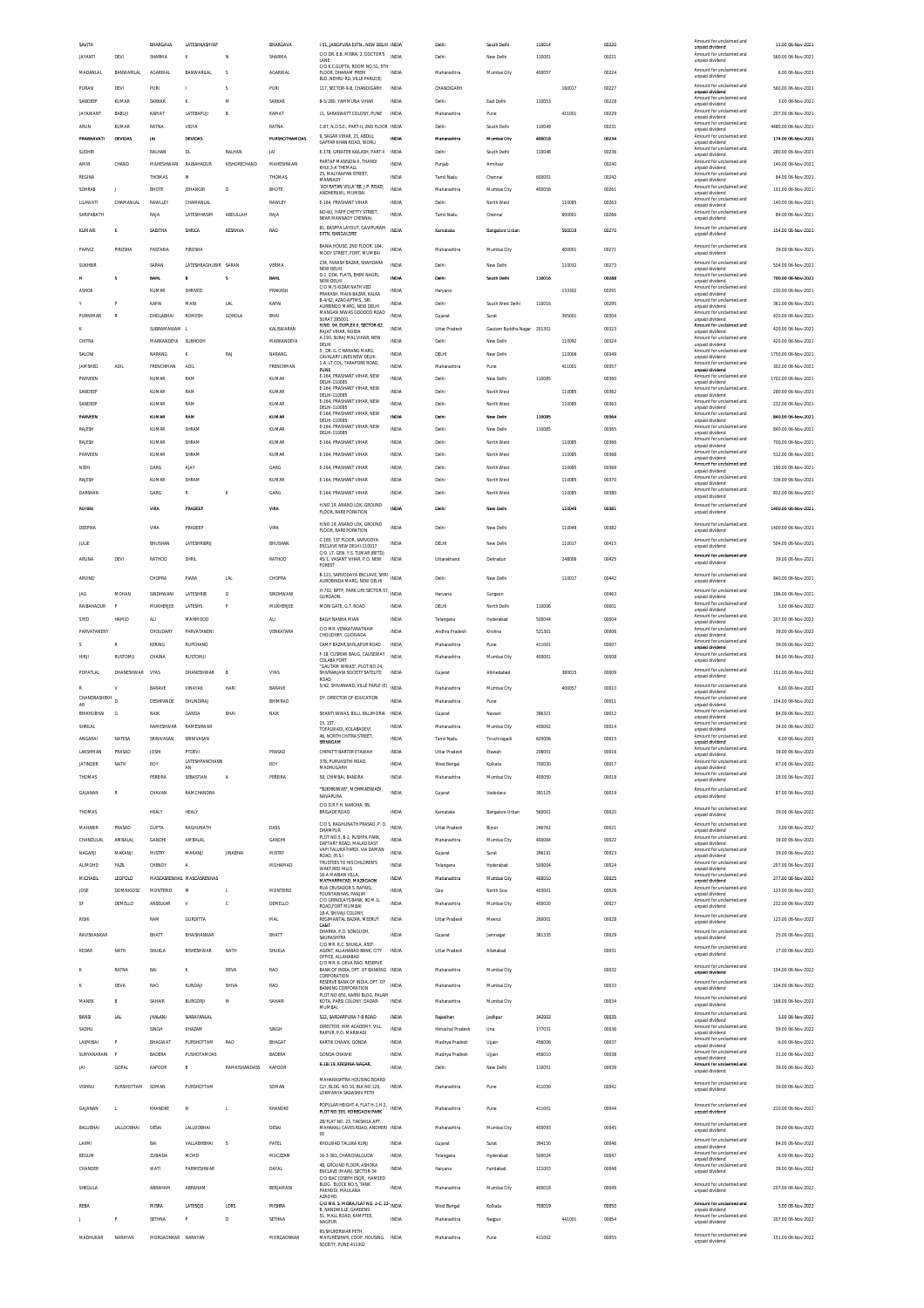| SAVITA | | BHARGAVA | LATESHKASHYAP | | BHARGAVA | I-51, JANGPURA EXTN., NEW DELHI | INDIA | Delhi | South Delhi | 110014 | | 00220 | Amount for unclaimed and unpaid dividend | 11.00 | 06-Nov-2021 |
|---|---|---|---|---|---|---|---|---|---|---|---|---|---|---|---|
| JAYANTI | DEVI | SHARMA | K | N | SHARMA | C/O DR. E.B. MISRA, 2, DOCTOR'S LANE | INDIA | Delhi | New Delhi | 110001 | | 00221 | Amount for unclaimed and unpaid dividend | 560.00 | 06-Nov-2021 |
| MADANLAL | BANWARILAL | AGARWAL | BANWARILAL | S | AGARWAL | C/O K.C.GUPTA, ROOM NO.51, 5TH FLOOR, DHARAM PREM BLD.,NEHRU RD.,VILLE PARLE(E) | INDIA | Maharashtra | Mumbai City | 400057 | | 00224 | Amount for unclaimed and unpaid dividend | 6.00 | 06-Nov-2021 |
| PURAN | DEVI | PURI | I | S | PURI | 117, SECTOR-9-B, CHANDIGARH | INDIA | CHANDIGARH | | | 160017 | 00227 | Amount for unclaimed and unpaid dividend | 560.00 | 06-Nov-2021 |
| SANDEEP | KUMAR | SARKAR | K | M | SARKAR | B-5/280, YAMMUNA VIHAR | INDIA | Delhi | East Delhi | 110053 | | 00228 | Amount for unclaimed and unpaid dividend | 3.00 | 06-Nov-2021 |
| JAYAWANT | BABUJI | KAMAT | LATEBAPUJI | B | KAMAT | 11, SARASWATT COLONY, PUNE | INDIA | Maharashtra | Pune | | 411001 | 00229 | Amount for unclaimed and unpaid dividend | 207.00 | 06-Nov-2021 |
| ARUN | KUMAR | RATNA | VIDYA | | RATNA | C-87, N.D.S.E., PART-II, 2ND FLOOR | INDIA | Delhi | South Delhi | 110049 | | 00231 | Amount for unclaimed and unpaid dividend | 4480.00 | 06-Nov-2021 |
| PRABHAVATI | DEVIDAS | JAI | DEVIDAS | | PURSHOTHAMDAS | 8, SAGAR VIHAR, 23, ABDUL GAFFAR KHAN ROAD, WORLI | INDIA | Maharashtra | Mumbai City | 400018 | | 00234 | Amount for unclaimed and unpaid dividend | 174.00 | 06-Nov-2021 |
| SUDHIR | | RALHAN | DL | RALHAN | JAI | E-378, GREATER KAILASH, PART-II | INDIA | Delhi | South Delhi | 110048 | | 00236 | Amount for unclaimed and unpaid dividend | 280.00 | 06-Nov-2021 |
| AMIR | CHAND | MAHESHWARI | RAIBAHADUR | KISHORECHAND | MAHESHWARI | PARTAP MANSION-II, THANDI KHUI,3-A THEMALL | INDIA | Punjab | Amritsar | | | 00240 | Amount for unclaimed and unpaid dividend | 140.00 | 06-Nov-2021 |
| REGINA | | THOMAS | M | | THOMAS | 25, MALAYAPPAN STREET, MANNADY | INDIA | Tamil Nadu | Chennai | 600001 | | 00242 | Amount for unclaimed and unpaid dividend | 84.00 | 06-Nov-2021 |
| SOHRAB | J | BHOTE | JEHANGIR | D | BHOTE | 'ADI RATAN VILLA' 88, J.P. ROAD, ANDHERI(W), MUMBAI | INDIA | Maharashtra | Mumbai City | 400058 | | 00261 | Amount for unclaimed and unpaid dividend | 101.00 | 06-Nov-2021 |
| LILAWATI | CHAMANLAL | RAWLLEY | CHAMANLAL | | RAWLEY | E-164, PRASHANT VIHAR | INDIA | Delhi | North West | | 110085 | 00263 | Amount for unclaimed and unpaid dividend | 140.00 | 06-Nov-2021 |
| SARIFABATH | | RAJA | LATESHHASIM | ABDULLAH | RAJA | NO-60, YAPP CHETTY STREET, NEAR MANNADY CHENNAI | INDIA | Tamil Nadu | Chennai | | 600001 | 00266 | Amount for unclaimed and unpaid dividend | 84.00 | 06-Nov-2021 |
| KUMARI | K | SABITHA | SHRICA | KESHAVA | RAO | 81, BASPPA LAYOUT, GAVIPURAM EXTN, BANGALORE | INDIA | Karnataka | Bangalore Urban | | 560019 | 00270 | Amount for unclaimed and unpaid dividend | 154.00 | 06-Nov-2021 |
| PARVIZ | PIROSHA | PASTAKIA | PIROSHA | | | BANIA HOUSE, 2ND FLOOR, 184, MODY STREET, FORT, MUMBAI | INDIA | Maharashtra | Mumbai City | | 400001 | 00271 | Amount for unclaimed and unpaid dividend | 39.00 | 06-Nov-2021 |
| SUKHBIR | | SARAN | LATESHRAGHUBIR | SARAN | VERMA | 234, FARASH BAZAR, SHAHDARA NEW DELHI | INDIA | Delhi | New Delhi | | 110032 | 00273 | Amount for unclaimed and unpaid dividend | 504.00 | 06-Nov-2021 |
| M | S | BAHL | B | S | BAHL | D-1, DDA, FLATS, BHIM NAGRI, NEW DELHI | INDIA | Delhi | South Delhi | 110016 | | 00288 | Amount for unclaimed and unpaid dividend | 700.00 | 06-Nov-2021 |
| ASHOK | | KUMAR | SHRIVED | | PRAKASH | C/O M/S KIDAR NATH VED PRAKASH, MAIN BAZAR, KALKA | INDIA | Haryana | | | 133302 | 00291 | Amount for unclaimed and unpaid dividend | 230.00 | 06-Nov-2021 |
| Y | P | KAPAI | MANI | LAL | KAPAI | B-4/62, AZAD APTM'S., SRI AUROBINDO MARG, NEW DELHI | INDIA | Delhi | South West Delhi | 110016 | | 00295 | Amount for unclaimed and unpaid dividend | 361.00 | 06-Nov-2021 |
| PURNIMAR | R | DHOLABHAI | ROMESH | GOHOLA | BHAI | MANGANI NIWAS GOODOO ROAD SURAT 395001 | INDIA | Gujarat | Surat | | 395001 | 00304 | Amount for unclaimed and unpaid dividend | 420.00 | 06-Nov-2021 |
| K | | SUBRAMANIAM | L | | KALISWARAN | H.NO. 94, DUPLEX-II, SECTOR-62, RAJAT VIHAR, NOIDA | INDIA | Uttar Pradesh | Gautam Buddha Nagar | 201301 | | 00323 | Amount for unclaimed and unpaid dividend | 420.00 | 06-Nov-2021 |
| CHITRA | | MARKANDEYA | SUBHODH | | MARKANDEYA | A-193, SURAJ MAL VIHAR, NEW DELHI | INDIA | Delhi | New Delhi | | 110092 | 00324 | Amount for unclaimed and unpaid dividend | 420.00 | 06-Nov-2021 |
| SALONI | | NARANG | K | RAJ | NARANG | 5 , DR.G. C.NARANG MARG, CAVALARY LINES NEW DELHI. | INDIA | DELHI | New Delhi | | 110006 | 00349 | Amount for unclaimed and unpaid dividend | 1750.00 | 06-Nov-2021 |
| JAMSHED | ADIL | FRENCHMAN | ADIL | | FRENCHMAN | 1-A, LT.COL. TARAPORE ROAD, PUNE | INDIA | Maharashtra | Pune | | 411001 | 00357 | Amount for unclaimed and unpaid dividend | 302.00 | 06-Nov-2021 |
| PARVEEN | | KUMAR | RAM | | KUMAR | E-164, PRASHANT VIHAR, NEW DELHI-110085 | INDIA | Delhi | New Delhi | 110085 | | 00360 | Amount for unclaimed and unpaid dividend | 1702.00 | 06-Nov-2021 |
| SANDEEP | | KUMAR | RAM | | KUMAR | E-164, PRASHANT VIHAR, NEW DELHI-110085 | INDIA | Delhi | North West | | 110085 | 00362 | Amount for unclaimed and unpaid dividend | 280.00 | 06-Nov-2021 |
| SANDEEP | | KUMAR | RAM | | KUMAR | E-164, PRASHANT VIHAR, NEW DELHI-110085 | INDIA | Delhi | North West | | 110085 | 00363 | Amount for unclaimed and unpaid dividend | 232.00 | 06-Nov-2021 |
| PARVEEN | | KUMAR | RAM | | KUMAR | E-164, PRASHANT VIHAR, NEW DELHI-110085 | INDIA | Delhi | New Delhi | 110085 | | 00364 | Amount for unclaimed and unpaid dividend | 840.00 | 06-Nov-2021 |
| RAJESH | | KUMAR | SHRAM | | KUMAR | E-164, PRASHANT VIHAR, NEW DELHI-110085 | INDIA | Delhi | New Delhi | 110085 | | 00365 | Amount for unclaimed and unpaid dividend | 840.00 | 06-Nov-2021 |
| RAJESH | | KUMAR | SHRAM | | KUMAR | E-164, PRASHANT VIHAR | INDIA | Delhi | North West | | 110085 | 00366 | Amount for unclaimed and unpaid dividend | 700.00 | 06-Nov-2021 |
| PARVEEN | | KUMAR | SHRAM | | KUMAR | E-164, PRASHANT VIHAR | INDIA | Delhi | North West | | 110085 | 00368 | Amount for unclaimed and unpaid dividend | 512.00 | 06-Nov-2021 |
| NISHI | | GARG | AJAY | | GARG | E-164, PRASHANT VIHAR | INDIA | Delhi | North West | | 110085 | 00369 | Amount for unclaimed and unpaid dividend | 190.00 | 06-Nov-2021 |
| RAJESH | | KUMAR | SHRAM | | KUMAR | E-164, PRASHANT VIHAR | INDIA | Delhi | North West | | 110085 | 00370 | Amount for unclaimed and unpaid dividend | 336.00 | 06-Nov-2021 |
| DARSHAN | | GARG | R | K | GARG | E-164, PRASHANT VIHAR | INDIA | Delhi | North West | | 110085 | 00380 | Amount for unclaimed and unpaid dividend | 832.00 | 06-Nov-2021 |
| ROHINI | | VIRA | PRADEEP | | VIRA | H.NO.19, ANAND LOK, GROUND FLOOR, RARE PORATION | INDIA | Delhi | New Delhi | | 110049 | 00381 | Amount for unclaimed and unpaid dividend | 1400.00 | 06-Nov-2021 |
| DEEPIKA | | VIRA | PRADEEP | | VIRA | H.NO.19, ANAND LOK, GROUND FLOOR, RARE PORATION | INDIA | Delhi | New Delhi | | 110049 | 00382 | Amount for unclaimed and unpaid dividend | 1400.00 | 06-Nov-2021 |
| JULIE | | BHUSHAN | LATESHRIBRIJ | | BHUSHAN | C-168, 1ST FLOOR, SARVODYA ENCLAVE NEW DELHI-110017 | INDIA | DELHI | New Delhi | | 110017 | 00415 | Amount for unclaimed and unpaid dividend | 504.00 | 06-Nov-2021 |
| ARUNA | DEVI | RATHOD | SHRIL | | RATHOD | C/O. LT. GEN. Y.S. TUMAR (RETD) 45/1, VASANT VIHAR, P.O. NEW FOREST | INDIA | Uttarakhand | Dehradun | | 248006 | 00425 | Amount for unclaimed and unpaid dividend | 39.00 | 06-Nov-2021 |
| ARVIND | | CHOPRA | PIARA | LAL | CHOPRA | B-121, SARVODAYA ENCLAVE, SHRI AUROBINDA MARG, NEW DELHI | INDIA | Delhi | New Delhi | | 110017 | 00442 | Amount for unclaimed and unpaid dividend | 840.00 | 06-Nov-2021 |
| JAG | MOHAN | SINDHWANI | LATESHRIB | D | SINDHWANI | H-702, BPTP, PARK LIFE SECTOR-57, GURGAON | INDIA | Haryana | Gurgaon | | | 00463 | Amount for unclaimed and unpaid dividend | 196.00 | 06-Nov-2021 |
| RAIBAHADUR | P | MUKHERJEE | LATESHS | P | MUKHERJEE | MORI GATE, G.T. ROAD | INDIA | DELHI | North Delhi | 110006 | | 00001 | Amount for unclaimed and unpaid dividend | 3.00 | 06-Nov-2022 |
| SYED | HAMID | ALI | MAHMOOD | | ALI | BAGH NAMHA MIAN | INDIA | Telangana | Hyderabad | 500044 | | 00004 | Amount for unclaimed and unpaid dividend | 207.00 | 06-Nov-2022 |
| PARVATANENY | | CHOUDARY | PARVATANENI | | VENKATARA | C/O MR. VENKATARATNAM CHOUDHRY, GUDIVADA | INDIA | Andhra Pradesh | Krishna | 521301 | | 00006 | Amount for unclaimed and unpaid dividend | 39.00 | 06-Nov-2022 |
| S | R | KERING | RUPCHAND | | | CAMP BAZAR,SHOLAPUR ROAD | INDIA | Maharashtra | Pune | 411001 | | 00007 | Amount for unclaimed and unpaid dividend | 39.00 | 06-Nov-2022 |
| HIRJI | RUSTOMJI | CHAINA | RUSTOMJI | | | F-18, CUSROW BAUG, CAUSEWAY COLABA FORT | INDIA | Maharashtra | Mumbai City | 400001 | | 00008 | Amount for unclaimed and unpaid dividend | 84.00 | 06-Nov-2022 |
| POPATLAL | DHANESHWAR | VYAS | DHANESHWAR | B | VYAS | "GAUTAM NIWAS", PLOT NO 24, SHWRANJANI SOCIETY SATELITE ROAD | INDIA | Gujarat | Ahmedabad | | 380015 | 00009 | Amount for unclaimed and unpaid dividend | 151.00 | 06-Nov-2022 |
| R | V | BARAVE | VINAYAK | HARI | BARAVE | 5/62, SHIVANAND, VILLE PARLE (E) | INDIA | Maharashtra | Mumbai City | | 400057 | 00010 | Amount for unclaimed and unpaid dividend | 6.00 | 06-Nov-2022 |
| CHANDRASHEKHAR | D | DESHPANDE | DHUNDIRAJ | | BHIMRAO | DY. DIRECTOR OF EDUCATION | INDIA | Maharashtra | Pune | | | 00011 | Amount for unclaimed and unpaid dividend | 104.00 | 06-Nov-2022 |
| BHIKHUBHAI | G | NAIK | GANDA | BHAI | NAIK | SHANTI NIWAS, BILLI, BILLIMORIA | INDIA | Gujarat | Navsari | 396321 | | 00012 | Amount for unclaimed and unpaid dividend | 84.00 | 06-Nov-2022 |
| SHRILAL | | RAMESHWAR | RAMESHWAR | | | 15, 1ST, TOPAIWADI, KOLABADEVI | INDIA | Maharashtra | Mumbai City | 400002 | | 00014 | Amount for unclaimed and unpaid dividend | 34.00 | 06-Nov-2022 |
| ANGARAI | NATESA | SRINIVASAN | SRINIVASAN | | | 46, NORTH CHITRA STREET, SRIRANGAM | INDIA | Tamil Nadu | Tiruchirapalli | 620006 | | 00015 | Amount for unclaimed and unpaid dividend | 6.00 | 06-Nov-2022 |
| LAKSHMAN | PRASAD | JOSHI | PTDEVI | | PRASAD | CHIPATTI BARTER ETAWAH | INDIA | Uttar Pradesh | Etawah | 206001 | | 00016 | Amount for unclaimed and unpaid dividend | 39.00 | 06-Nov-2022 |
| JATINDER | NATH | ROY | LATESHPANCHANAN | | ROY | 378, PURWASTHI ROAD, MADHUGARH | INDIA | West Bengal | Kolkata | 700030 | | 00017 | Amount for unclaimed and unpaid dividend | 67.00 | 06-Nov-2022 |
| THOMAS | | PEREIRA | SEBASTIAN | A | PEREIRA | 58, CHIMBAI, BANDRA | INDIA | Maharashtra | Mumbai City | 400050 | | 00018 | Amount for unclaimed and unpaid dividend | 28.00 | 06-Nov-2022 |
| GAJANAN | R | CHAVAN | RAMCHANDRA | | | "SUKHNIVAS", MOHMADWADI, NAVAPURA | INDIA | Gujarat | Vadodara | 391125 | | 00019 | Amount for unclaimed and unpaid dividend | 87.00 | 06-Nov-2022 |
| THOMAS | | HEALY | HEALY | | | C/O D.R.F.H. NARONA, 99, BRIGADE ROAD | INDIA | Karnataka | Bangalore Urban | 560001 | | 00020 | Amount for unclaimed and unpaid dividend | 39.00 | 06-Nov-2022 |
| MAHABIR | PRASAD | GUPTA | RAGHUNATH | | DASS | C/O S. RAGHUNATH PRASAD, P. O. DHAMPUR | INDIA | Uttar Pradesh | Bijnor | 246761 | | 00021 | Amount for unclaimed and unpaid dividend | 3.00 | 06-Nov-2022 |
| CHANDULAL | AMBALAL | GANDHI | AMBALAL | | GANDHI | PLOT NO.5, B-2, PUSHPA PARK, DAFTARY ROAD, MALAD EAST | INDIA | Maharashtra | Mumbai City | 400064 | | 00022 | Amount for unclaimed and unpaid dividend | 39.00 | 06-Nov-2022 |
| NAGARJI | MAKANJI | MISTRY | MAKANJI | JINABHAI | MISTRY | VAPI TALUKA PARDI, VIA DAMAN ROAD, (R.S.) | INDIA | Gujarat | Surat | 396191 | | 00023 | Amount for unclaimed and unpaid dividend | 39.00 | 06-Nov-2022 |
| ALIMOHD | FAZIL | CHENOY | A | | MOHAMAD | TRUSTEES TO HIS CHILDREN'S WAKF,RED HILLS | INDIA | Telangana | Hyderabad | 500004 | | 00024 | Amount for unclaimed and unpaid dividend | 207.00 | 06-Nov-2022 |
| MICHAEL | LEOPOLD | MASCARENHAS | MASCARENHAS | | | 16-A MARIAN VILLA, MATHARPACADI, MAZAGAON | INDIA | Maharashtra | Mumbai City | 400010 | | 00025 | Amount for unclaimed and unpaid dividend | 277.00 | 06-Nov-2022 |
| JOSE | DOMINGOSC | MONTEIRO | M | L | MONTEIRO | RUA CRUSADOR S.RAFAEL, FOUNTAINHAS, PANJIM | INDIA | Goa | North Goa | 403001 | | 00026 | Amount for unclaimed and unpaid dividend | 123.00 | 06-Nov-2022 |
| SF | DEMELLO | ANSELKAR | V | C | DEMELLO | C/O GRINDLAYS BANK, 90 M.G. ROAD,FORT MUMBAI | INDIA | Maharashtra | Mumbai City | 400020 | | 00027 | Amount for unclaimed and unpaid dividend | 232.00 | 06-Nov-2022 |
| RISHI | | RAM | GURDITTA | | MAL | 18-A, SHIVAJI COLONY, REGIMANTAL BAZAR, MEERUT CANT | INDIA | Uttar Pradesh | Meerut | 260001 | | 00028 | Amount for unclaimed and unpaid dividend | 123.00 | 06-Nov-2022 |
| RAVISHANKAR | | BHATT | BHAISHANKAR | | BHATT | DHAROL, P.O. SONGUDH, SAURASHTRA | INDIA | Gujarat | Jamnagar | 361335 | | 00029 | Amount for unclaimed and unpaid dividend | 25.00 | 06-Nov-2022 |
| KEDAR | NATH | SHUKLA | BISHESHWAR | NATH | SHUKLA | C/O MR. R.C. SHUKLA, ASST. AGENT, ALLAHABAD BANK, CITY OFFICE, ALLAHABAD | INDIA | Uttar Pradesh | Allahabad | | | 00031 | Amount for unclaimed and unpaid dividend | 17.00 | 06-Nov-2022 |
| K | RATNA | BAI | K | DEVA | RAO | C/O MR. K. DEVA RAO, RESERVE BANK OF INDIA, DPT. OF BANKING CORPORATION | INDIA | Maharashtra | Mumbai City | | | 00032 | Amount for unclaimed and unpaid dividend | 104.00 | 06-Nov-2022 |
| K | DEVA | RAO | KUNDAJI | SHIVA | RAO | RESERVE BANK OF INDIA, DPT. OF BANKING CORPORATION | INDIA | Maharashtra | Mumbai City | | | 00033 | Amount for unclaimed and unpaid dividend | 104.00 | 06-Nov-2022 |
| MANEK | B | SAHAIR | BURGORJI | M | SAHAIR | PLOT NO-650, KARNI BLDG, PALAM KOTA, PARSI COLONY, DADAR-MUMBAI | INDIA | Maharashtra | Mumbai City | | | 00034 | Amount for unclaimed and unpaid dividend | 168.00 | 06-Nov-2022 |
| BANSI | LAL | JHALANI | NARAYANLAL | | | 522, SARDARPURA 7-B ROAD | INDIA | Rajasthan | Jodhpur | 342003 | | 00035 | Amount for unclaimed and unpaid dividend | 3.00 | 06-Nov-2022 |
| SADHU | | SINGH | KHAZAM | | SINGH | DIRECTOR, HIM ACADEMY, VILL. RAIPUR, P.O. MARWADI | INDIA | Himachal Pradesh | Una | 177031 | | 00036 | Amount for unclaimed and unpaid dividend | 59.00 | 06-Nov-2022 |
| LAXMIBAI | P | BHAGWAT | PURSHOTTAM | RAO | BHAGAT | KARTIK CHAWK, GONDA | INDIA | Madhya Pradesh | Ujjain | 456006 | | 00037 | Amount for unclaimed and unpaid dividend | 6.00 | 06-Nov-2022 |
| SURYANARAIN | P | BADERA | PUSHOTAMDAS | | BADERA | GONDA CHAWNI | INDIA | Madhya Pradesh | Ujjain | 456010 | | 00038 | Amount for unclaimed and unpaid dividend | 31.00 | 06-Nov-2022 |
| JAI | GOPAL | KAPOOR | B | RAMKISHANDASS | KAPOOR | K-18/19, KRISHNA NAGAR, | INDIA | Delhi | New Delhi | 110051 | | 00039 | Amount for unclaimed and unpaid dividend | 39.00 | 06-Nov-2022 |
| VISHNU | PURSHOTTAM | SOMAN | PURSHOTTAM | | SOMAN | MAHARASHTRA HOUSING BOARD CLY, BLDG. NO.10, BLK NO.120, LOKMANYA SADASHIV PETH | INDIA | Maharashtra | Pune | 411030 | | 00042 | Amount for unclaimed and unpaid dividend | 39.00 | 06-Nov-2022 |
| GAJANAN | L | KHANDKE | N | L | KHANDKE | POPULAR HEIGHT-4, FLAT H-1,H-2, PLOT NO.301, KOREGAON PARK | INDIA | Maharashtra | Pune | 411001 | | 00044 | Amount for unclaimed and unpaid dividend | 210.00 | 06-Nov-2022 |
| BALUBHAI | LALLOOBHAI | DESAI | LALLOOBHAI | | DESAI | FLAT NO. 23, TAKSHILA APT., MAHAKALI CAVES ROAD, ANDHERI (E) | INDIA | Maharashtra | Mumbai City | 400093 | | 00045 | Amount for unclaimed and unpaid dividend | 39.00 | 06-Nov-2022 |
| LAXMI | | BAI | VALLABHBHAI | S | PATEL | KHOLWAD TALUKA KURJ | INDIA | Gujarat | Surat | 394150 | | 00046 | Amount for unclaimed and unpaid dividend | 84.00 | 06-Nov-2022 |
| BEGUM | | ZUBAIDA | MOHD | | MUCZZAM | 16-3-381, CHANCHALGUDA | INDIA | Telangana | Hyderabad | 500024 | | 00047 | Amount for unclaimed and unpaid dividend | 6.00 | 06-Nov-2022 |
| CHANDER | | WATI | PARMESHWAR | | DAYAL | 48, GROUND FLOOR, ASHOKA ENCLAVE (MAIN), SECTOR-34 | INDIA | Haryana | Faridabad | 121003 | | 00048 | Amount for unclaimed and unpaid dividend | 39.00 | 06-Nov-2022 |
| SHEGULA | | ABRAHAM | ABRAHAM | | BERJAMANI | C/O ISAC JOSEPH ESQR., HAMEED BLDG. BLOCK NO.5, TANK PAKHADI, MAULANA AZAD RD. | INDIA | Maharashtra | Mumbai City | 400018 | | 00049 | Amount for unclaimed and unpaid dividend | 207.00 | 06-Nov-2022 |
| REBA | | MISRA | LATESCD | LDRS | MISHRA | C/O MR. S. MISRA,FLAT NO. 2-C, 22-B, NANDIVILLE, GARDENS | INDIA | West Bengal | Kolkata | 700019 | | 00050 | Amount for unclaimed and unpaid dividend | 3.00 | 06-Nov-2022 |
| J | P | SETHNA | P | D | SETHNA | 51, MALL ROAD, KAMPTEE, NAGPUR | INDIA | Maharashtra | Nagpur | | 441001 | 00054 | Amount for unclaimed and unpaid dividend | 207.00 | 06-Nov-2022 |
| MADHUKAR | NARAYAN | MORGAONKAR | NARAYAN | | MORGAONKAR | 85,SHUKERWAR PETH, MAYURESHWR, COOP. HOUSING. SOCEITY, PUNE-411002 | INDIA | Maharashtra | Pune | 411002 | | 00055 | Amount for unclaimed and unpaid dividend | 151.00 | 06-Nov-2022 |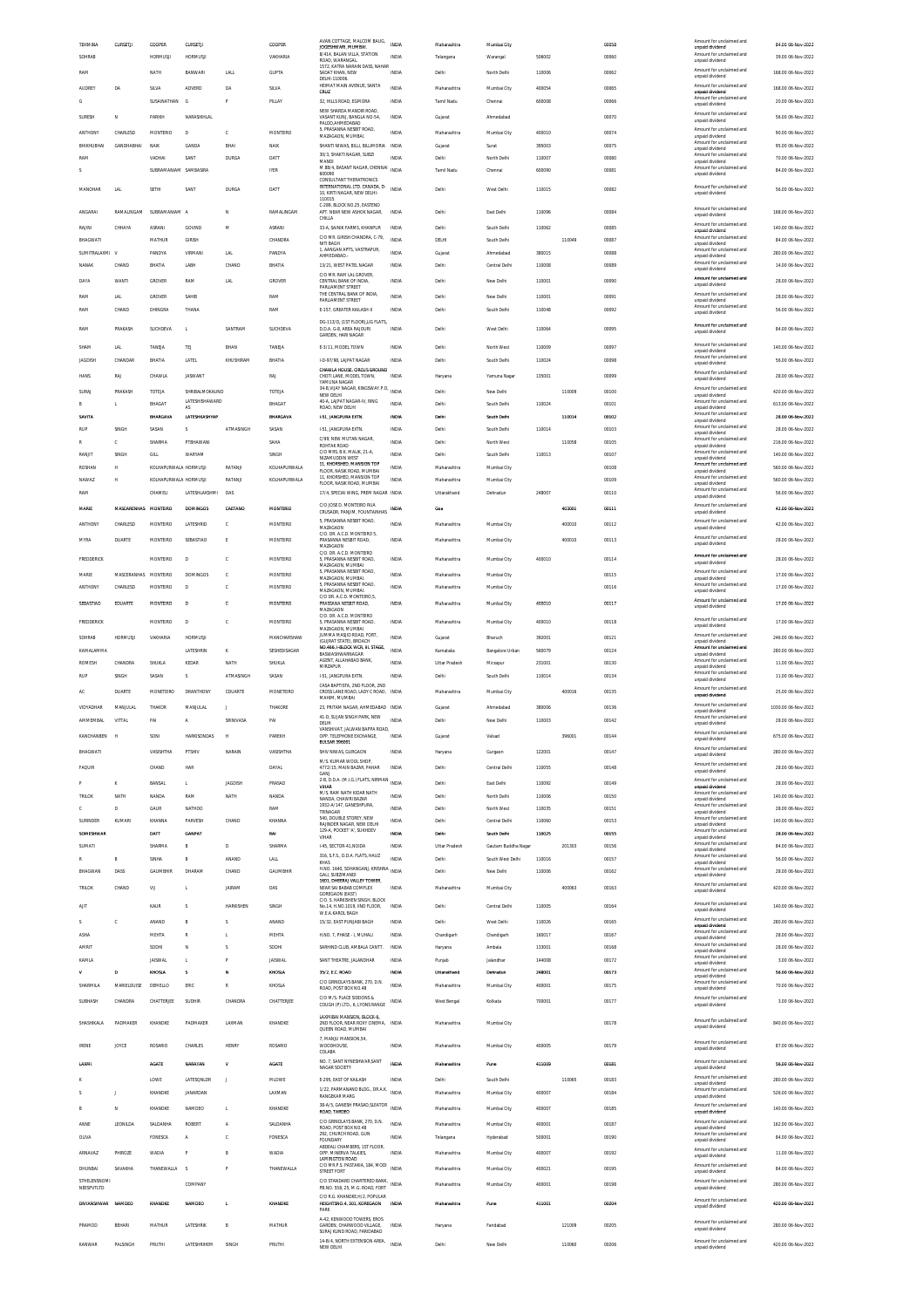| TEHMINA | CURSETJI | COOPER | CURSETJI | | COOPER | AVAN COTTAGE, MALCOLM BAUG, JOGESHWARI, MUMBAI | INDIA | Maharashtra | Mumbai City | | | 00058 | Amount for unclaimed and unpaid dividend | 84.00 | 06-Nov-2022 |
|---|---|---|---|---|---|---|---|---|---|---|---|---|---|---|---|
| SOHRAB | | HORMUSJI | HORMUSJI | | VAKHARIA | B/414, BALAN VILLA STATION ROAD, WARANGAL | INDIA | Telangana | Warangal | 506002 | | 00060 | Amount for unclaimed and unpaid dividend | 39.00 | 06-Nov-2022 |
| RAM | | NATH | BANWARI | LALL | GUPTA | 1572, KATRA NARAIN DASS, NAHAR SADAT KHAN, NEW DELHI-110006. | INDIA | Delhi | North Delhi | 110006 | | 00062 | Amount for unclaimed and unpaid dividend | 168.00 | 06-Nov-2022 |
| AUDREY | DA | SILVA | ADVERO | DA | SILVA | HEIMAT MAIN AVENUE, SANTA CRUZ | INDIA | Maharashtra | Mumbai City | 400054 | | 00065 | Amount for unclaimed and unpaid dividend | 168.00 | 06-Nov-2022 |
| G | | SUSAINATHAN | G | P | PILLAY | 32, HILLS ROAD, EGMORA | INDIA | Tamil Nadu | Chennai | 600008 | | 00066 | Amount for unclaimed and unpaid dividend | 20.00 | 06-Nov-2022 |
| SURESH | N | PARIKH | NARASIKHLAL | | | NEW SHARDA MANDIR ROAD, VASANT KUNJ, BANGLA NO-54, PALDI, AHMEDABAD | INDIA | Gujarat | Ahmedabad | | | 00070 | Amount for unclaimed and unpaid dividend | 56.00 | 06-Nov-2022 |
| ANTHONY | CHARLESD | MONTEIRO | D | C | MONTEIRO | 5, PRASANNA NESBIT ROAD, MAZAGAON, MUMBAI. | INDIA | Maharashtra | Mumbai City | 400010 | | 00074 | Amount for unclaimed and unpaid dividend | 90.00 | 06-Nov-2022 |
| BHIKHUBHAI | GANDHABHAI | NAIK | GANDA | BHAI | NAIK | SHANTI NIWAS, BILLI, BILLIMORIA | INDIA | Gujarat | Surat | 395003 | | 00075 | Amount for unclaimed and unpaid dividend | 95.00 | 06-Nov-2022 |
| RAM | | VADHAI | SANT | DURGA | DATT | 30/3, SHAKTI NAGAR, SUBZI MANDI | INDIA | Delhi | North Delhi | 110007 | | 00080 | Amount for unclaimed and unpaid dividend | 70.00 | 06-Nov-2022 |
| S | | SUBRAMANIAM | SAMBASIRA | | IYER | M 88/4, BASANT NAGAR, CHENNAI 600090 | INDIA | Tamil Nadu | Chennai | 600090 | | 00081 | Amount for unclaimed and unpaid dividend | 84.00 | 06-Nov-2022 |
| MANOHAR | LAL | SETHI | SANT | DURGA | DATT | CONSULTANT THERATRONICS INTERNATIONAL LTD. CANADA, D-10, KIRTI NAGAR, NEW DELHI-110015. | INDIA | Delhi | West Delhi | 110015 | | 00082 | Amount for unclaimed and unpaid dividend | 56.00 | 06-Nov-2022 |
| ANGARAI | RAMALINGAM | SUBRAMANIAM | A | N | RAMALINGAM | C-289, BLOCK NO.25, EASTEND APT. NEAR NEW ASHOK NAGAR, CHILLA | INDIA | Delhi | East Delhi | 110096 | | 00084 | Amount for unclaimed and unpaid dividend | 168.00 | 06-Nov-2022 |
| RAJINI | CHHAYA | ASRANI | GOVIND | M | ASRANI | 33-A, SAINIK FARMS, KHANPUR | INDIA | Delhi | South Delhi | 110062 | | 00085 | Amount for unclaimed and unpaid dividend | 140.00 | 06-Nov-2022 |
| BHAGWATI | | MATHUR | GIRISH | | CHANDRA | C/O MR. GIRISH CHANDRA, C-79, NITI BAGH | INDIA | DELHI | South Delhi | | 110049 | 00087 | Amount for unclaimed and unpaid dividend | 84.00 | 06-Nov-2022 |
| SUMITRALAXMI | V | PANDYA | VIRMANI | LAL | PANDYA | 1, AANGAN APTS, VASTRAPUR, AHMEDABAD- | INDIA | Gujarat | Ahmedabad | 380015 | | 00088 | Amount for unclaimed and unpaid dividend | 280.00 | 06-Nov-2022 |
| NANAK | CHAND | BHATIA | LABH | CHAND | BHATIA | 13/21, WEST PATEL NAGAR | INDIA | Delhi | Central Delhi | 110008 | | 00089 | Amount for unclaimed and unpaid dividend | 14.00 | 06-Nov-2022 |
| DAYA | WANTI | GROVER | RAM | LAL | GROVER | C/O MR. RAM LAL GROVER, CENTRAL BANK OF INDIA, PARLIAMENT STREET | INDIA | Delhi | New Delhi | 110001 | | 00090 | Amount for unclaimed and unpaid dividend | 28.00 | 06-Nov-2022 |
| RAM | LAL | GROVER | SAHIB | | RAM | THE CENTRAL BANK OF INDIA, PARLIAMENT STREET | INDIA | Delhi | New Delhi | 110001 | | 00091 | Amount for unclaimed and unpaid dividend | 28.00 | 06-Nov-2022 |
| RAM | CHAND | DHINGRA | THANA | | RAM | E-157, GREATER KAILASH-II | INDIA | Delhi | South Delhi | 110048 | | 00092 | Amount for unclaimed and unpaid dividend | 56.00 | 06-Nov-2022 |
| RAM | PRAKASH | SUCHDEVA | L | SANTRAM | SUCHDEVA | DG-113/D, [1ST FLOOR],LIG FLATS, D.D.A. G-8, AREA RAJOURI GARDEN, HARI NAGAR | INDIA | Delhi | West Delhi | 110064 | | 00095 | Amount for unclaimed and unpaid dividend | 84.00 | 06-Nov-2022 |
| SHAM | LAL | TANEJA | TEJ | BHAN | TANEJA | E-3/11, MODEL TOWN | INDIA | Delhi | North West | 110009 | | 00097 | Amount for unclaimed and unpaid dividend | 140.00 | 06-Nov-2022 |
| JAGDISH | CHANDAR | BHATIA | LATEL | KHUSHIRAM | BHATIA | I-D-97/98, LAJPAT NAGAR | INDIA | Delhi | South Delhi | 110024 | | 00098 | Amount for unclaimed and unpaid dividend | 56.00 | 06-Nov-2022 |
| HANS | RAJ | CHAWLA | JASWANT | | RAJ | CHAWLA HOUSE, CIRCUS GROUND CHOTI LANE, MODEL TOWN, YAMUNA NAGAR | INDIA | Haryana | Yamuna Nagar | 135001 | | 00099 | Amount for unclaimed and unpaid dividend | 28.00 | 06-Nov-2022 |
| SURAJ | PRAKASH | TOTEJA | SHRIBALMOKAUND | | TOTEJA | 34-B,VIJAY NAGAR, KINGSWAY,P.O, NEW DELHI | INDIA | Delhi | New Delhi | | 110009 | 00100 | Amount for unclaimed and unpaid dividend | 420.00 | 06-Nov-2022 |
| B | L | BHAGAT | LATESHISHAWARD AS | | BHAGAT | 40-A, LAJPAT NAGAR-IV, RING ROAD, NEW DELHI | INDIA | Delhi | South Delhi | 110024 | | 00101 | Amount for unclaimed and unpaid dividend | 613.00 | 06-Nov-2022 |
| SAVITA | | BHARGAVA | LATESHKASHYAP | | BHARGAVA | I-51, JANGPURA EXTN. | INDIA | Delhi | South Delhi | | 110014 | 00102 | Amount for unclaimed and unpaid dividend | 28.00 | 06-Nov-2022 |
| RUP | SINGH | SASAN | S | ATMASINGH | SASAN | I-51, JANGPURA EXTN. | INDIA | Delhi | South Delhi | 110014 | | 00103 | Amount for unclaimed and unpaid dividend | 28.00 | 06-Nov-2022 |
| R | C | SHARMA | PTBHAWANI | | SAHA | C/99, NEW MULTAN NAGAR, ROHTAK ROAD | INDIA | Delhi | North West | | 110058 | 00105 | Amount for unclaimed and unpaid dividend | 216.00 | 06-Nov-2022 |
| RANJIT | SINGH | GILL | WARYAM | | SINGH | C/O MRS. B.K. MALIK, 21-A, NIZAMUDDIN WEST | INDIA | Delhi | South Delhi | 110013 | | 00107 | Amount for unclaimed and unpaid dividend | 140.00 | 06-Nov-2022 |
| ROSHAN | H | KOLHAPURWALA | HORMUSJI | RATANJI | KOLHAPURWALA | 11, KHORSHED, MANSION TOP FLOOR, NASIK ROAD, MUMBAI | INDIA | Maharashtra | Mumbai City | | | 00108 | Amount for unclaimed and unpaid dividend | 560.00 | 06-Nov-2022 |
| NAWAZ | H | KOLHAPURWALA | HORMUSJI | RATANJI | KOLHAPURWALA | 11, KHORSHED, MANSION TOP FLOOR, NASIK ROAD, MUMBAI | INDIA | Maharashtra | Mumbai City | | | 00109 | Amount for unclaimed and unpaid dividend | 560.00 | 06-Nov-2022 |
| RAM | | CHANDU | LATESHLAKSHMI | DAS | | 17/4, SPECIAL WING, PREM NAGAR | INDIA | Uttarakhand | Dehradun | 248007 | | 00110 | Amount for unclaimed and unpaid dividend | 56.00 | 06-Nov-2022 |
| MARIE | MASCARENHAS | MONTEIRO | DOMINGOS | CAETANO | MONTEIRO | C/O JOSE D. MONTEIRO RUA CRUSADE, PANJIM, FOUNTAINHAS | INDIA | Goa | | | 403001 | 00111 | Amount for unclaimed and unpaid dividend | 42.00 | 06-Nov-2022 |
| ANTHONY | CHARLESD | MONTEIRO | LATESHRID | C | MONTEIRO | 5, PRASANNA NESBIT ROAD, MAZAGAON | INDIA | Maharashtra | Mumbai City | | 400010 | 00112 | Amount for unclaimed and unpaid dividend | 42.00 | 06-Nov-2022 |
| MYRA | DUARTE | MONTEIRO | SEBASTIAO | E | MONTEIRO | C/O. DR. A.C.D. MONTEIRO 5, PRASANNA NESBIT ROAD, MAZAGAON | INDIA | Maharashtra | Mumbai City | | 400010 | 00113 | Amount for unclaimed and unpaid dividend | 28.00 | 06-Nov-2022 |
| FREDDERICK | | MONTEIRO | D | C | MONTEIRO | C/O. DR. A.C.D. MONTEIRO 5, PRASANNA NESBIT ROAD, MAZAGAON, MUMBAI | INDIA | Maharashtra | Mumbai City | 400010 | | 00114 | Amount for unclaimed and unpaid dividend | 28.00 | 06-Nov-2022 |
| MARIE | MASCERANHAS | MONTEIRO | DOMINGOS | C | MONTEIRO | 5, PRASANNA NESBIT ROAD, MAZAGAON, MUMBAI. | INDIA | Maharashtra | Mumbai City | | | 00115 | Amount for unclaimed and unpaid dividend | 17.00 | 06-Nov-2022 |
| ANTHONY | CHARLESD | MONTEIRO | D | C | MONTEIRO | 5, PRASANNA NESBIT ROAD, MAZAGAON, MUMBAI. | INDIA | Maharashtra | Mumbai City | | | 00116 | Amount for unclaimed and unpaid dividend | 17.00 | 06-Nov-2022 |
| SEBASTIAO | EDUARTE | MONTEIRO | D | C | MONTEIRO | C/O DR. A.C.D. MONTEIRO,5, PRASSANA NESBIT ROAD, MAZAGAON | INDIA | Maharashtra | Mumbai City | 400010 | | 00117 | Amount for unclaimed and unpaid dividend | 17.00 | 06-Nov-2022 |
| FREDDERICK | | MONTEIRO | D | C | MONTEIRO | C/O. DR. A.C.D. MONTEIRO 5, PRASANNA NESBIT ROAD, MAZAGAON, MUMBAI | INDIA | Maharashtra | Mumbai City | 400010 | | 00118 | Amount for unclaimed and unpaid dividend | 17.00 | 06-Nov-2022 |
| SOHRAB | HORMUSJI | VAKHARIA | HORMUSJI | | MANCHARSHAW | JUMMA MASJID ROAD, FORT, (GUJRAT STATE), BROACH | INDIA | Gujarat | Bharuch | 392001 | | 00121 | Amount for unclaimed and unpaid dividend | 246.00 | 06-Nov-2022 |
| KAMALAMMA | | | LATESHRIN | K | SESHEDISAGAR | NO.486, I-BLOCK WCR, III, STAGE, BASWASHWARNAGAR | INDIA | Karnataka | Bangalore Urban | 560079 | | 00124 | Amount for unclaimed and unpaid dividend | 280.00 | 06-Nov-2022 |
| ROMESH | CHANDRA | SHUKLA | KEDAR | NATH | SHUKLA | AGENT, ALLAHABAD BANK, MIRZAPUR | INDIA | Uttar Pradesh | Mirzapur | 231001 | | 00130 | Amount for unclaimed and unpaid dividend | 11.00 | 06-Nov-2022 |
| RUP | SINGH | SASAN | S | ATMASINGH | SASAN | I-51, JANGPURA EXTN. | INDIA | Delhi | South Delhi | 110014 | | 00134 | Amount for unclaimed and unpaid dividend | 11.00 | 06-Nov-2022 |
| AC | DUARTE | MONTEIRO | DRANTHONY | CDUARTE | MONTEIRO | CASA BAPTISTA, 2ND FLOOR, 2ND CROSS LANE ROAD, LADY C ROAD, MAHIM, MUMBAI | INDIA | Maharashtra | Mumbai City | | 400016 | 00135 | Amount for unclaimed and unpaid dividend | 25.00 | 06-Nov-2022 |
| VIDYADHAR | MANJULAL | THAKOR | MANJULAL | J | THAKORE | 23, PRITAM NAGAR, AHMEDABAD | INDIA | Gujarat | Ahmedabad | 380006 | | 00136 | Amount for unclaimed and unpaid dividend | 1030.00 | 06-Nov-2022 |
| AMMEMBAL | VITTAL | PAI | A | SRINIVASA | PAI | 41-D, SUJAN SINGH PARK, NEW DELHI | INDIA | Delhi | New Delhi | 110003 | | 00142 | Amount for unclaimed and unpaid dividend | 28.00 | 06-Nov-2022 |
| KANCHANBEN | H | SONI | HARKISONDAS | H | PAREKH | VANSHIVAT, JALWAN BAPPA ROAD, OPP. TELEPHONE EXCHANGE, BULSAR 396001 | INDIA | Gujarat | Valsad | | 396001 | 00144 | Amount for unclaimed and unpaid dividend | 675.00 | 06-Nov-2022 |
| BHAGWATI | | VASISHTHA | PTSHIV | NARAIN | VASISHTHA | SHIV NIWAS, GURGAON | INDIA | Haryana | Gurgaon | 122001 | | 00147 | Amount for unclaimed and unpaid dividend | 280.00 | 06-Nov-2022 |
| FAQUIR | | CHAND | HAR | | DAYAL | M/S. KUMAR WOOL SHOP, 4772/15, MAIN BAZAR, PAHAR GANJ | INDIA | Delhi | Central Delhi | 110055 | | 00148 | Amount for unclaimed and unpaid dividend | 28.00 | 06-Nov-2022 |
| P | K | BANSAL | L | JAGDISH | PRASAD | 2-B, D.D.A. (M.I.G.) FLATS, NIRMAN VIHAR | INDIA | Delhi | East Delhi | 110092 | | 00149 | Amount for unclaimed and unpaid dividend | 28.00 | 06-Nov-2022 |
| TRILOK | NATH | NANDA | RAM | NATH | NANDA | M/S. RAM NATH KIDAR NATH NANDA, CHAWRI BAZAR | INDIA | Delhi | North Delhi | 110006 | | 00150 | Amount for unclaimed and unpaid dividend | 140.00 | 06-Nov-2022 |
| C | D | GAUR | NATHOO | | RAM | 1932-A/147, GANESHPURA, TRINAGAR | INDIA | Delhi | North West | 110035 | | 00151 | Amount for unclaimed and unpaid dividend | 28.00 | 06-Nov-2022 |
| SURINDER | KUMARI | KHANNA | PARVESH | CHAND | KHANNA | 540, DOUBLE STOREY, NEW RAJINDER NAGAR, NEW DELHI | INDIA | Delhi | Central Delhi | 110060 | | 00153 | Amount for unclaimed and unpaid dividend | 140.00 | 06-Nov-2022 |
| SOMESHWAR | | DATT | GANPAT | | RAI | 129-A, POCKET 'A', SUKHDEV VIHAR | INDIA | Delhi | South Delhi | 110025 | | 00155 | Amount for unclaimed and unpaid dividend | 28.00 | 06-Nov-2022 |
| SUMATI | | SHARMA | B | D | SHARMA | I-45, SECTOR-41,NOIDA | INDIA | Uttar Pradesh | Gautam Buddha Nagar | | 201303 | 00156 | Amount for unclaimed and unpaid dividend | 84.00 | 06-Nov-2022 |
| R | B | SINHA | B | ANAND | LALL | 316, S.F.S., D.D.A. FLATS, HAUZ KHAS | INDIA | Delhi | South West Delhi | 110016 | | 00157 | Amount for unclaimed and unpaid dividend | 56.00 | 06-Nov-2022 |
| BHAGWAN | DASS | GAUMBHIR | DHARAM | CHAND | GAUMBHIR | H.NO. 1640, SOHANGANJ, KRISHNA GALI, SUBZIMANDI | INDIA | Delhi | New Delhi | 110006 | | 00162 | Amount for unclaimed and unpaid dividend | 28.00 | 06-Nov-2022 |
| TRILOK | CHAND | VIJ | L | JAIRAM | DAS | 1603, DHEERAJ VALLEY TOWER, NEAR SAI BABAB COMPLEX GOREGAON (EAST) | INDIA | Maharashtra | Mumbai City | | 400063 | 00163 | Amount for unclaimed and unpaid dividend | 420.00 | 06-Nov-2022 |
| AJIT | | KAUR | S | HARKISHEN | SINGH | C/O. S. HARKISHEN SINGH, BLOCK No.14, H.NO.1019, IIND FLOOR, W.E.A.KAROL BAGH | INDIA | Delhi | Central Delhi | 110005 | | 00164 | Amount for unclaimed and unpaid dividend | 140.00 | 06-Nov-2022 |
| S | C | ANAND | B | S | ANAND | 15/32, EAST PUNJABI BAGH | INDIA | Delhi | West Delhi | 110026 | | 00165 | Amount for unclaimed and unpaid dividend | 280.00 | 06-Nov-2022 |
| ASHA | | MEHTA | R | L | MEHTA | H.NO. 7, PHASE - I, MUHALI | INDIA | Chandigarh | Chandigarh | 160017 | | 00167 | Amount for unclaimed and unpaid dividend | 28.00 | 06-Nov-2022 |
| AMRIT | | SODHI | N | S | SODHI | SARHIND CLUB, AMBALA CANTT. | INDIA | Haryana | Ambala | 133001 | | 00168 | Amount for unclaimed and unpaid dividend | 28.00 | 06-Nov-2022 |
| KAMLA | | JAISWAL | L | P | JAISWAL | SANT THEATRE, JALANDHAR | INDIA | Punjab | Jalandhar | 144008 | | 00172 | Amount for unclaimed and unpaid dividend | 3.00 | 06-Nov-2022 |
| V | D | KHOSLA | S | N | KHOSLA | 35/2, E.C. ROAD | INDIA | Uttarakhand | Dehradun | 248001 | | 00173 | Amount for unclaimed and unpaid dividend | 56.00 | 06-Nov-2022 |
| SHARMILA | MARIELOUISE | DEMELLO | ERIC | R | KHOSLA | C/O GRINDLAYS BANK, 270, D.N. ROAD, POST BOX NO.48 | INDIA | Maharashtra | Mumbai City | 400001 | | 00175 | Amount for unclaimed and unpaid dividend | 70.00 | 06-Nov-2022 |
| SUBHASH | CHANDRA | CHATTERJEE | SUDHIR | CHANDRA | CHATTERJEE | C/O M/S. PLACE SIDDONS & COUGH (P) LTD., 6, LYONS RANGE | INDIA | West Bengal | Kolkata | 700001 | | 00177 | Amount for unclaimed and unpaid dividend | 3.00 | 06-Nov-2022 |
| SHASHIKALA | PADMAKER | KHANDKE | PADMAKER | LAXMAN | KHANDKE | LAXMIBAI MANSION, BLOCK-1, 2ND FLOOR, NEAR ROXY CINEMA, QUEEN ROAD, MUMBAI | INDIA | Maharashtra | Mumbai City | | | 00178 | Amount for unclaimed and unpaid dividend | 840.00 | 06-Nov-2022 |
| IRENE | JOYCE | ROSARIO | CHARLES | HENRY | ROSARIO | 7, MANJU MANSION 54, WOODHOUSE, COLABA | INDIA | Maharashtra | Mumbai City | 400005 | | 00179 | Amount for unclaimed and unpaid dividend | 87.00 | 06-Nov-2022 |
| LAXMI | | AGATE | NARAYAN | V | AGATE | NO. 7, SANT NYNESHWAR,SANT NAGAR SOCIETY | INDIA | Maharashtra | Pune | 411009 | | 00181 | Amount for unclaimed and unpaid dividend | 56.00 | 06-Nov-2022 |
| K | | LOWE | LATESQNLOR | J | MLOWE | E-295, EAST OF KAILASH | INDIA | Delhi | South Delhi | | 110065 | 00183 | Amount for unclaimed and unpaid dividend | 280.00 | 06-Nov-2022 |
| S | J | KHANDKE | JANARDAN | | LAXMAN | 1/22, PARMANAND BLDG., DR.A.K. RANGEKAR MARG | INDIA | Maharashtra | Mumbai City | 400007 | | 00184 | Amount for unclaimed and unpaid dividend | 526.00 | 06-Nov-2022 |
| B | N | KHANDKE | NAMDEO | L | KHANDKE | 38-A/5, GANESH PRASAD,SLEATOR ROAD, TARDEO | INDIA | Maharashtra | Mumbai City | 400007 | | 00185 | Amount for unclaimed and unpaid dividend | 140.00 | 06-Nov-2022 |
| ANNE | LEONILDA | SALDANHA | ROBERT | A | SALDANHA | C/O GRINDLAYS BANK, 270, D.N. ROAD, POST BOX NO.48 | INDIA | Maharashtra | Mumbai City | 400001 | | 00187 | Amount for unclaimed and unpaid dividend | 162.00 | 06-Nov-2022 |
| OLIVA | | FONESCA | A | C | FONESCA | 292, CHURCH ROAD, GUN FOUNDARY | INDIA | Telangana | Hyderabad | 500001 | | 00190 | Amount for unclaimed and unpaid dividend | 84.00 | 06-Nov-2022 |
| ARNAVAZ | PHIROZE | WADIA | P | B | WADIA | ABDEALI CHAMBERS, 1ST FLOOR, OPP. MINERVA TALKIES, LAMINGTON ROAD | INDIA | Maharashtra | Mumbai City | 400007 | | 00192 | Amount for unclaimed and unpaid dividend | 11.00 | 06-Nov-2022 |
| DHUNBAI | SAVAKHA | THANEWALLA | S | P | THANEWALLA | C/O MR.P.S. PASTAKIA, 184, MODI STREET FORT | INDIA | Maharashtra | Mumbai City | 400021 | | 00195 | Amount for unclaimed and unpaid dividend | 84.00 | 06-Nov-2022 |
| STHELENSNOMI NEESPVTLTD | | | COMPANY | | | C/O STANDARD CHARTERED BANK, PB.NO. 558, 25, M.G. ROAD, FORT | INDIA | Maharashtra | Mumbai City | 400001 | | 00198 | Amount for unclaimed and unpaid dividend | 280.00 | 06-Nov-2022 |
| DNYANSHWAR | NAMDEO | KHANDKE | NAMDEO | L | KHANDKE | C/O R.G. KHANDKE,H/2, POPULAR HEIGHTS,NO.4, 301, KOREGAON PARK | INDIA | Maharashtra | Pune | 411001 | | 00204 | Amount for unclaimed and unpaid dividend | 420.00 | 06-Nov-2022 |
| PRAMOD | BEHARI | MATHUR | LATESHRIK | B | MATHUR | A-42, KENWOOD TOWERS, EROS GARDEN, CHARMWOOD VILLAGE, SURAJ KUND ROAD, FARIDABAD | INDIA | Haryana | Faridabad | | 121009 | 00205 | Amount for unclaimed and unpaid dividend | 280.00 | 06-Nov-2022 |
| KANWAR | PALSINGH | PRUTHI | LATESHRIHEM | SINGH | PRUTHI | 14-B/4, NORTH EXTENSION AREA, NEW DELHI | INDIA | Delhi | New Delhi | | 110060 | 00206 | Amount for unclaimed and unpaid dividend | 420.00 | 06-Nov-2022 |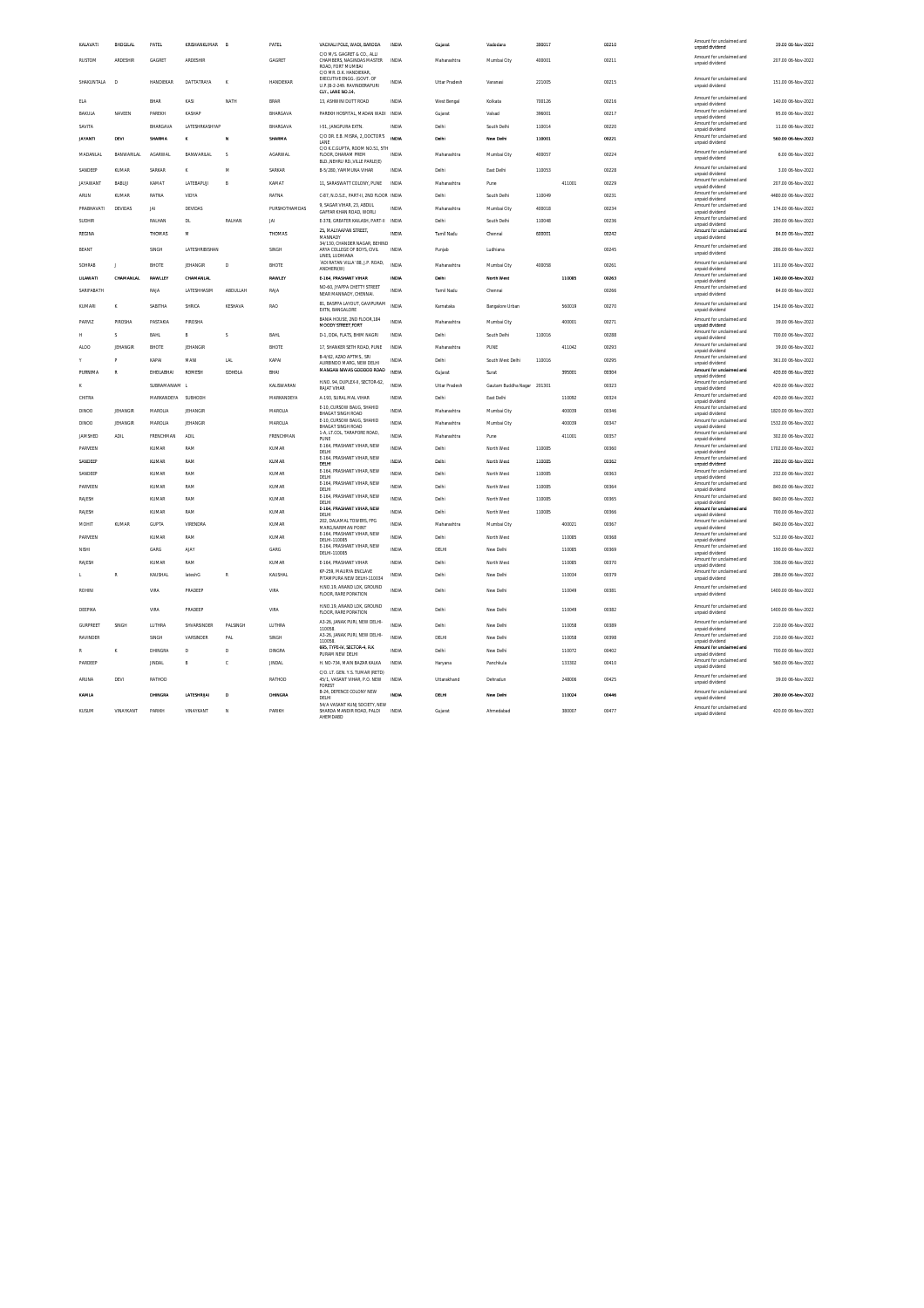| | | | | | | | | | | | | | | | |
|---|---|---|---|---|---|---|---|---|---|---|---|---|---|---|---|
| KALAVATI | BHOGILAL | PATEL | KRISHANKUMAR | B | PATEL | VACHALI POLE, WADI, BARODA | INDIA | Gujarat | Vadodara | 390017 | | 00210 | Amount for unclaimed and unpaid dividend | 39.00 | 06-Nov-2022 |
| RUSTOM | ARDESHIR | GAGRET | ARDESHIR | | GAGRET | C/O M/S. GAGRET & CO., ALLI CHAMBERS, NAGINDAS MASTER ROAD, FORT MUMBAI | INDIA | Maharashtra | Mumbai City | 400001 | | 00211 | Amount for unclaimed and unpaid dividend | 207.00 | 06-Nov-2022 |
| SHAKUNTALA | D | HANDEKAR | DATTATRAYA | K | HANDEKAR | C/O MR. D.K. HANDEKAR, EXECUTIVE ENGG. (GOVT. OF U.P.)B-2-249. RAVINDERAPURI CLY., LANE NO.14, | INDIA | Uttar Pradesh | Varanasi | 221005 | | 00215 | Amount for unclaimed and unpaid dividend | 151.00 | 06-Nov-2022 |
| ELA | | BHAR | KASI | NATH | BRAR | 13, ASHWINI DUTT ROAD | INDIA | West Bengal | Kolkata | 700126 | | 00216 | Amount for unclaimed and unpaid dividend | 140.00 | 06-Nov-2022 |
| BAKULA | NAVEEN | PAREKH | KASHAP | | BHARGAVA | PAREKH HOSPITAL, MADAN WADI | INDIA | Gujarat | Valsad | 396001 | | 00217 | Amount for unclaimed and unpaid dividend | 95.00 | 06-Nov-2022 |
| SAVITA | | BHARGAVA | LATESHRIKASHYAP | | BHARGAVA | I-51, JANGPURA EXTN. | INDIA | Delhi | South Delhi | 110014 | | 00220 | Amount for unclaimed and unpaid dividend | 11.00 | 06-Nov-2022 |
| JAYANTI | DEVI | SHARMA | K | N | SHARMA | C/O DR. E.B. MISRA, 2, DOCTOR'S LANE | INDIA | Delhi | New Delhi | 110001 | | 00221 | Amount for unclaimed and unpaid dividend | 560.00 | 06-Nov-2022 |
| MADANLAL | BANWARILAL | AGARWAL | BANWARILAL | S | AGARWAL | C/O K.C.GUPTA, ROOM NO.51, 5TH FLOOR, DHARAM PREM BLD.,NEHRU RD.,VILLE PARLE(E) | INDIA | Maharashtra | Mumbai City | 400057 | | 00224 | Amount for unclaimed and unpaid dividend | 6.00 | 06-Nov-2022 |
| SANDEEP | KUMAR | SARKAR | K | M | SARKAR | B-5/280, YAMMUNA VIHAR | INDIA | Delhi | East Delhi | 110053 | | 00228 | Amount for unclaimed and unpaid dividend | 3.00 | 06-Nov-2022 |
| JAYAWANT | BABUJI | KAMAT | LATEBAPUJI | B | KAMAT | 11, SARASWATT COLONY, PUNE | INDIA | Maharashtra | Pune | | 411001 | 00229 | Amount for unclaimed and unpaid dividend | 207.00 | 06-Nov-2022 |
| ARUN | KUMAR | RATNA | VIDYA | | RATNA | C-87, N.D.S.E., PART-II, 2ND FLOOR | INDIA | Delhi | South Delhi | 110049 | | 00231 | Amount for unclaimed and unpaid dividend | 4480.00 | 06-Nov-2022 |
| PRABHAVATI | DEVIDAS | JAI | DEVIDAS | | PURSHOTHAMDAS | 9, SAGAR VIHAR, 25, ABDUL GAFFAR KHAN ROAD, WORLI | INDIA | Maharashtra | Mumbai City | 400018 | | 00234 | Amount for unclaimed and unpaid dividend | 174.00 | 06-Nov-2022 |
| SUDHIR | | RALHAN | DL | RALHAN | JAI | E-378, GREATER KAILASH, PART-II | INDIA | Delhi | South Delhi | 110048 | | 00236 | Amount for unclaimed and unpaid dividend | 280.00 | 06-Nov-2022 |
| REGINA | | THOMAS | M | | THOMAS | 25, MALYAAPAN STREET, MANNADY | INDIA | Tamil Nadu | Chennai | 600001 | | 00242 | Amount for unclaimed and unpaid dividend | 84.00 | 06-Nov-2022 |
| BEANT | | SINGH | LATESHRIBISHAN | | SINGH | 34/130, CHANDER NAGAR, BEHIND ARYA COLLEGE OF BOYS, CIVIL LINES, LUDHIANA | INDIA | Punjab | Ludhiana | | | 00245 | Amount for unclaimed and unpaid dividend | 286.00 | 06-Nov-2022 |
| SOHRAB | J | BHOTE | JEHANGIR | D | BHOTE | 'ADI RATAN VILLA' 88, J.P. ROAD, ANDHERI(W) | INDIA | Maharashtra | Mumbai City | 400058 | | 00261 | Amount for unclaimed and unpaid dividend | 101.00 | 06-Nov-2022 |
| LILAWATI | CHAMANLAL | RAWLLEY | CHAMANLAL | | RAWLEY | E-164, PRASHANT VIHAR | INDIA | Delhi | North West | | 110085 | 00263 | Amount for unclaimed and unpaid dividend | 140.00 | 06-Nov-2022 |
| SARIFABATH | | RAJA | LATESHHASIM | ABDULLAH | RAJA | NO-60, JYAPPA CHETTY STREET NEAR MANNADY, CHENNAI. | INDIA | Tamil Nadu | Chennai | | | 00266 | Amount for unclaimed and unpaid dividend | 84.00 | 06-Nov-2022 |
| KUMARI | K | SABITHA | SHRICA | KESHAVA | RAO | 81, BASPPA LAYOUT, GAVIPURAM EXTN, BANGALORE | INDIA | Karnataka | Bangalore Urban | | 560019 | 00270 | Amount for unclaimed and unpaid dividend | 154.00 | 06-Nov-2022 |
| PARVIZ | PIROSHA | PASTAKIA | PIROSHA | | | BANIA HOUSE, 2ND FLOOR,184 MOODY STREET FORT | INDIA | Maharashtra | Mumbai City | | 400001 | 00271 | Amount for unclaimed and unpaid dividend | 39.00 | 06-Nov-2022 |
| H | S | BAHL | B | S | BAHL | D-1, DDA, FLATS, BHIM NAGRI | INDIA | Delhi | South Delhi | 110016 | | 00288 | Amount for unclaimed and unpaid dividend | 700.00 | 06-Nov-2022 |
| ALOO | JEHANGIR | BHOTE | JEHANGIR | | BHOTE | 17, SHANKER SETH ROAD, PUNE | INDIA | Maharashtra | PUNE | | 411042 | 00293 | Amount for unclaimed and unpaid dividend | 39.00 | 06-Nov-2022 |
| Y | P | KAPAI | MANI | LAL | KAPAI | B-4/62, AZAD APTMS., SRI AUROBINDO MARG, NEW DELHI | INDIA | Delhi | South West Delhi | 110016 | | 00295 | Amount for unclaimed and unpaid dividend | 361.00 | 06-Nov-2022 |
| PURNIMA | R | DHOLABHAI | ROMESH | GOHDLA | BHAI | MANGAN NIWAS GODDOD ROAD | INDIA | Gujarat | Surat | | 395001 | 00304 | Amount for unclaimed and unpaid dividend | 420.00 | 06-Nov-2022 |
| K | | SUBRAMANIAM | L | | KALISWARAN | H.NO.94, DUPLEX-II, SECTOR-62, RAJAT VIHAR | INDIA | Uttar Pradesh | Gautam Buddha Nagar | 201301 | | 00323 | Amount for unclaimed and unpaid dividend | 420.00 | 06-Nov-2022 |
| CHITRA | | MARKANDEYA | SUBHODH | | MARKANDEYA | A-193, SURAJMAL VIHAR | INDIA | Delhi | East Delhi | | 110092 | 00324 | Amount for unclaimed and unpaid dividend | 420.00 | 06-Nov-2022 |
| DINOO | JEHANGIR | MAROLIA | JEHANGIR | | MAROLIA | E-10, CURSOW BAUG, SHAHID BHAGAT SINGH ROAD | INDIA | Maharashtra | Mumbai City | | 400039 | 00346 | Amount for unclaimed and unpaid dividend | 1820.00 | 06-Nov-2022 |
| DINOO | JEHANGIR | MAROLIA | JEHANGIR | | MAROLIA | E-10, CURSOW BAUG, SHAHID BHAGAT SINGH ROAD | INDIA | Maharashtra | Mumbai City | | 400039 | 00347 | Amount for unclaimed and unpaid dividend | 1532.00 | 06-Nov-2022 |
| JAMSHED | ADIL | FRENCHMAN | ADIL | | FRENCHMAN | 1-A, LT.COL. TARAPORE ROAD, PUNE | INDIA | Maharashtra | Pune | | 411001 | 00357 | Amount for unclaimed and unpaid dividend | 302.00 | 06-Nov-2022 |
| PARVEEN | | KUMAR | RAM | | KUMAR | E-164, PRASHANT VIHAR, NEW DELHI | INDIA | Delhi | North West | 110085 | | 00360 | Amount for unclaimed and unpaid dividend | 1702.00 | 06-Nov-2022 |
| SANDEEP | | KUMAR | RAM | | KUMAR | E-164, PRASHANT VIHAR, NEW DELHI | INDIA | Delhi | North West | 110085 | | 00362 | Amount for unclaimed and unpaid dividend | 280.00 | 06-Nov-2022 |
| SANDEEP | | KUMAR | RAM | | KUMAR | E-164, PRASHANT VIHAR, NEW DELHI | INDIA | Delhi | North West | 110085 | | 00363 | Amount for unclaimed and unpaid dividend | 232.00 | 06-Nov-2022 |
| PARVEEN | | KUMAR | RAM | | KUMAR | E-164, PRASHANT VIHAR, NEW DELHI | INDIA | Delhi | North West | 110085 | | 00364 | Amount for unclaimed and unpaid dividend | 840.00 | 06-Nov-2022 |
| RAJESH | | KUMAR | RAM | | KUMAR | E-164, PRASHANT VIHAR, NEW DELHI | INDIA | Delhi | North West | 110085 | | 00365 | Amount for unclaimed and unpaid dividend | 840.00 | 06-Nov-2022 |
| RAJESH | | KUMAR | RAM | | KUMAR | E-164, PRASHANT VIHAR, NEW DELHI | INDIA | Delhi | North West | 110085 | | 00366 | Amount for unclaimed and unpaid dividend | 700.00 | 06-Nov-2022 |
| MOHIT | KUMAR | GUPTA | VIRENDRA | | KUMAR | 202, DALAMAL TOWERS, FPG MARG,NARIMAN POINT | INDIA | Maharashtra | Mumbai City | | 400021 | 00367 | Amount for unclaimed and unpaid dividend | 840.00 | 06-Nov-2022 |
| PARVEEN | | KUMAR | RAM | | KUMAR | E-164, PRASHANT VIHAR, NEW DELHI-110085 | INDIA | Delhi | North West | | 110085 | 00368 | Amount for unclaimed and unpaid dividend | 512.00 | 06-Nov-2022 |
| NISHI | | GARG | AJAY | | GARG | E-164, PRASHANT VIHAR, NEW DELHI-110085 | INDIA | DELHI | New Delhi | | 110085 | 00369 | Amount for unclaimed and unpaid dividend | 190.00 | 06-Nov-2022 |
| RAJESH | | KUMAR | RAM | | KUMAR | E-164, PRASHANT VIHAR | INDIA | Delhi | North West | | 110085 | 00370 | Amount for unclaimed and unpaid dividend | 336.00 | 06-Nov-2022 |
| L | R | KAUSHAL | lateshG | R | KAUSHAL | KP-259, MAURYA ENCLAVE PITAMPURA NEW DELHI-110034 | INDIA | Delhi | New Delhi | | 110034 | 00379 | Amount for unclaimed and unpaid dividend | 286.00 | 06-Nov-2022 |
| ROHINI | | VIRA | PRADEEP | | VIRA | H.NO.19, ANAND LOK, GROUND FLOOR, RARE PORATION | INDIA | Delhi | New Delhi | | 110049 | 00381 | Amount for unclaimed and unpaid dividend | 1400.00 | 06-Nov-2022 |
| DEEPIKA | | VIRA | PRADEEP | | VIRA | H.NO.19, ANAND LOK, GROUND FLOOR, RARE PORATION | INDIA | Delhi | New Delhi | | 110049 | 00382 | Amount for unclaimed and unpaid dividend | 1400.00 | 06-Nov-2022 |
| GURPREET | SINGH | LUTHRA | SHVARSINDER | PALSINGH | LUTHRA | A3-26, JANAK PURI, NEW DELHI-110058. | INDIA | Delhi | New Delhi | | 110058 | 00389 | Amount for unclaimed and unpaid dividend | 210.00 | 06-Nov-2022 |
| RAVINDER | | SINGH | VARSINDER | PAL | SINGH | A3-26, JANAK PURI, NEW DELHI-110058. | INDIA | DELHI | New Delhi | | 110058 | 00398 | Amount for unclaimed and unpaid dividend | 210.00 | 06-Nov-2022 |
| R | K | DHINGRA | D | D | DINGRA | 895, TYPE-IV, SECTOR-4, R.K PURAM NEW DELHI | INDIA | Delhi | New Delhi | | 110072 | 00402 | Amount for unclaimed and unpaid dividend | 700.00 | 06-Nov-2022 |
| PARDEEP | | JINDAL | B | C | JINDAL | H. NO-734, MAIN BAZAR KALKA | INDIA | Haryana | Panchkula | | 133302 | 00410 | Amount for unclaimed and unpaid dividend | 560.00 | 06-Nov-2022 |
| ARUNA | DEVI | RATHOD | | | RATHOD | C/O. LT. GEN. Y.S. TUMAR (RETD) 45/1, VASANT VIHAR, P.O. NEW FOREST | INDIA | Uttarakhand | Dehradun | | 248006 | 00425 | Amount for unclaimed and unpaid dividend | 39.00 | 06-Nov-2022 |
| KAMLA | | DHINGRA | LATESHRIJAI | D | DHINGRA | B-24, DEFENCE COLONY NEW DELHI | INDIA | DELHI | New Delhi | | 110024 | 00446 | Amount for unclaimed and unpaid dividend | 280.00 | 06-Nov-2022 |
| KUSUM | VINAYKANT | PARIKH | VINAYKANT | N | PARIKH | 54/A VASANT KUNJ SOCIETY, NEW SHARDA MANDIR ROAD, PALDI AHEMDABD | INDIA | Gujarat | Ahmedabad | | 380007 | 00477 | Amount for unclaimed and unpaid dividend | 420.00 | 06-Nov-2022 |